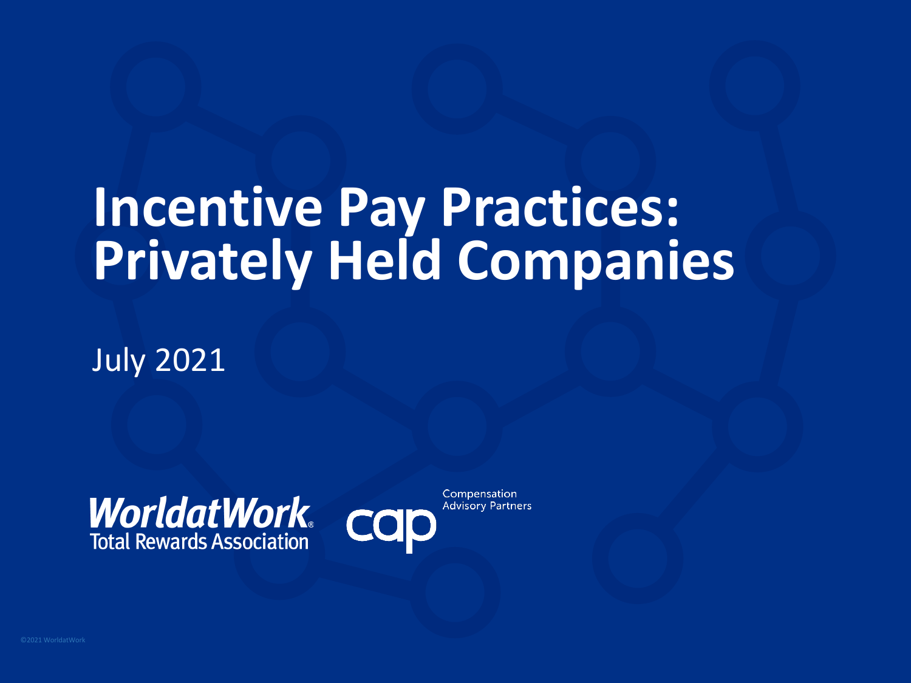# Incentive Pay Practices: Privately Held Companies

July 2021

WorldatWork Total Rewards Association

cap Compensation Advisory Partners

©2021 WorldatWork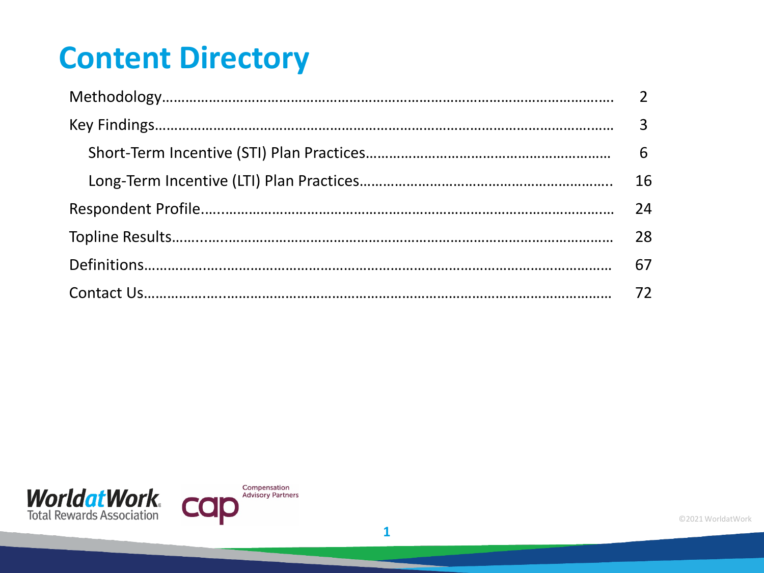# Content Directory

| | |
|---|---|
| Methodology | 2 |
| Key Findings | 3 |
| Short-Term Incentive (STI) Plan Practices | 6 |
| Long-Term Incentive (LTI) Plan Practices | 16 |
| Respondent Profile | 24 |
| Topline Results | 28 |
| Definitions | 67 |
| Contact Us | 72 |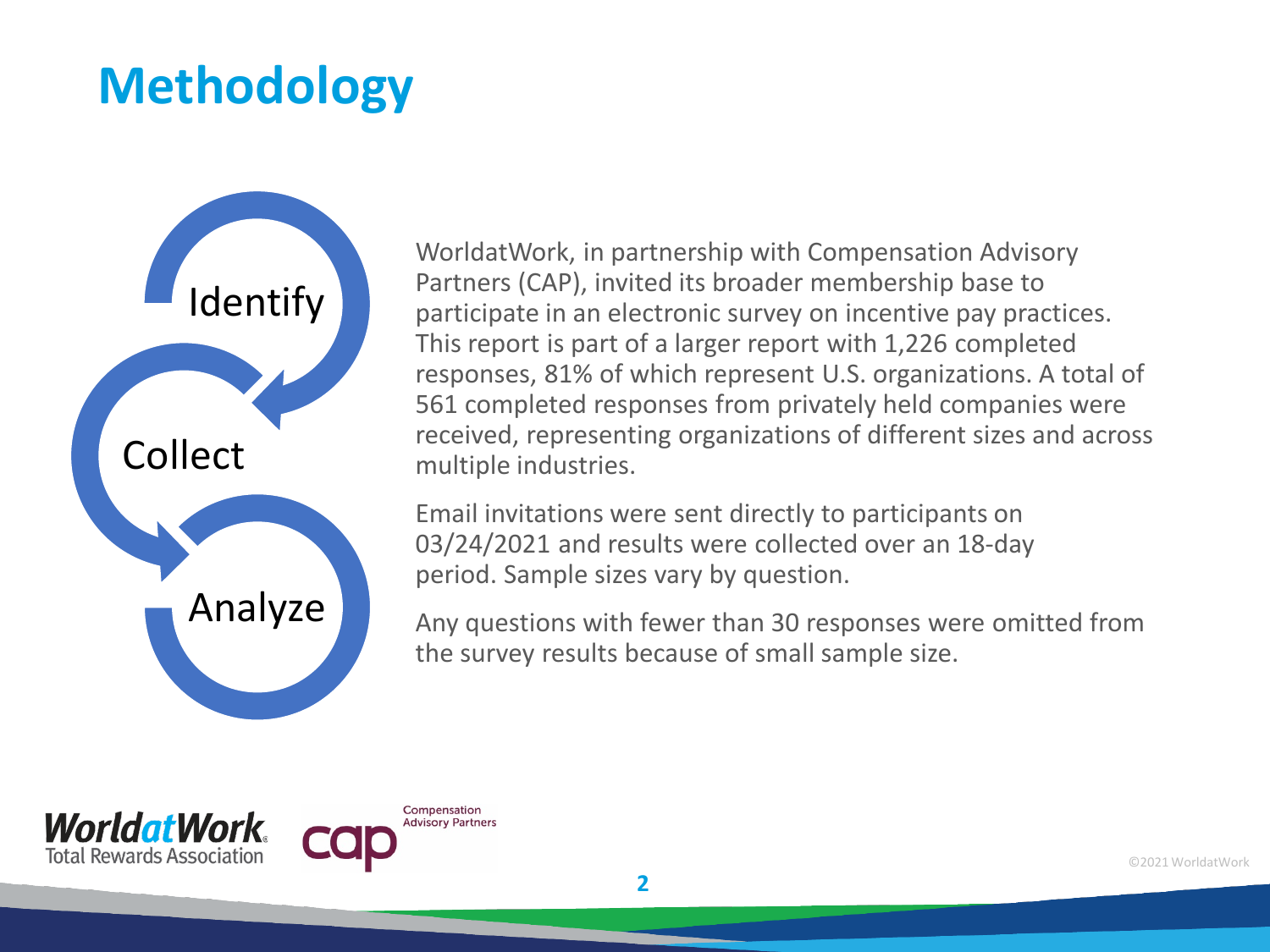# Methodology

Identify

Collect

Analyze

WorldatWork, in partnership with Compensation Advisory Partners (CAP), invited its broader membership base to participate in an electronic survey on incentive pay practices. This report is part of a larger report with 1,226 completed responses, 81% of which represent U.S. organizations. A total of 561 completed responses from privately held companies were received, representing organizations of different sizes and across multiple industries.

Email invitations were sent directly to participants on 03/24/2021 and results were collected over an 18-day period. Sample sizes vary by question.

Any questions with fewer than 30 responses were omitted from the survey results because of small sample size.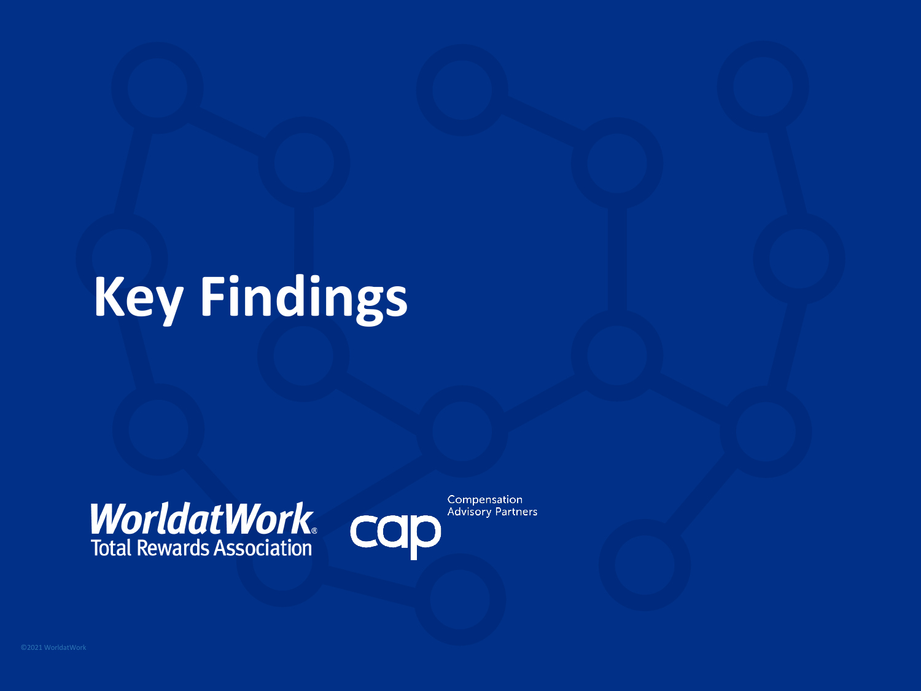# Key Findings

WorldatWork Total Rewards Association

cap Compensation Advisory Partners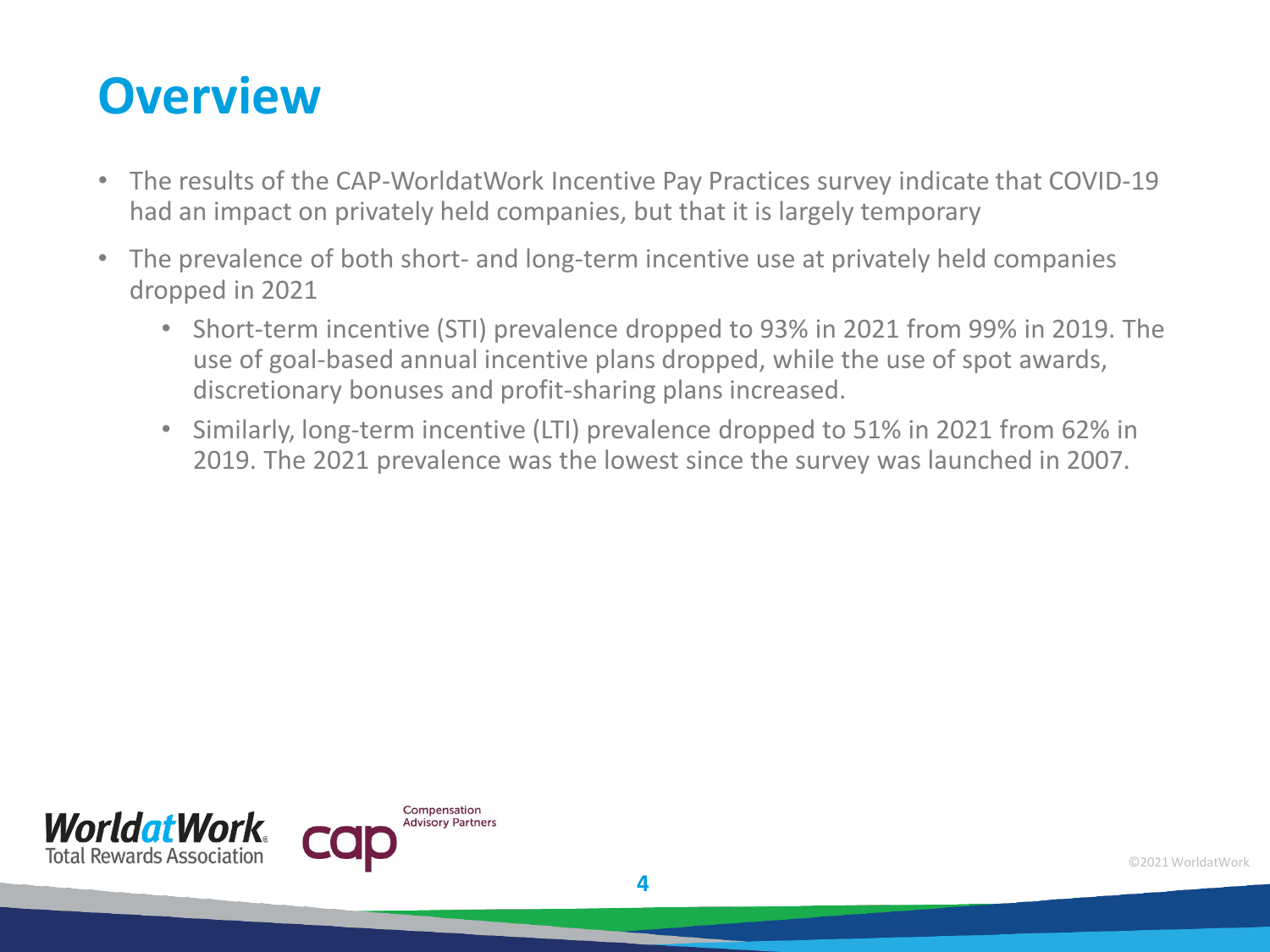# Overview

- The results of the CAP-WorldatWork Incentive Pay Practices survey indicate that COVID-19 had an impact on privately held companies, but that it is largely temporary
- The prevalence of both short- and long-term incentive use at privately held companies dropped in 2021
  - Short-term incentive (STI) prevalence dropped to 93% in 2021 from 99% in 2019. The use of goal-based annual incentive plans dropped, while the use of spot awards, discretionary bonuses and profit-sharing plans increased.
  - Similarly, long-term incentive (LTI) prevalence dropped to 51% in 2021 from 62% in 2019. The 2021 prevalence was the lowest since the survey was launched in 2007.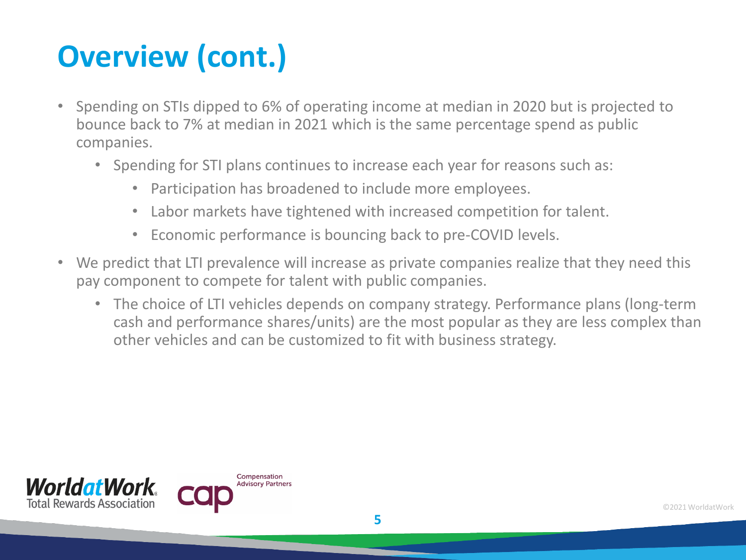# Overview (cont.)

- Spending on STIs dipped to 6% of operating income at median in 2020 but is projected to bounce back to 7% at median in 2021 which is the same percentage spend as public companies.
  - Spending for STI plans continues to increase each year for reasons such as:
    - Participation has broadened to include more employees.
    - Labor markets have tightened with increased competition for talent.
    - Economic performance is bouncing back to pre-COVID levels.
- We predict that LTI prevalence will increase as private companies realize that they need this pay component to compete for talent with public companies.
  - The choice of LTI vehicles depends on company strategy. Performance plans (long-term cash and performance shares/units) are the most popular as they are less complex than other vehicles and can be customized to fit with business strategy.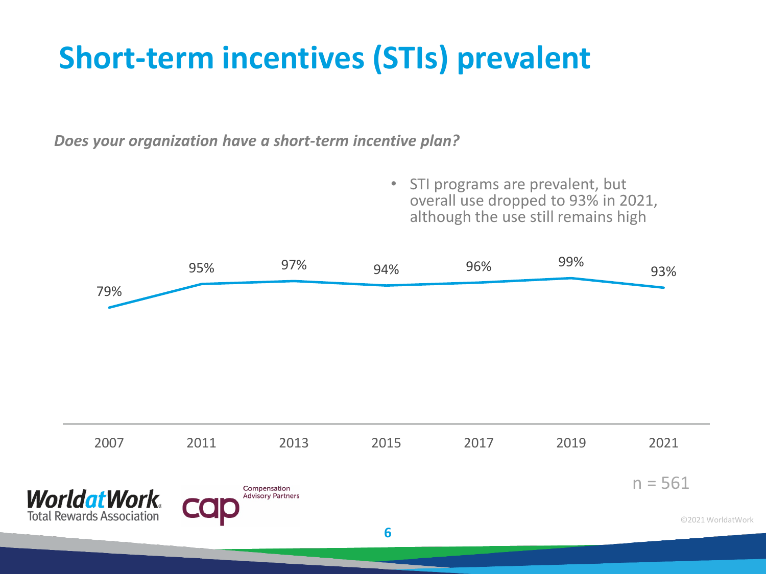# Short-term incentives (STIs) prevalent

***Does your organization have a short-term incentive plan?***

- STI programs are prevalent, but overall use dropped to 93% in 2021, although the use still remains high

| 2007 | 2011 | 2013 | 2015 | 2017 | 2019 | 2021 |
|---|---|---|---|---|---|---|
| 79% | 95% | 97% | 94% | 96% | 99% | 93% |

n = 561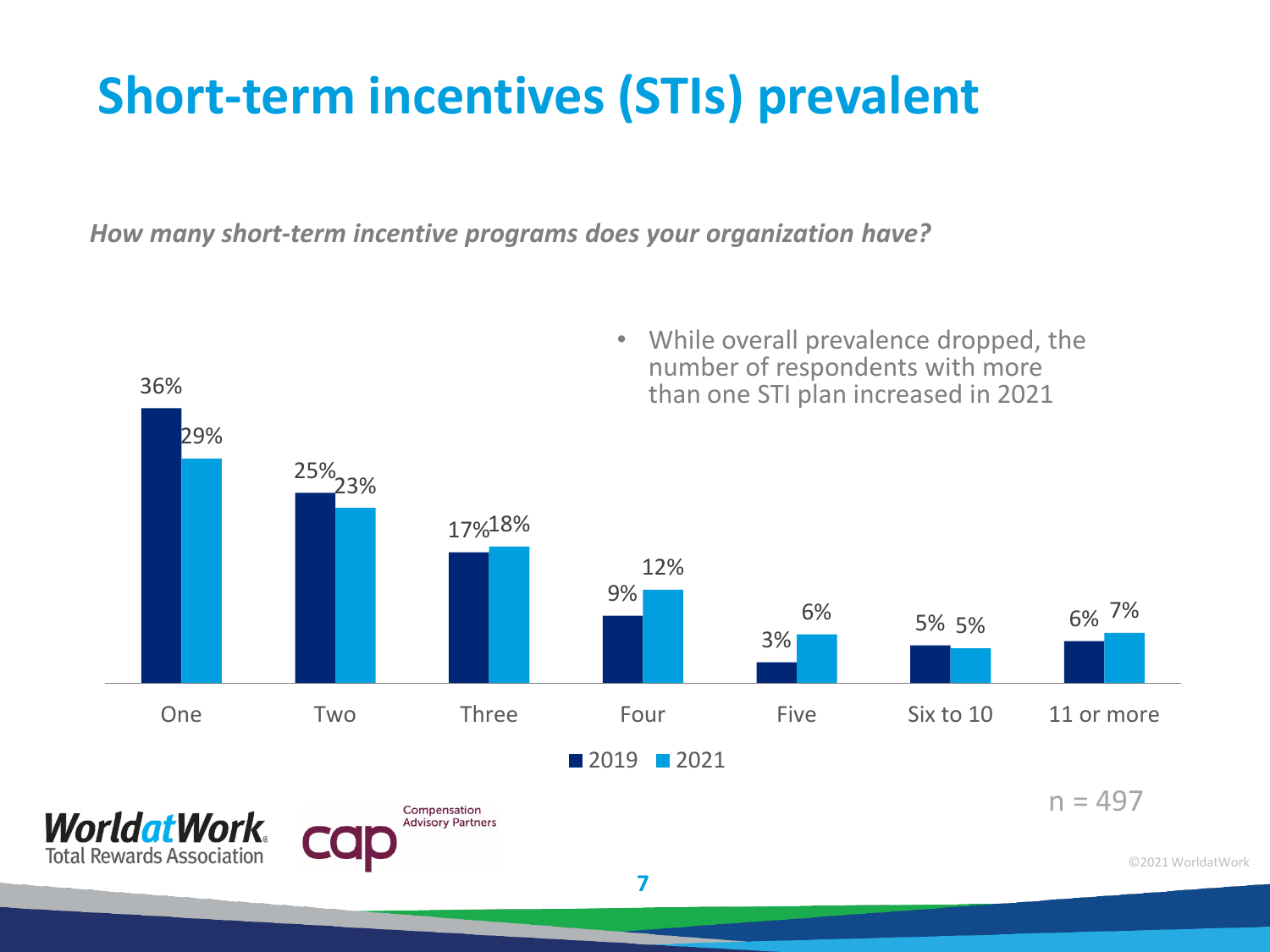# Short-term incentives (STIs) prevalent

*How many short-term incentive programs does your organization have?*

- While overall prevalence dropped, the number of respondents with more than one STI plan increased in 2021

| | 2019 | 2021 |
|---|---|---|
| One | 36% | 29% |
| Two | 25% | 23% |
| Three | 17% | 18% |
| Four | 9% | 12% |
| Five | 3% | 6% |
| Six to 10 | 5% | 5% |
| 11 or more | 6% | 7% |

n = 497

WorldatWork Total Rewards Association

cap Compensation Advisory Partners

©2021 WorldatWork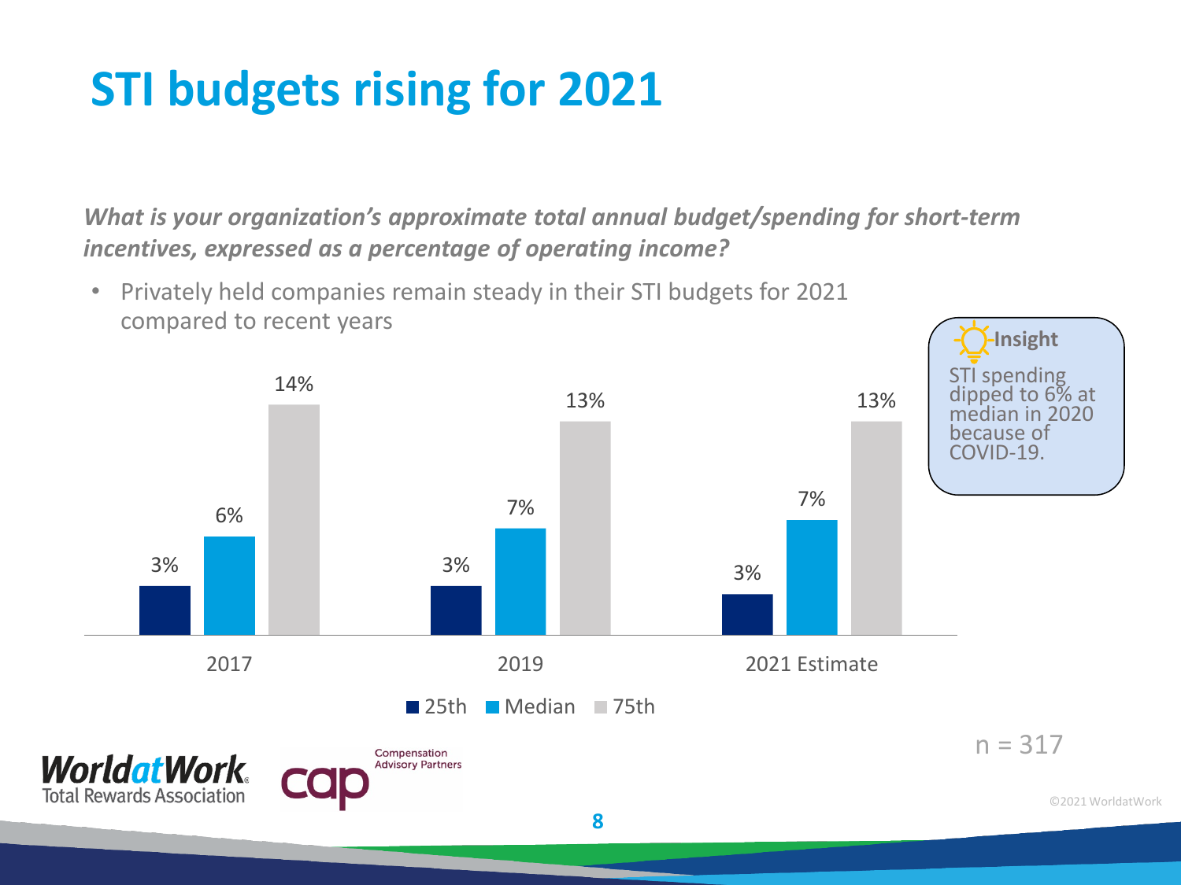# STI budgets rising for 2021

***What is your organization's approximate total annual budget/spending for short-term incentives, expressed as a percentage of operating income?***

- Privately held companies remain steady in their STI budgets for 2021 compared to recent years

| | 25th | Median | 75th |
|---|---|---|---|
| 2017 | 3% | 6% | 14% |
| 2019 | 3% | 7% | 13% |
| 2021 Estimate | 3% | 7% | 13% |

**Insight**

STI spending dipped to 6% at median in 2020 because of COVID-19.

n = 317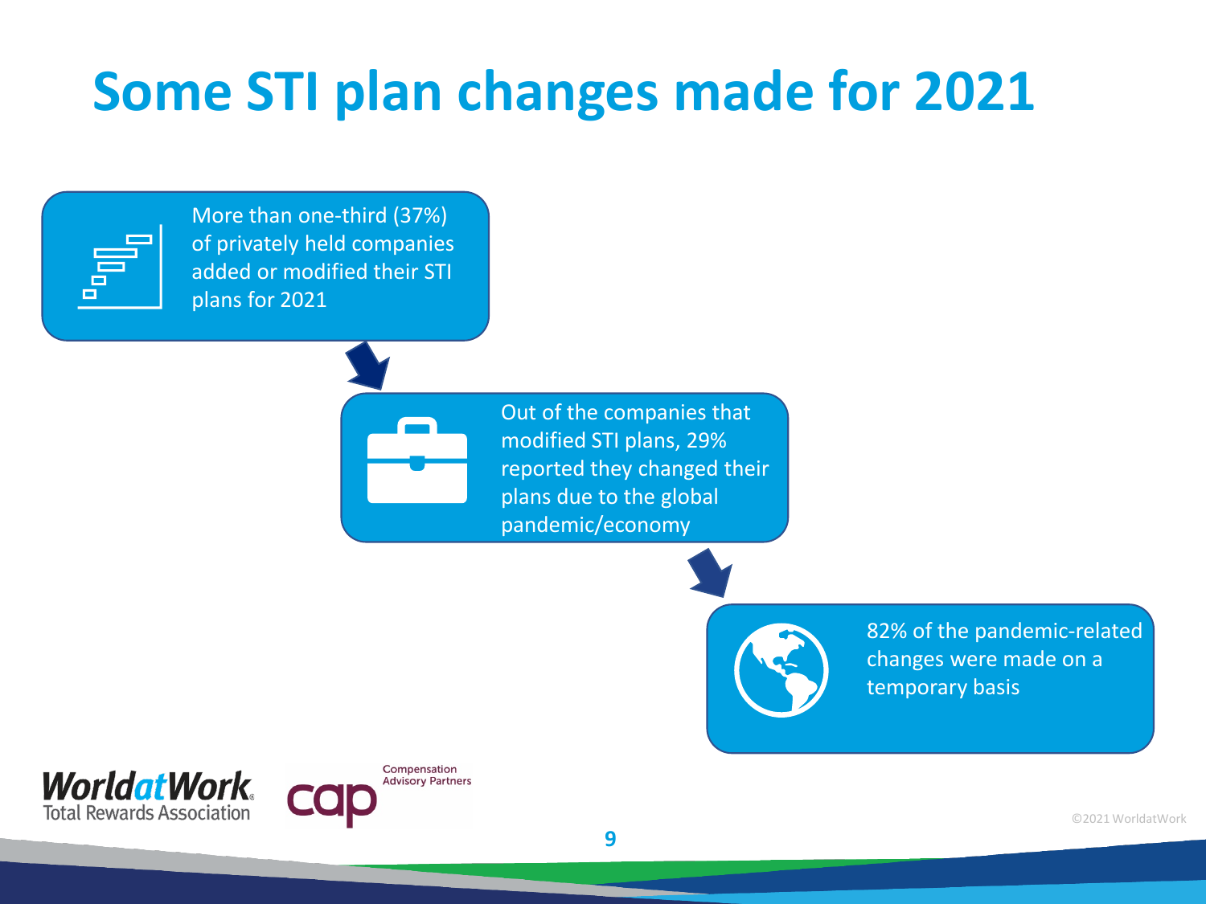# Some STI plan changes made for 2021

More than one-third (37%) of privately held companies added or modified their STI plans for 2021

Out of the companies that modified STI plans, 29% reported they changed their plans due to the global pandemic/economy

82% of the pandemic-related changes were made on a temporary basis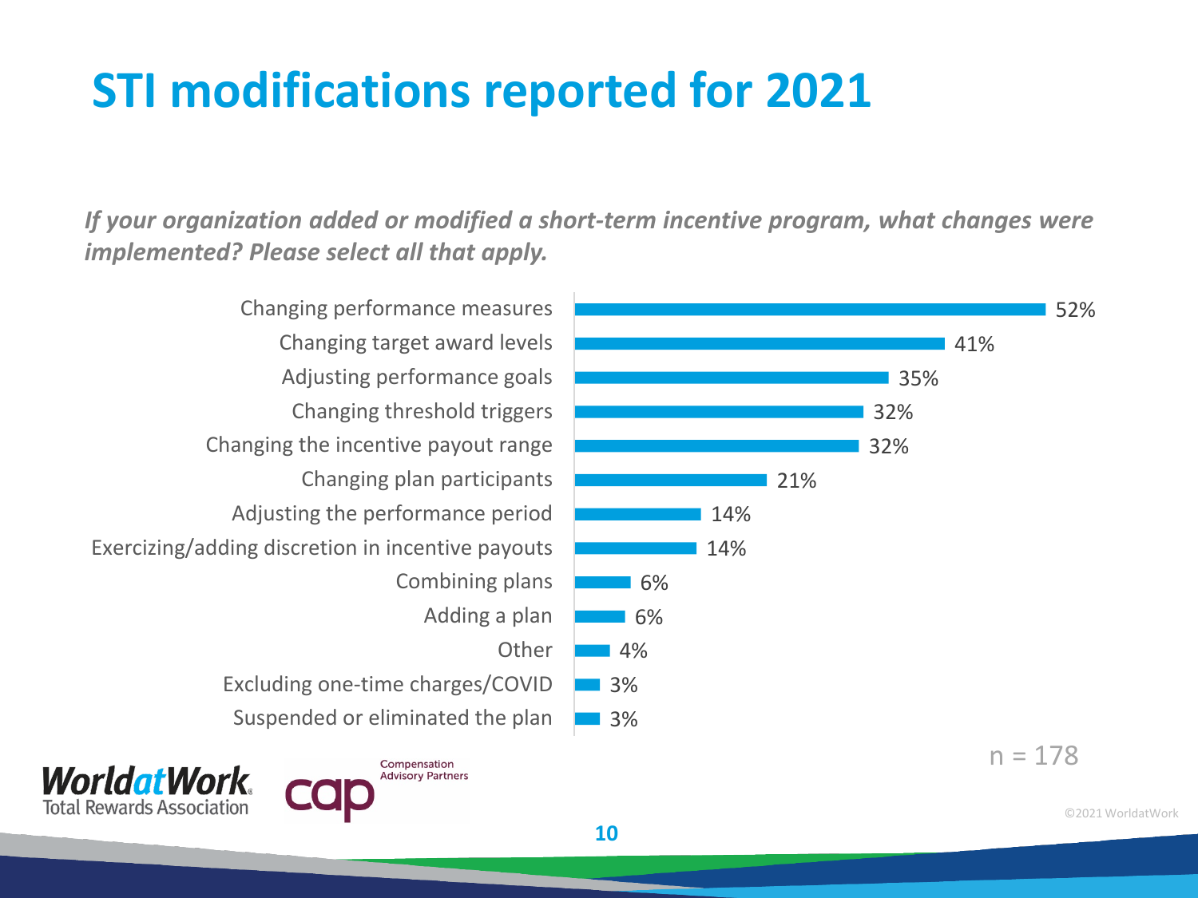# STI modifications reported for 2021

*If your organization added or modified a short-term incentive program, what changes were implemented? Please select all that apply.*

| Change | Percentage |
| --- | --- |
| Changing performance measures | 52% |
| Changing target award levels | 41% |
| Adjusting performance goals | 35% |
| Changing threshold triggers | 32% |
| Changing the incentive payout range | 32% |
| Changing plan participants | 21% |
| Adjusting the performance period | 14% |
| Exercizing/adding discretion in incentive payouts | 14% |
| Combining plans | 6% |
| Adding a plan | 6% |
| Other | 4% |
| Excluding one-time charges/COVID | 3% |
| Suspended or eliminated the plan | 3% |

n = 178

WorldatWork Total Rewards Association

Compensation Advisory Partners

©2021 WorldatWork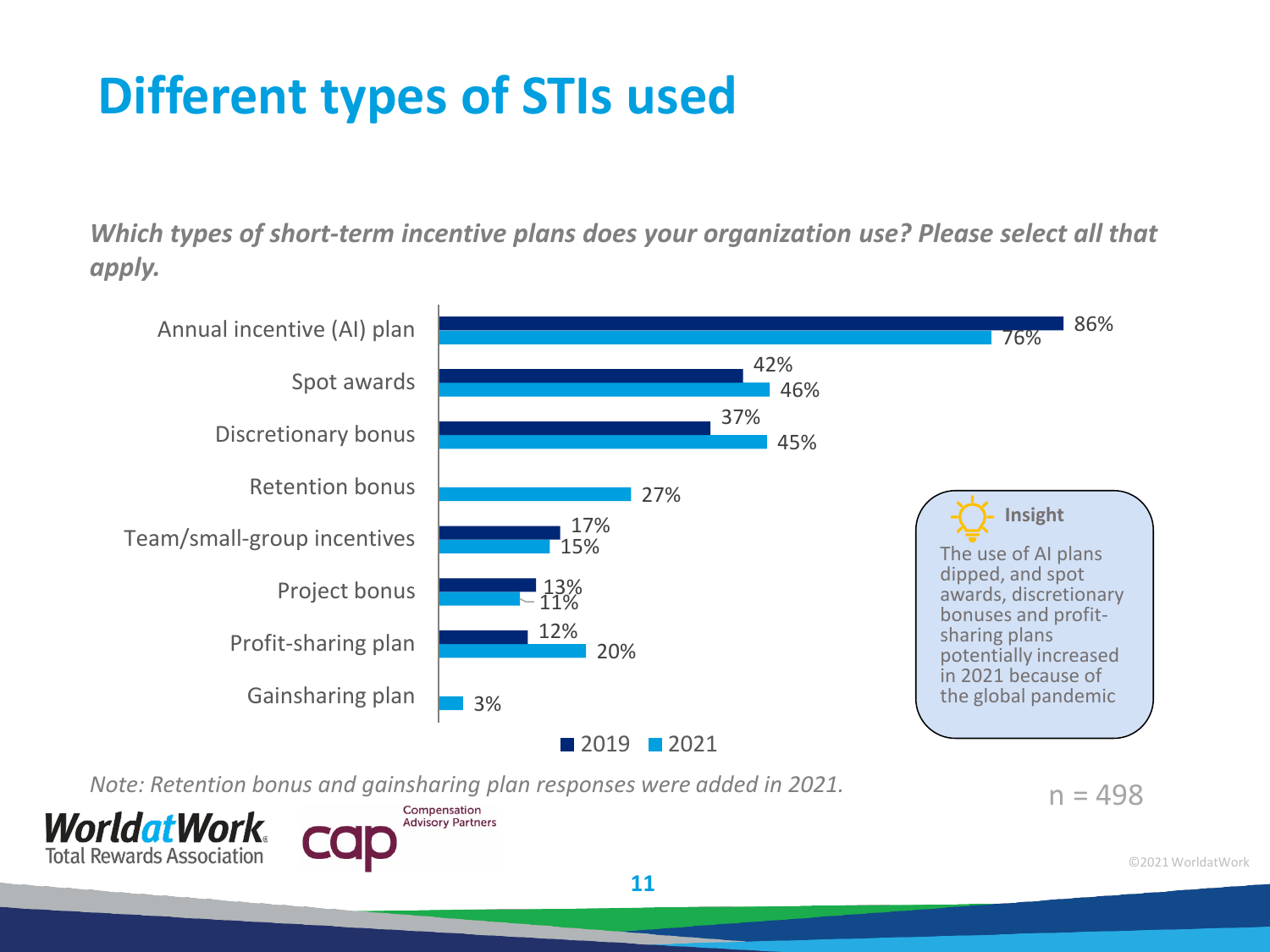# Different types of STIs used

***Which types of short-term incentive plans does your organization use? Please select all that apply.***

| | 2019 | 2021 |
|---|---|---|
| Annual incentive (AI) plan | 86% | 76% |
| Spot awards | 42% | 46% |
| Discretionary bonus | 37% | 45% |
| Retention bonus | | 27% |
| Team/small-group incentives | 17% | 15% |
| Project bonus | 13% | 11% |
| Profit-sharing plan | 12% | 20% |
| Gainsharing plan | | 3% |

**Insight**

The use of AI plans dipped, and spot awards, discretionary bonuses and profit-sharing plans potentially increased in 2021 because of the global pandemic

*Note: Retention bonus and gainsharing plan responses were added in 2021.*

n = 498

WorldatWork Total Rewards Association

cap Compensation Advisory Partners

©2021 WorldatWork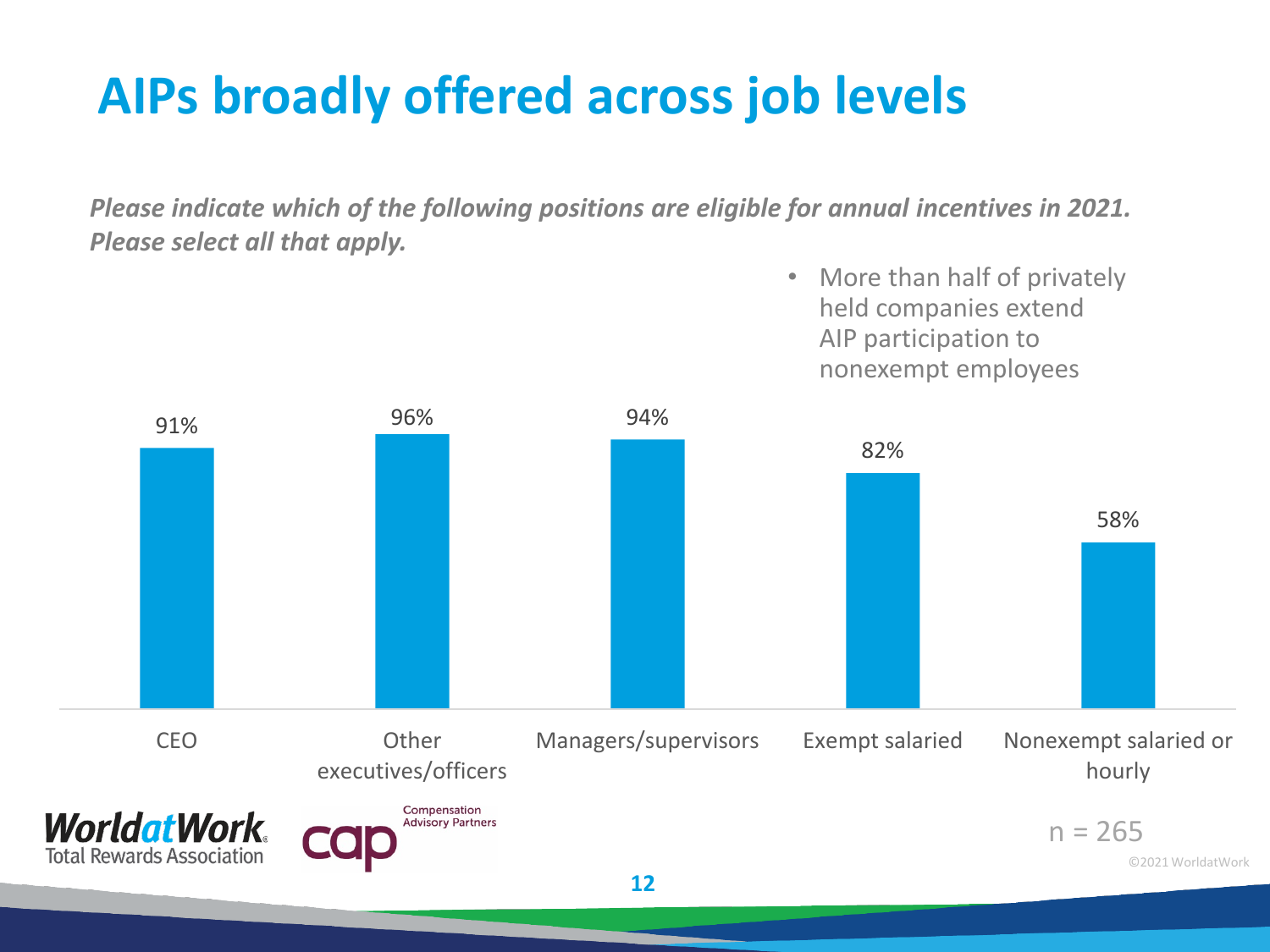# AIPs broadly offered across job levels

***Please indicate which of the following positions are eligible for annual incentives in 2021. Please select all that apply.***

- More than half of privately held companies extend AIP participation to nonexempt employees

| Position | Percentage |
|---|---|
| CEO | 91% |
| Other executives/officers | 96% |
| Managers/supervisors | 94% |
| Exempt salaried | 82% |
| Nonexempt salaried or hourly | 58% |

n = 265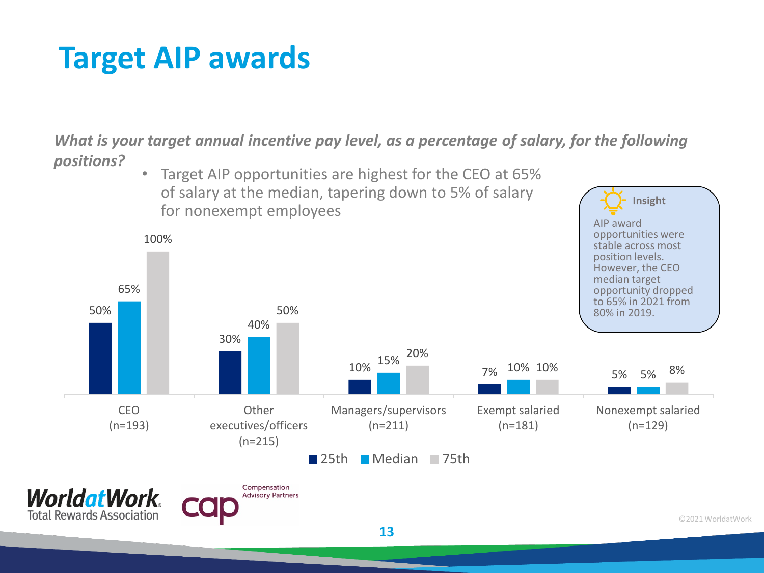# Target AIP awards

***What is your target annual incentive pay level, as a percentage of salary, for the following positions?***

- Target AIP opportunities are highest for the CEO at 65% of salary at the median, tapering down to 5% of salary for nonexempt employees

| Position | 25th | Median | 75th |
| --- | --- | --- | --- |
| CEO (n=193) | 50% | 65% | 100% |
| Other executives/officers (n=215) | 30% | 40% | 50% |
| Managers/supervisors (n=211) | 10% | 15% | 20% |
| Exempt salaried (n=181) | 7% | 10% | 10% |
| Nonexempt salaried (n=129) | 5% | 5% | 8% |

**Insight**

AIP award opportunities were stable across most position levels. However, the CEO median target opportunity dropped to 65% in 2021 from 80% in 2019.

WorldatWork Total Rewards Association

cap Compensation Advisory Partners

©2021 WorldatWork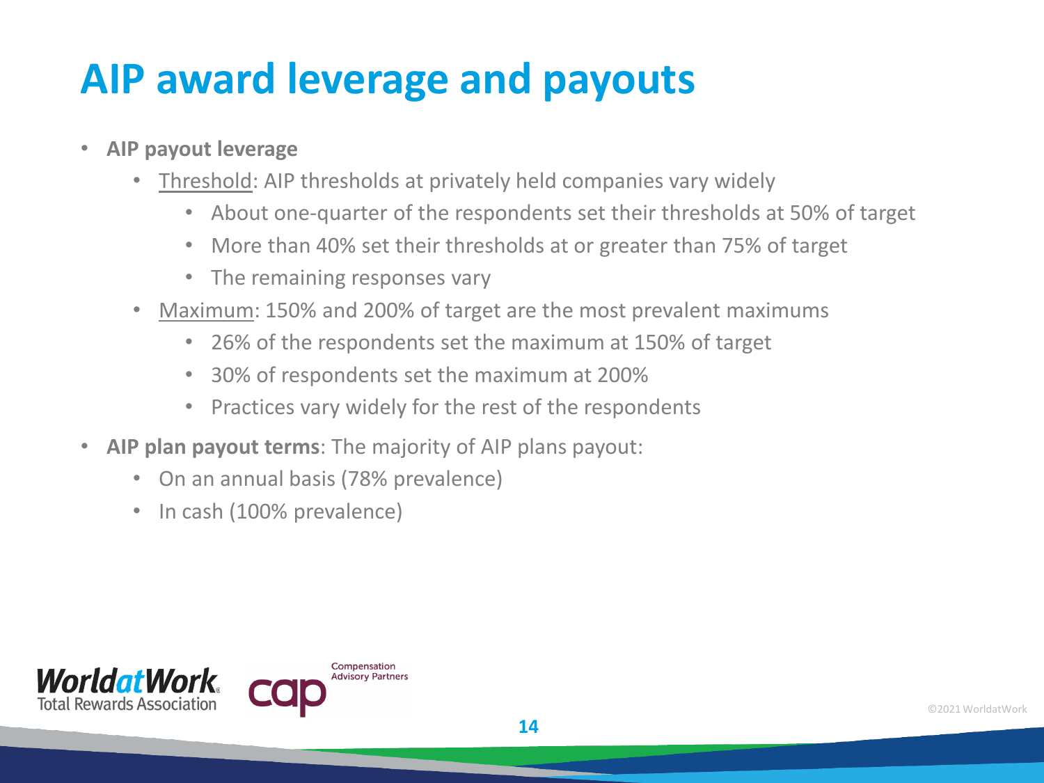# AIP award leverage and payouts

- **AIP payout leverage**
  - Threshold: AIP thresholds at privately held companies vary widely
    - About one-quarter of the respondents set their thresholds at 50% of target
    - More than 40% set their thresholds at or greater than 75% of target
    - The remaining responses vary
  - Maximum: 150% and 200% of target are the most prevalent maximums
    - 26% of the respondents set the maximum at 150% of target
    - 30% of respondents set the maximum at 200%
    - Practices vary widely for the rest of the respondents
- **AIP plan payout terms**: The majority of AIP plans payout:
  - On an annual basis (78% prevalence)
  - In cash (100% prevalence)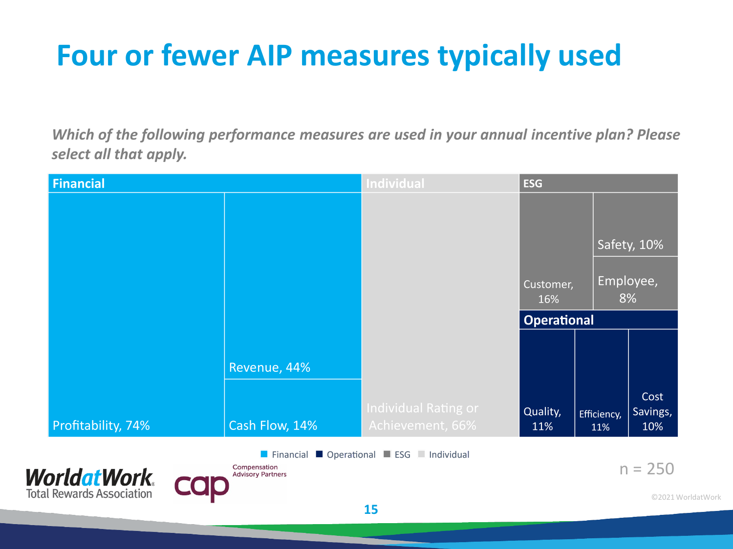# Four or fewer AIP measures typically used

*Which of the following performance measures are used in your annual incentive plan? Please select all that apply.*

| Category | Measure | Percentage |
|---|---|---|
| Financial | Profitability | 74% |
| Financial | Revenue | 44% |
| Financial | Cash Flow | 14% |
| Individual | Individual Rating or Achievement | 66% |
| ESG | Customer | 16% |
| ESG | Safety | 10% |
| ESG | Employee | 8% |
| Operational | Quality | 11% |
| Operational | Efficiency | 11% |
| Operational | Cost Savings | 10% |

n = 250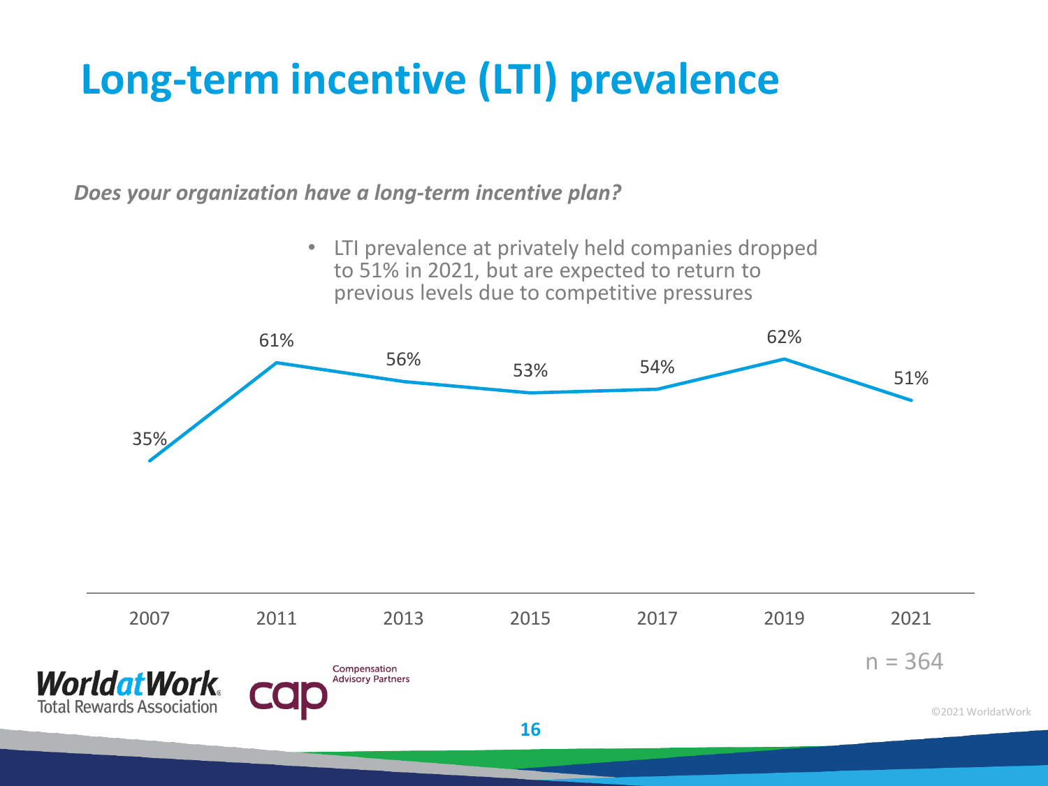# Long-term incentive (LTI) prevalence

***Does your organization have a long-term incentive plan?***

- LTI prevalence at privately held companies dropped to 51% in 2021, but are expected to return to previous levels due to competitive pressures

| 2007 | 2011 | 2013 | 2015 | 2017 | 2019 | 2021 |
|---|---|---|---|---|---|---|
| 35% | 61% | 56% | 53% | 54% | 62% | 51% |

n = 364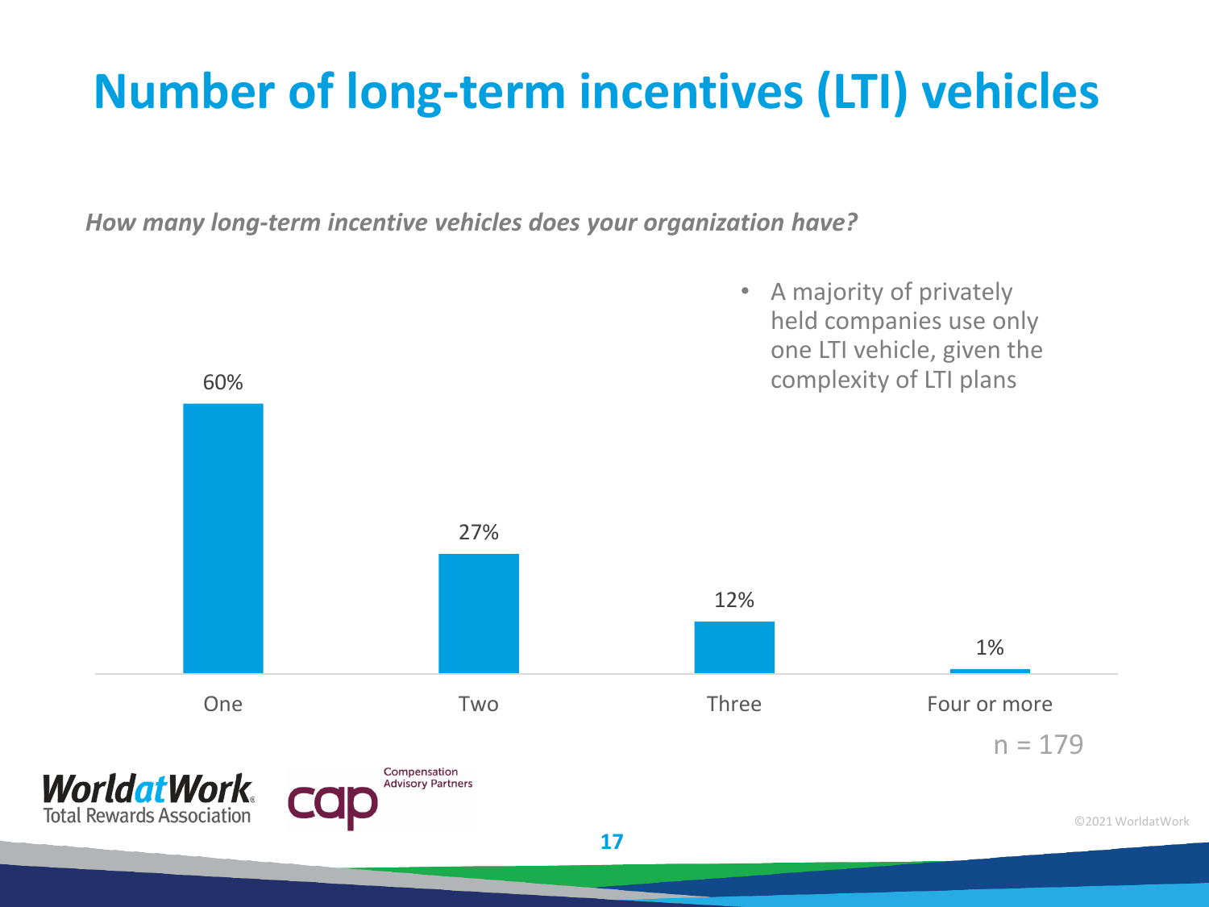# Number of long-term incentives (LTI) vehicles

*How many long-term incentive vehicles does your organization have?*

| Number of LTI vehicles | Percentage |
|---|---|
| One | 60% |
| Two | 27% |
| Three | 12% |
| Four or more | 1% |

n = 179

- A majority of privately held companies use only one LTI vehicle, given the complexity of LTI plans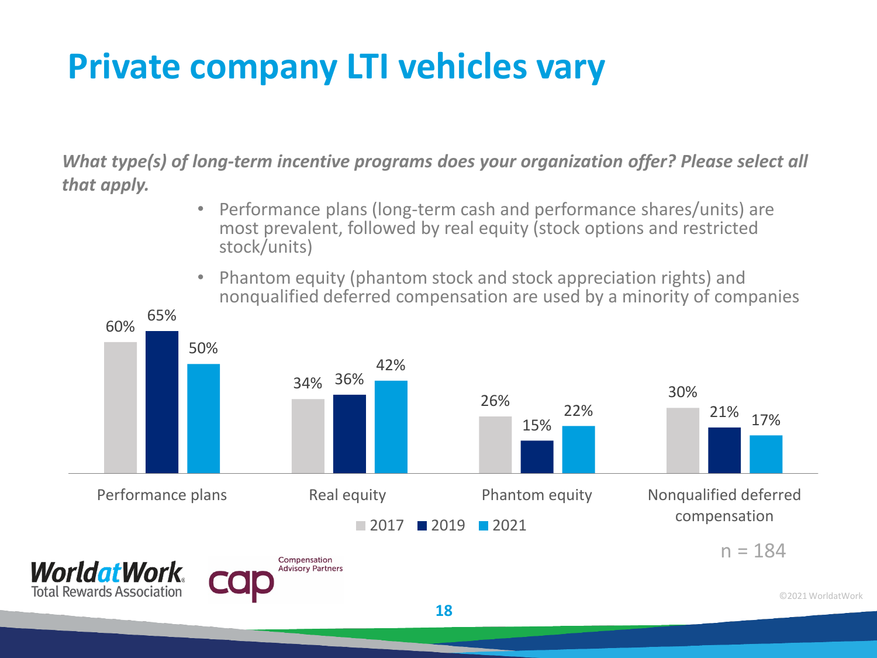# Private company LTI vehicles vary

***What type(s) of long-term incentive programs does your organization offer? Please select all that apply.***

- Performance plans (long-term cash and performance shares/units) are most prevalent, followed by real equity (stock options and restricted stock/units)
- Phantom equity (phantom stock and stock appreciation rights) and nonqualified deferred compensation are used by a minority of companies

| | 2017 | 2019 | 2021 |
|---|---|---|---|
| Performance plans | 60% | 65% | 50% |
| Real equity | 34% | 36% | 42% |
| Phantom equity | 26% | 15% | 22% |
| Nonqualified deferred compensation | 30% | 21% | 17% |

n = 184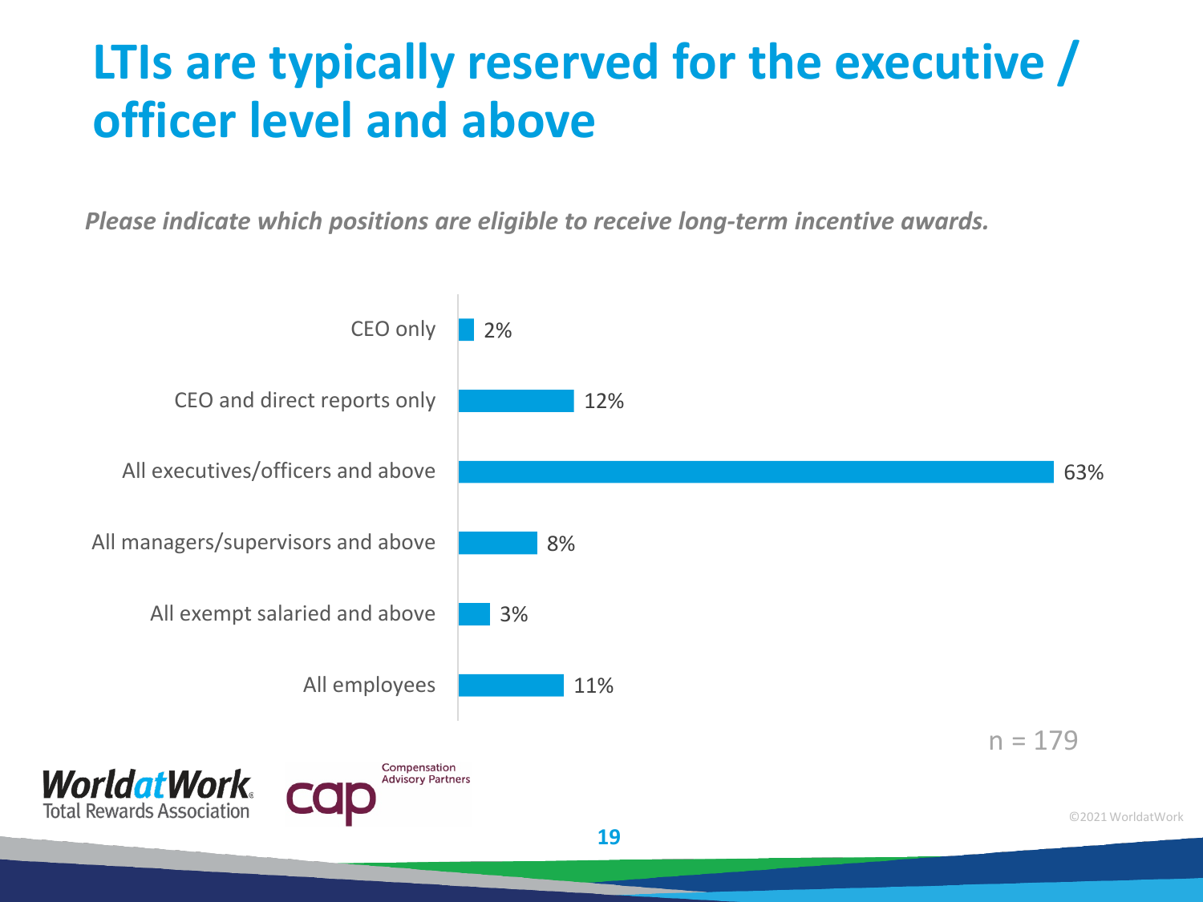# LTIs are typically reserved for the executive / officer level and above

*Please indicate which positions are eligible to receive long-term incentive awards.*

| Position | Percentage |
|---|---|
| CEO only | 2% |
| CEO and direct reports only | 12% |
| All executives/officers and above | 63% |
| All managers/supervisors and above | 8% |
| All exempt salaried and above | 3% |
| All employees | 11% |

n = 179

©2021 WorldatWork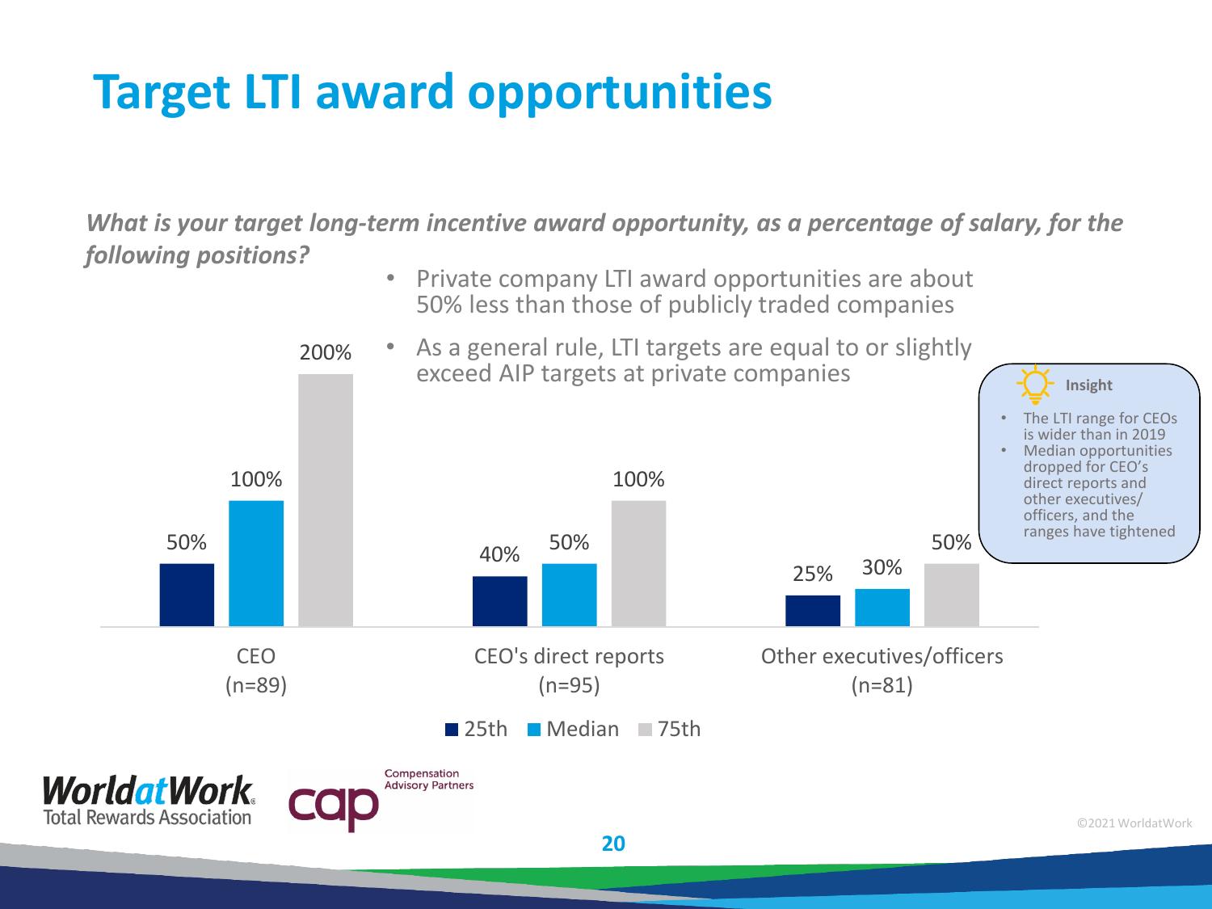# Target LTI award opportunities

***What is your target long-term incentive award opportunity, as a percentage of salary, for the following positions?***

- Private company LTI award opportunities are about 50% less than those of publicly traded companies
- As a general rule, LTI targets are equal to or slightly exceed AIP targets at private companies

| Position | 25th | Median | 75th |
| --- | --- | --- | --- |
| CEO (n=89) | 50% | 100% | 200% |
| CEO's direct reports (n=95) | 40% | 50% | 100% |
| Other executives/officers (n=81) | 25% | 30% | 50% |

**Insight**

- The LTI range for CEOs is wider than in 2019
- Median opportunities dropped for CEO's direct reports and other executives/officers, and the ranges have tightened

WorldatWork Total Rewards Association

cap Compensation Advisory Partners

©2021 WorldatWork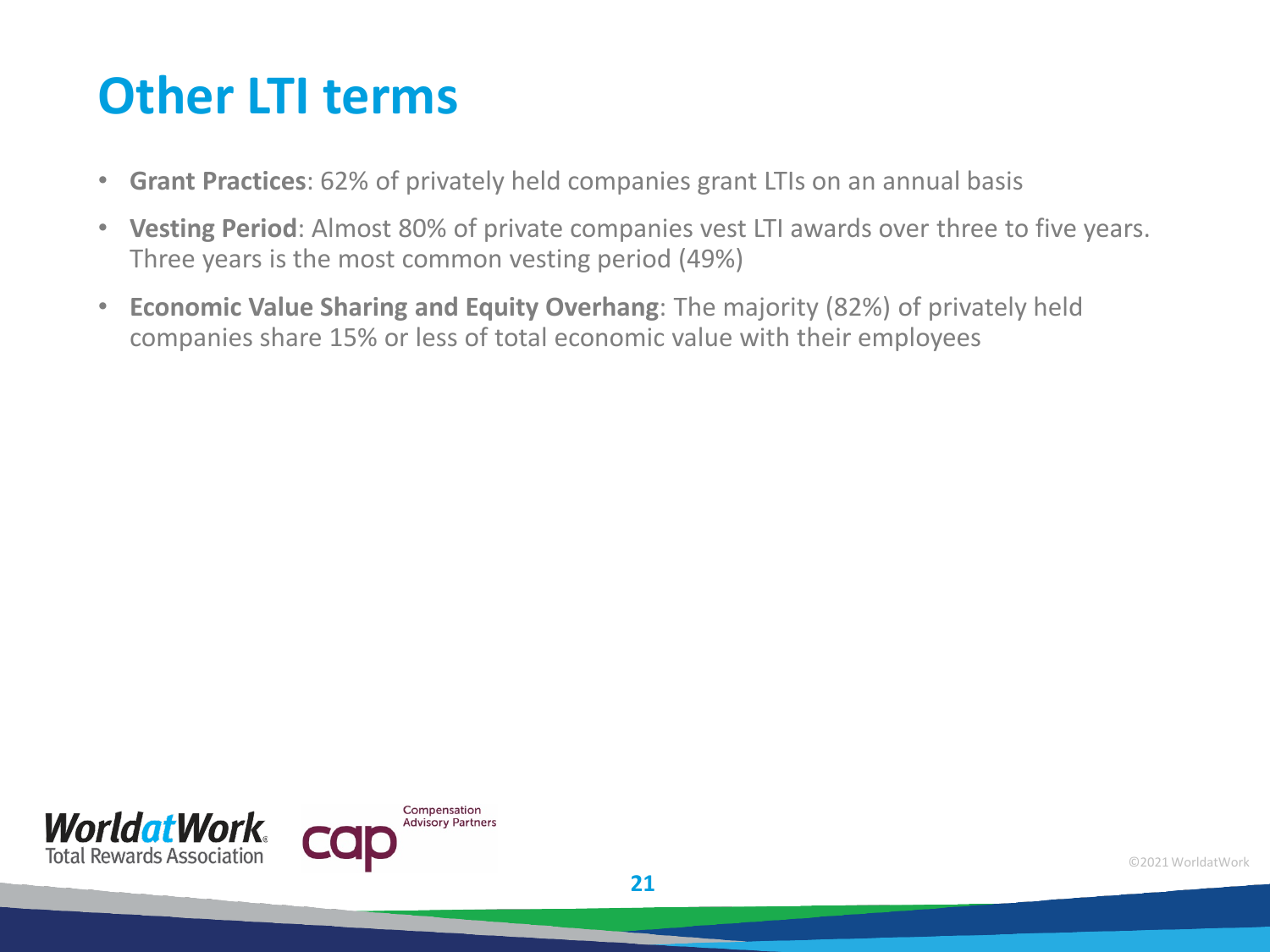# Other LTI terms

- **Grant Practices**: 62% of privately held companies grant LTIs on an annual basis
- **Vesting Period**: Almost 80% of private companies vest LTI awards over three to five years. Three years is the most common vesting period (49%)
- **Economic Value Sharing and Equity Overhang**: The majority (82%) of privately held companies share 15% or less of total economic value with their employees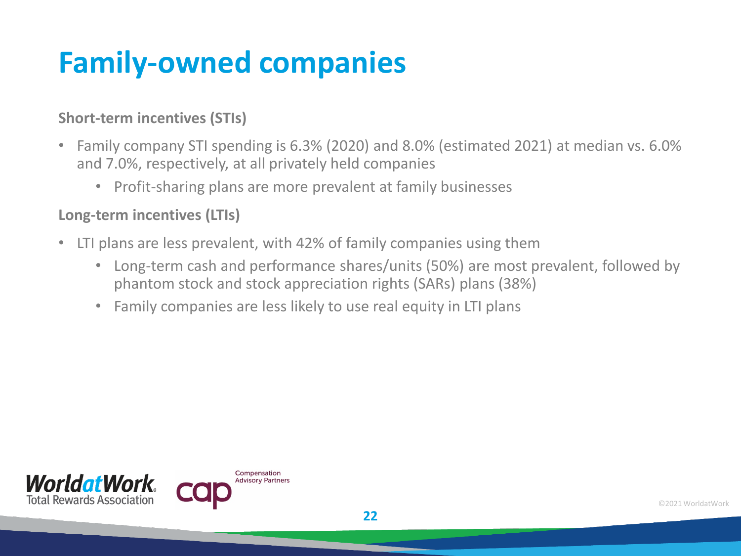# Family-owned companies

**Short-term incentives (STIs)**

- Family company STI spending is 6.3% (2020) and 8.0% (estimated 2021) at median vs. 6.0% and 7.0%, respectively, at all privately held companies
  - Profit-sharing plans are more prevalent at family businesses

**Long-term incentives (LTIs)**

- LTI plans are less prevalent, with 42% of family companies using them
  - Long-term cash and performance shares/units (50%) are most prevalent, followed by phantom stock and stock appreciation rights (SARs) plans (38%)
  - Family companies are less likely to use real equity in LTI plans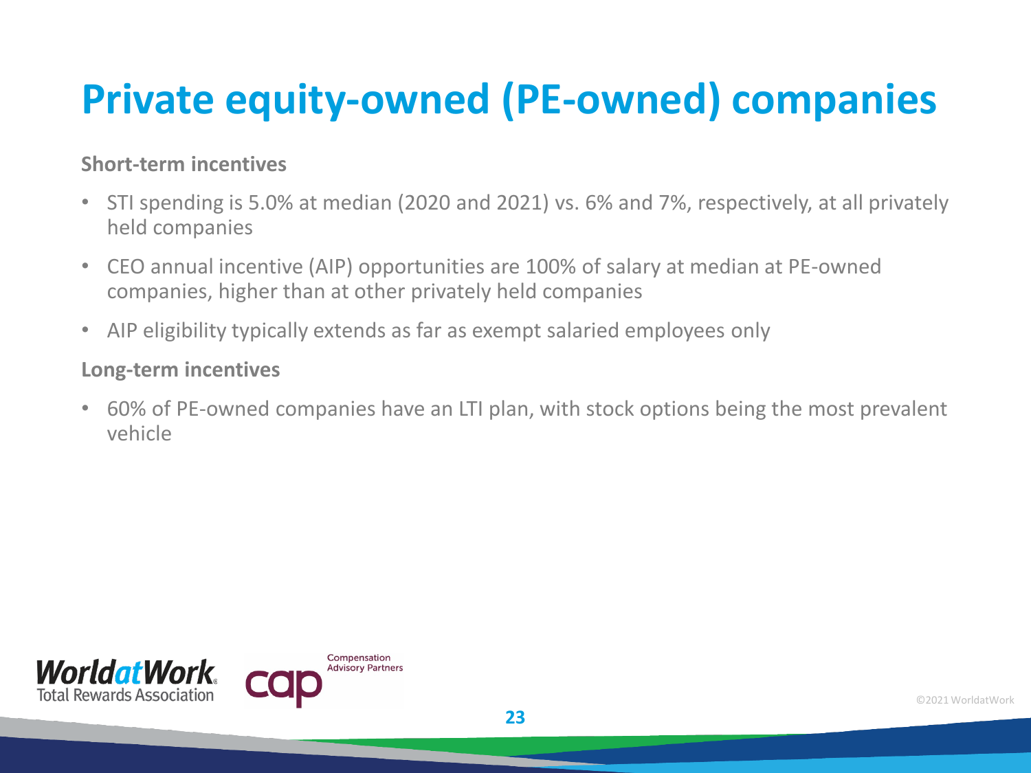# Private equity-owned (PE-owned) companies

**Short-term incentives**

- STI spending is 5.0% at median (2020 and 2021) vs. 6% and 7%, respectively, at all privately held companies
- CEO annual incentive (AIP) opportunities are 100% of salary at median at PE-owned companies, higher than at other privately held companies
- AIP eligibility typically extends as far as exempt salaried employees only

**Long-term incentives**

- 60% of PE-owned companies have an LTI plan, with stock options being the most prevalent vehicle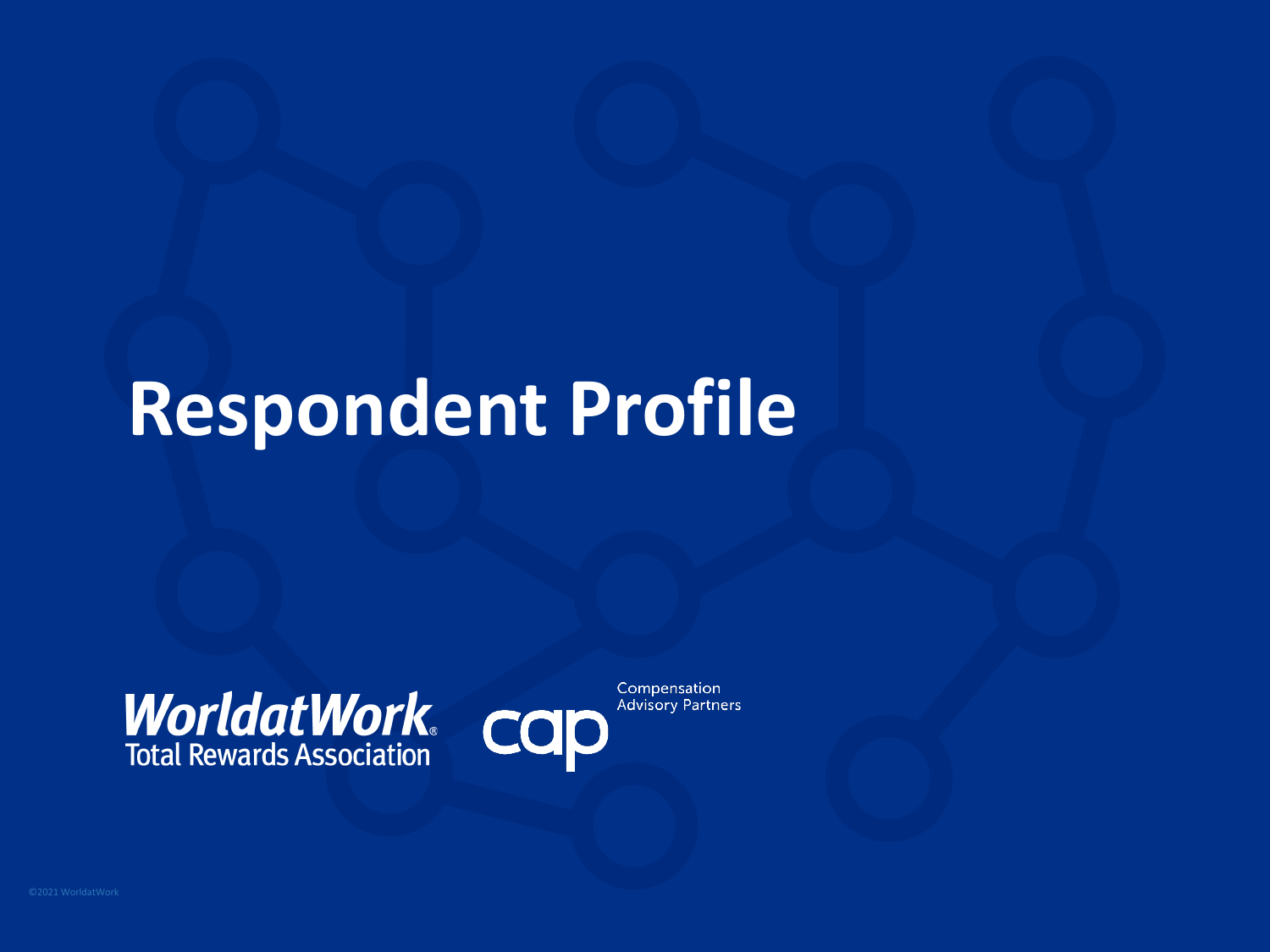# Respondent Profile

WorldatWork Total Rewards Association

cap Compensation Advisory Partners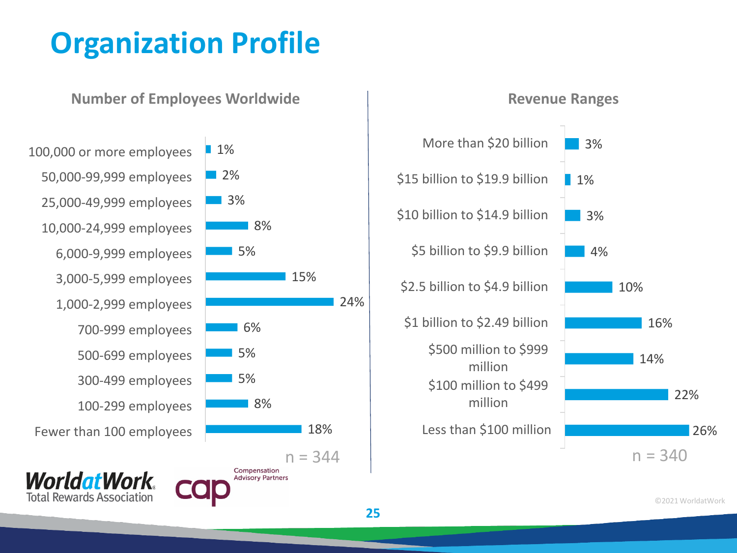# Organization Profile

## Number of Employees Worldwide

| Number of Employees | Percentage |
|---|---|
| 100,000 or more employees | 1% |
| 50,000-99,999 employees | 2% |
| 25,000-49,999 employees | 3% |
| 10,000-24,999 employees | 8% |
| 6,000-9,999 employees | 5% |
| 3,000-5,999 employees | 15% |
| 1,000-2,999 employees | 24% |
| 700-999 employees | 6% |
| 500-699 employees | 5% |
| 300-499 employees | 5% |
| 100-299 employees | 8% |
| Fewer than 100 employees | 18% |

n = 344

## Revenue Ranges

| Revenue Range | Percentage |
|---|---|
| More than $20 billion | 3% |
| $15 billion to $19.9 billion | 1% |
| $10 billion to $14.9 billion | 3% |
| $5 billion to $9.9 billion | 4% |
| $2.5 billion to $4.9 billion | 10% |
| $1 billion to $2.49 billion | 16% |
| $500 million to $999 million | 14% |
| $100 million to $499 million | 22% |
| Less than $100 million | 26% |

n = 340

WorldatWork Total Rewards Association

cap Compensation Advisory Partners

©2021 WorldatWork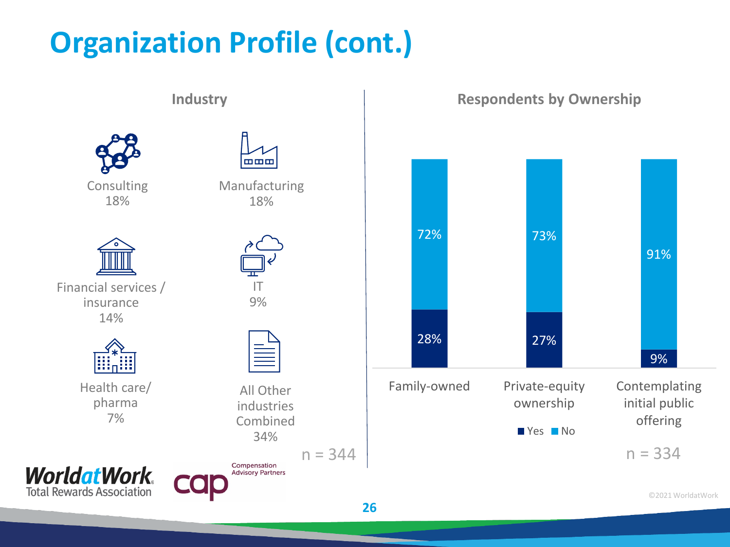# Organization Profile (cont.)

## Industry

| Industry | Percent |
|---|---|
| Consulting | 18% |
| Manufacturing | 18% |
| Financial services / insurance | 14% |
| IT | 9% |
| Health care/ pharma | 7% |
| All Other industries Combined | 34% |

n = 344

## Respondents by Ownership

| | Yes | No |
|---|---|---|
| Family-owned | 28% | 72% |
| Private-equity ownership | 27% | 73% |
| Contemplating initial public offering | 9% | 91% |

n = 334

©2021 WorldatWork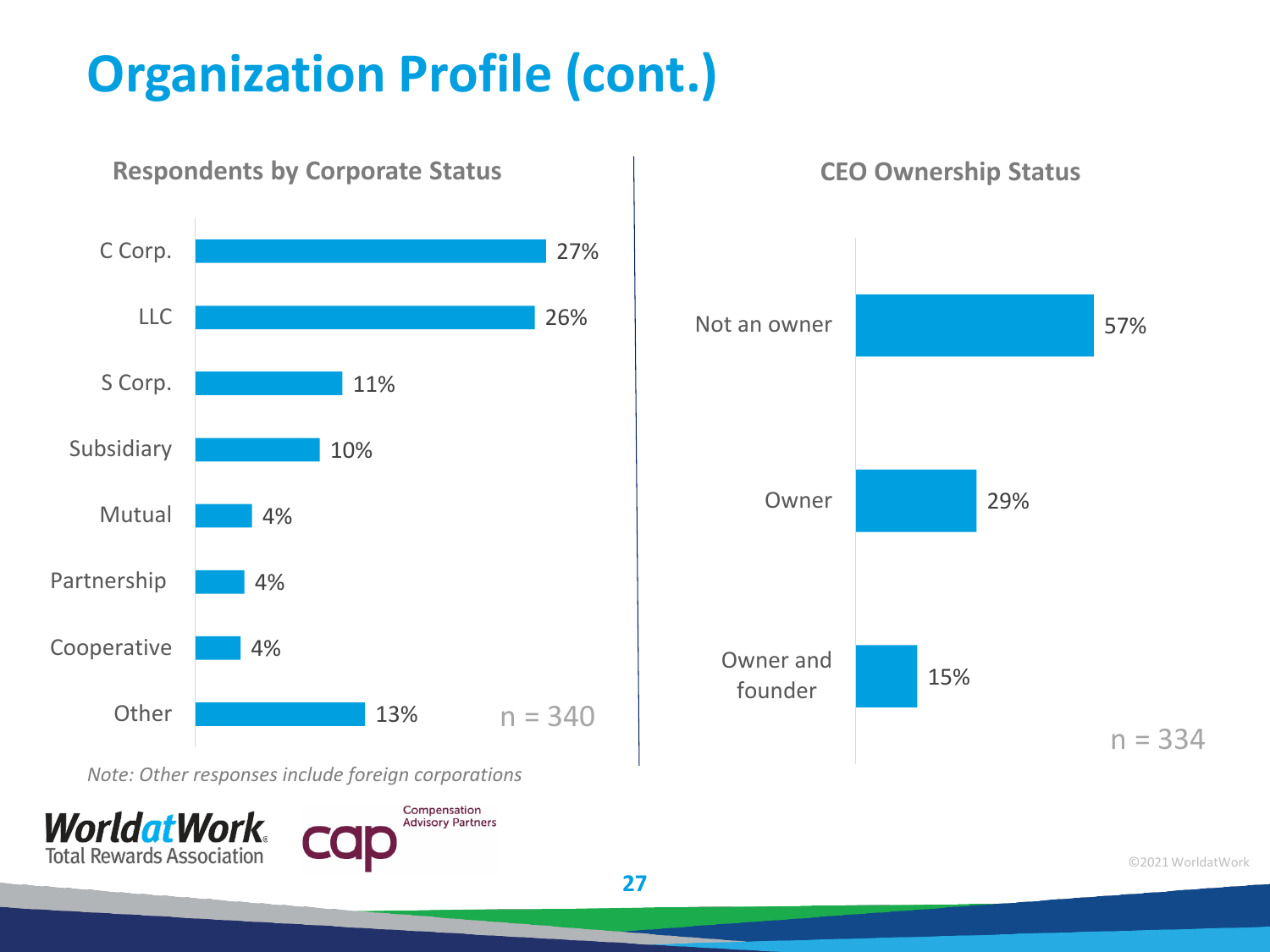# Organization Profile (cont.)

## Respondents by Corporate Status

| Corporate Status | Percentage |
|---|---|
| C Corp. | 27% |
| LLC | 26% |
| S Corp. | 11% |
| Subsidiary | 10% |
| Mutual | 4% |
| Partnership | 4% |
| Cooperative | 4% |
| Other | 13% |

n = 340

*Note: Other responses include foreign corporations*

## CEO Ownership Status

| CEO Ownership Status | Percentage |
|---|---|
| Not an owner | 57% |
| Owner | 29% |
| Owner and founder | 15% |

n = 334

©2021 WorldatWork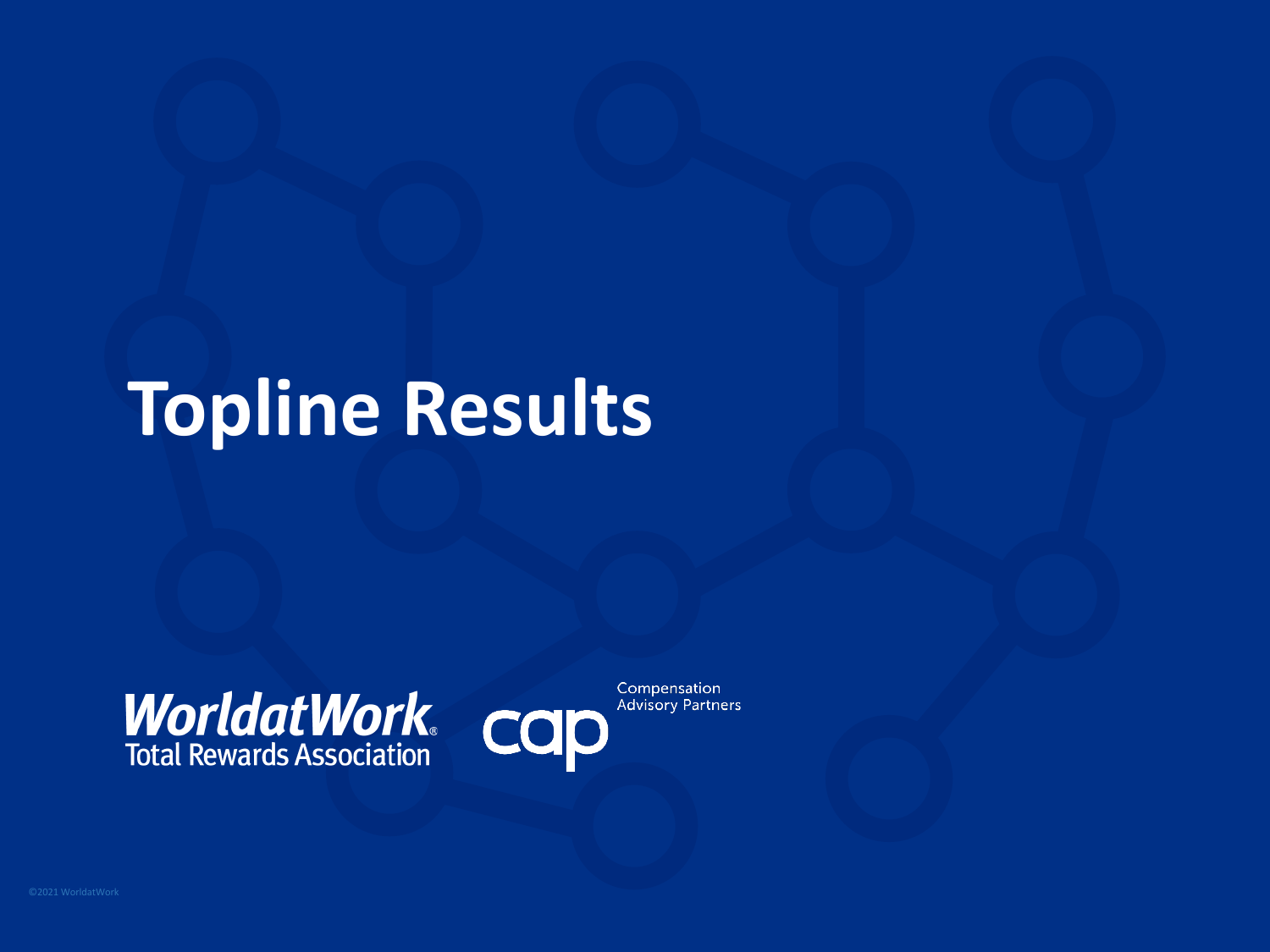# Topline Results

WorldatWork Total Rewards Association

cap Compensation Advisory Partners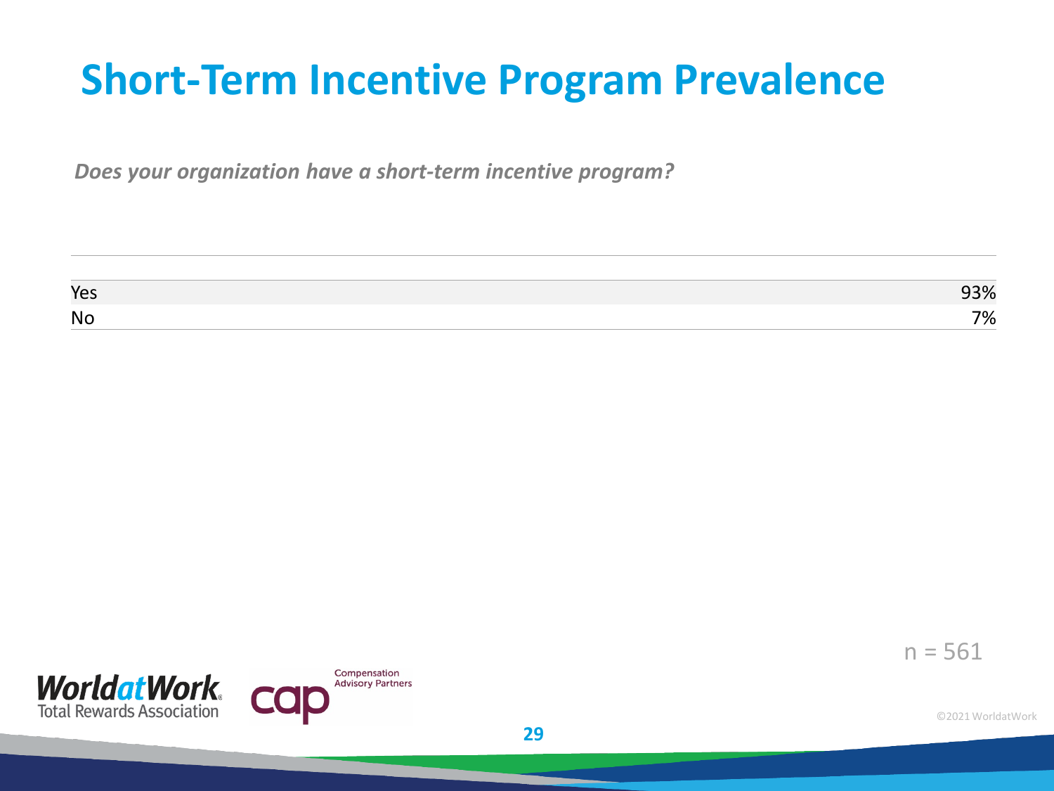# Short-Term Incentive Program Prevalence

***Does your organization have a short-term incentive program?***

| | |
|---|---|
| Yes | 93% |
| No | 7% |

n = 561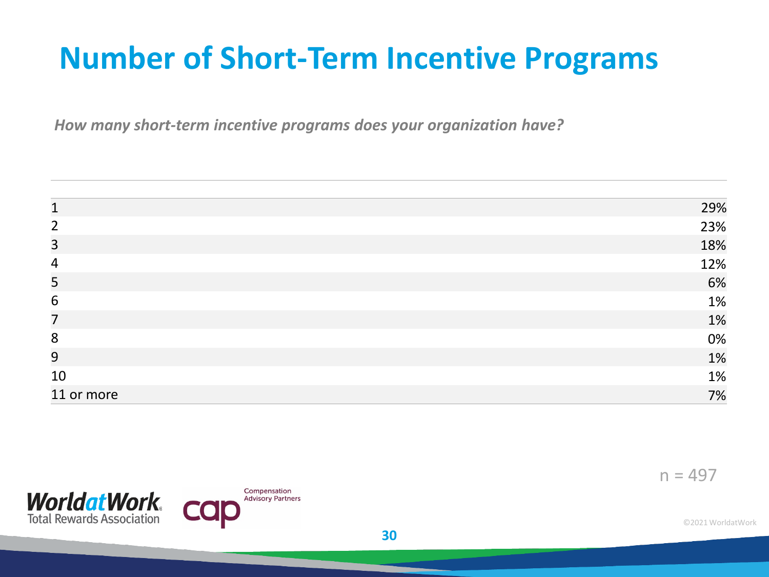# Number of Short-Term Incentive Programs

*How many short-term incentive programs does your organization have?*

| | |
|---|---|
| 1 | 29% |
| 2 | 23% |
| 3 | 18% |
| 4 | 12% |
| 5 | 6% |
| 6 | 1% |
| 7 | 1% |
| 8 | 0% |
| 9 | 1% |
| 10 | 1% |
| 11 or more | 7% |

n = 497

WorldatWork Total Rewards Association

cap Compensation Advisory Partners

©2021 WorldatWork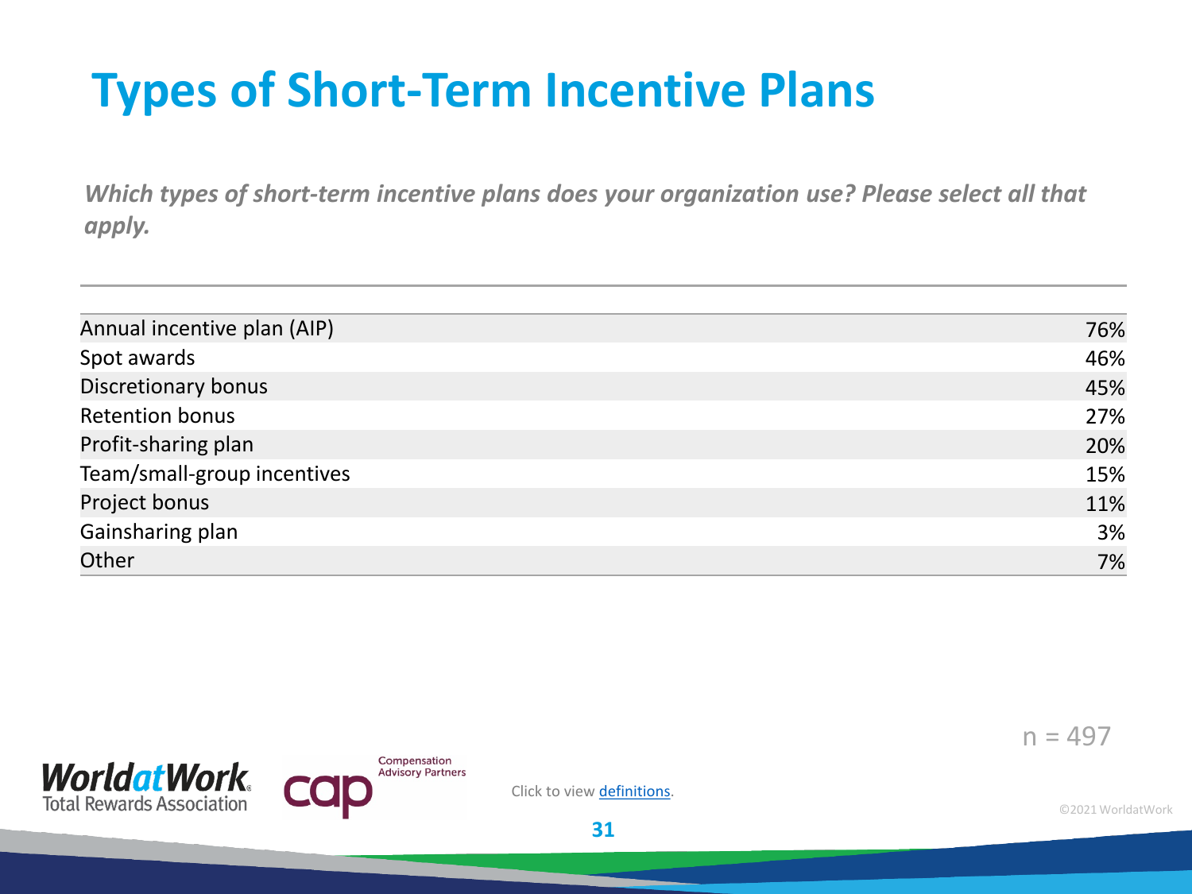# Types of Short-Term Incentive Plans

*Which types of short-term incentive plans does your organization use? Please select all that apply.*

| | |
|---|---|
| Annual incentive plan (AIP) | 76% |
| Spot awards | 46% |
| Discretionary bonus | 45% |
| Retention bonus | 27% |
| Profit-sharing plan | 20% |
| Team/small-group incentives | 15% |
| Project bonus | 11% |
| Gainsharing plan | 3% |
| Other | 7% |

n = 497

Click to view definitions.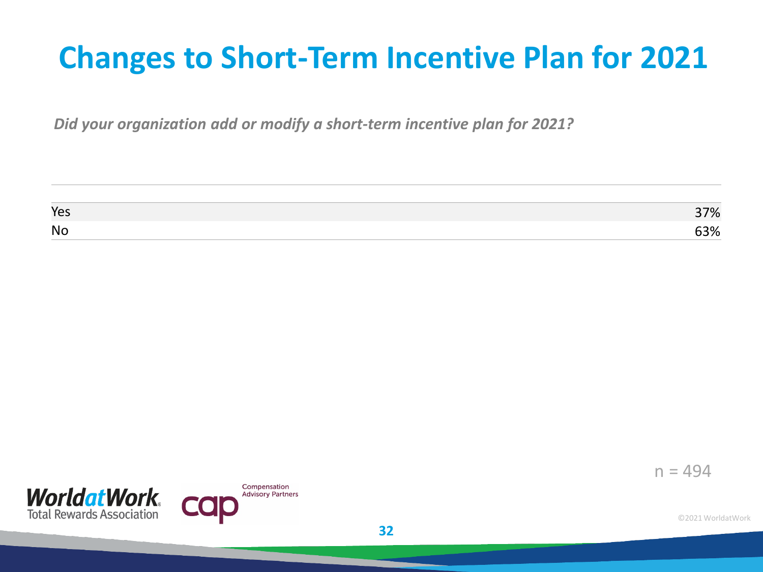# Changes to Short-Term Incentive Plan for 2021

*Did your organization add or modify a short-term incentive plan for 2021?*

| | |
|---|---|
| Yes | 37% |
| No | 63% |

n = 494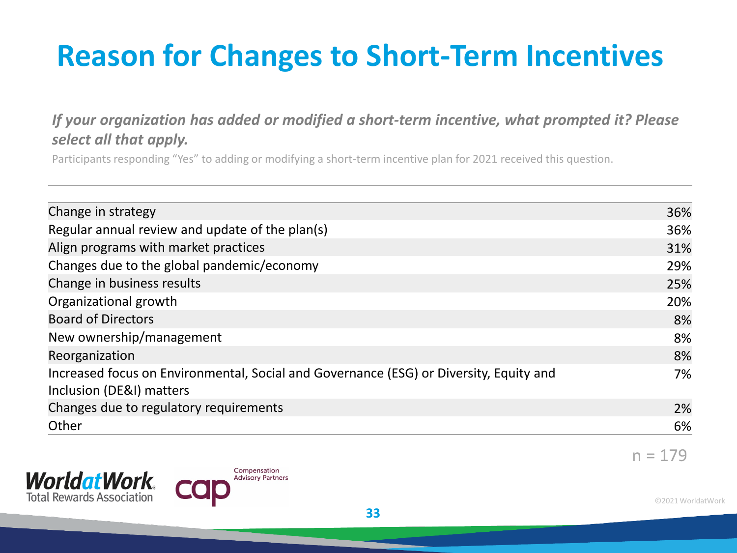# Reason for Changes to Short-Term Incentives

***If your organization has added or modified a short-term incentive, what prompted it? Please select all that apply.***

Participants responding "Yes" to adding or modifying a short-term incentive plan for 2021 received this question.

| | |
|---|---|
| Change in strategy | 36% |
| Regular annual review and update of the plan(s) | 36% |
| Align programs with market practices | 31% |
| Changes due to the global pandemic/economy | 29% |
| Change in business results | 25% |
| Organizational growth | 20% |
| Board of Directors | 8% |
| New ownership/management | 8% |
| Reorganization | 8% |
| Increased focus on Environmental, Social and Governance (ESG) or Diversity, Equity and Inclusion (DE&I) matters | 7% |
| Changes due to regulatory requirements | 2% |
| Other | 6% |

n = 179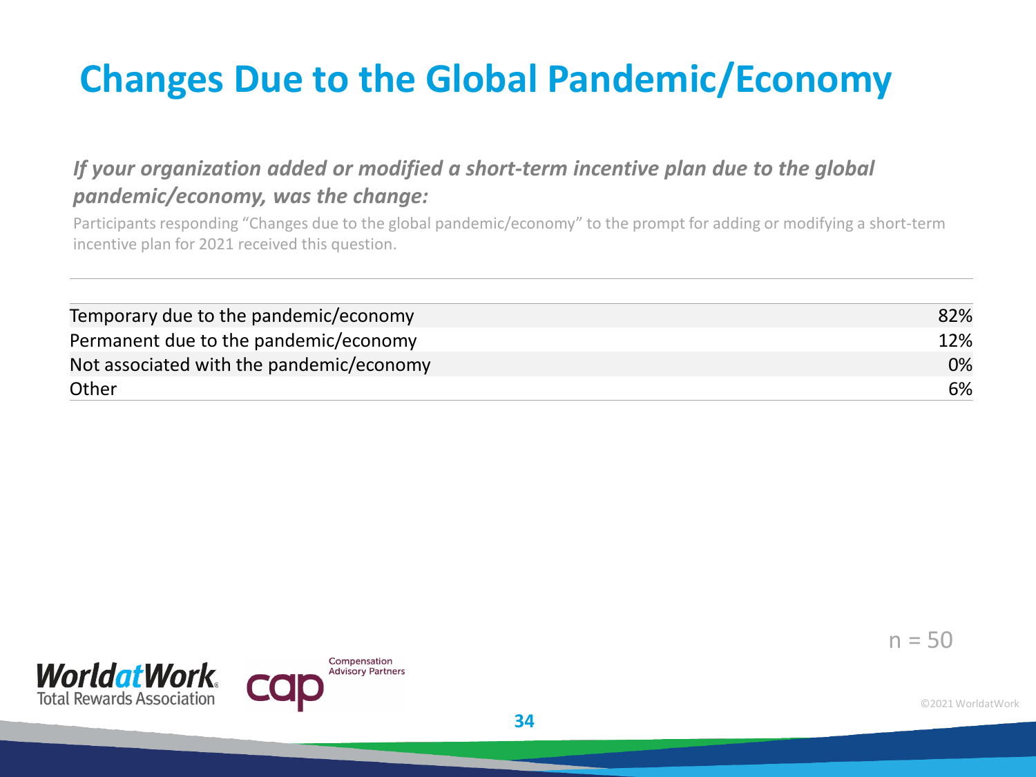# Changes Due to the Global Pandemic/Economy

***If your organization added or modified a short-term incentive plan due to the global pandemic/economy, was the change:***

Participants responding “Changes due to the global pandemic/economy” to the prompt for adding or modifying a short-term incentive plan for 2021 received this question.

| | |
|---|---|
| Temporary due to the pandemic/economy | 82% |
| Permanent due to the pandemic/economy | 12% |
| Not associated with the pandemic/economy | 0% |
| Other | 6% |

n = 50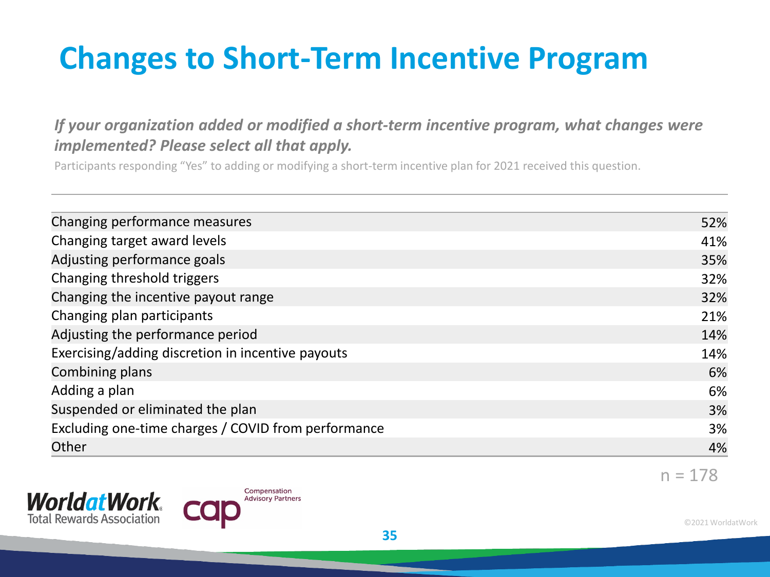# Changes to Short-Term Incentive Program

***If your organization added or modified a short-term incentive program, what changes were implemented? Please select all that apply.***

Participants responding "Yes" to adding or modifying a short-term incentive plan for 2021 received this question.

| Change | % |
|---|---|
| Changing performance measures | 52% |
| Changing target award levels | 41% |
| Adjusting performance goals | 35% |
| Changing threshold triggers | 32% |
| Changing the incentive payout range | 32% |
| Changing plan participants | 21% |
| Adjusting the performance period | 14% |
| Exercising/adding discretion in incentive payouts | 14% |
| Combining plans | 6% |
| Adding a plan | 6% |
| Suspended or eliminated the plan | 3% |
| Excluding one-time charges / COVID from performance | 3% |
| Other | 4% |

n = 178

©2021 WorldatWork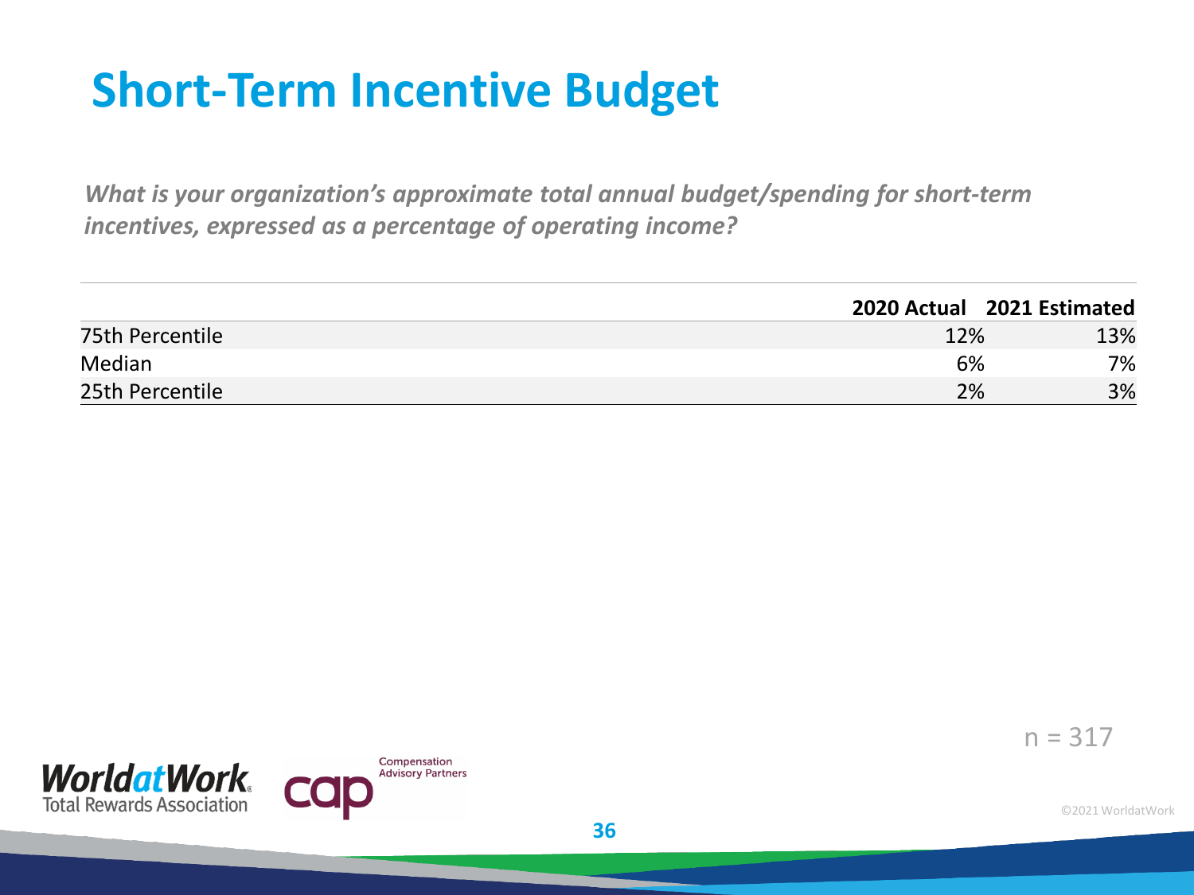# Short-Term Incentive Budget

*What is your organization's approximate total annual budget/spending for short-term incentives, expressed as a percentage of operating income?*

| | 2020 Actual | 2021 Estimated |
|---|---|---|
| 75th Percentile | 12% | 13% |
| Median | 6% | 7% |
| 25th Percentile | 2% | 3% |

n = 317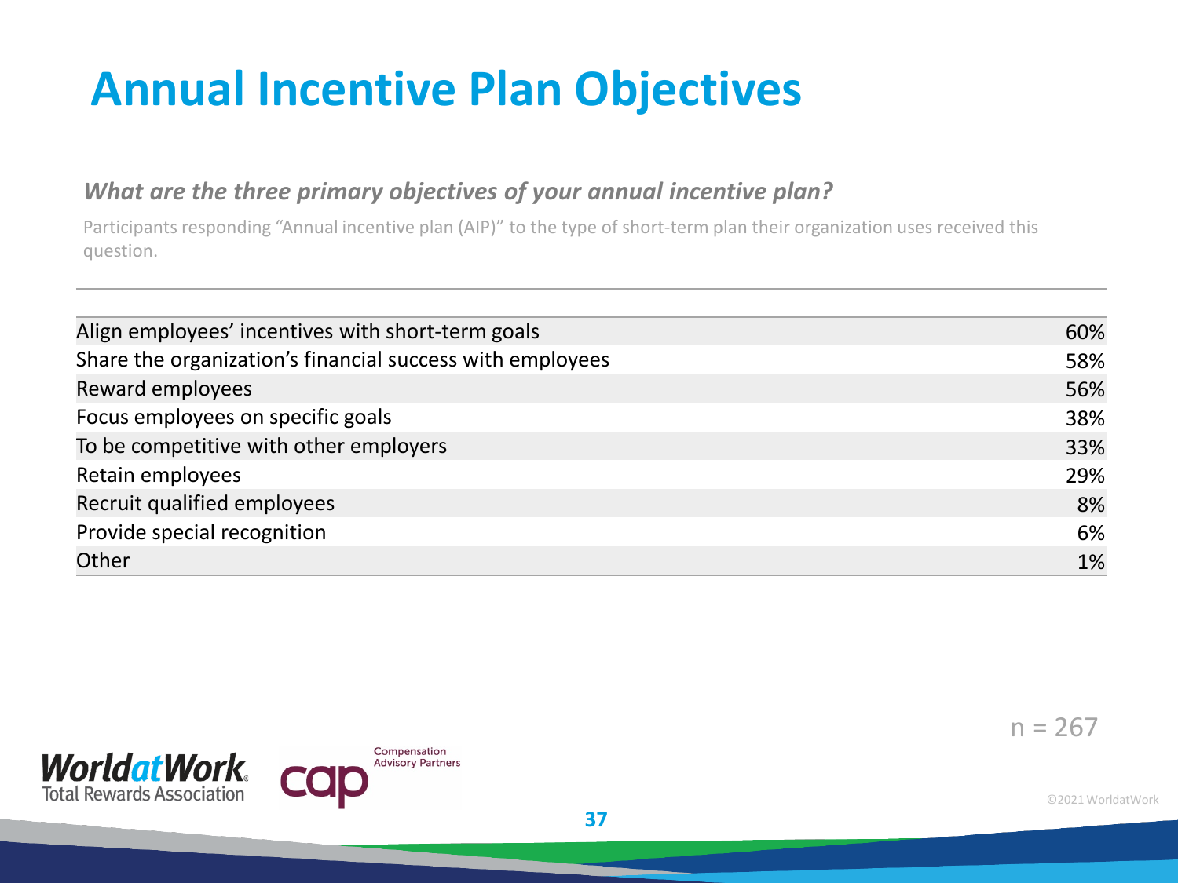# Annual Incentive Plan Objectives

***What are the three primary objectives of your annual incentive plan?***

Participants responding "Annual incentive plan (AIP)" to the type of short-term plan their organization uses received this question.

| Objective | % |
|---|---|
| Align employees' incentives with short-term goals | 60% |
| Share the organization's financial success with employees | 58% |
| Reward employees | 56% |
| Focus employees on specific goals | 38% |
| To be competitive with other employers | 33% |
| Retain employees | 29% |
| Recruit qualified employees | 8% |
| Provide special recognition | 6% |
| Other | 1% |

n = 267

WorldatWork Total Rewards Association | cap Compensation Advisory Partners

©2021 WorldatWork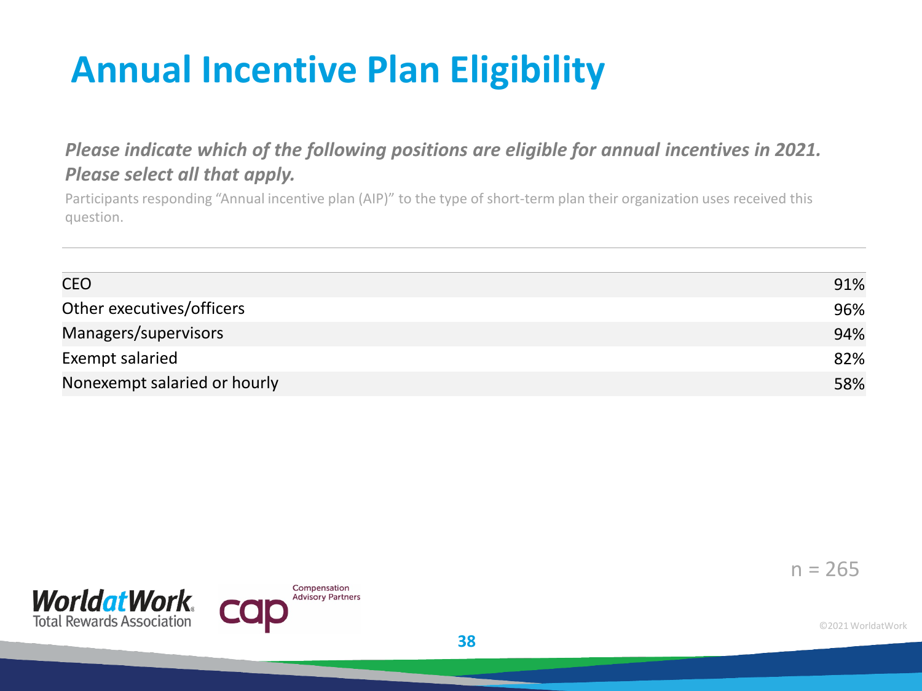# Annual Incentive Plan Eligibility

***Please indicate which of the following positions are eligible for annual incentives in 2021. Please select all that apply.***

Participants responding "Annual incentive plan (AIP)" to the type of short-term plan their organization uses received this question.

| Position | % |
|---|---|
| CEO | 91% |
| Other executives/officers | 96% |
| Managers/supervisors | 94% |
| Exempt salaried | 82% |
| Nonexempt salaried or hourly | 58% |

n = 265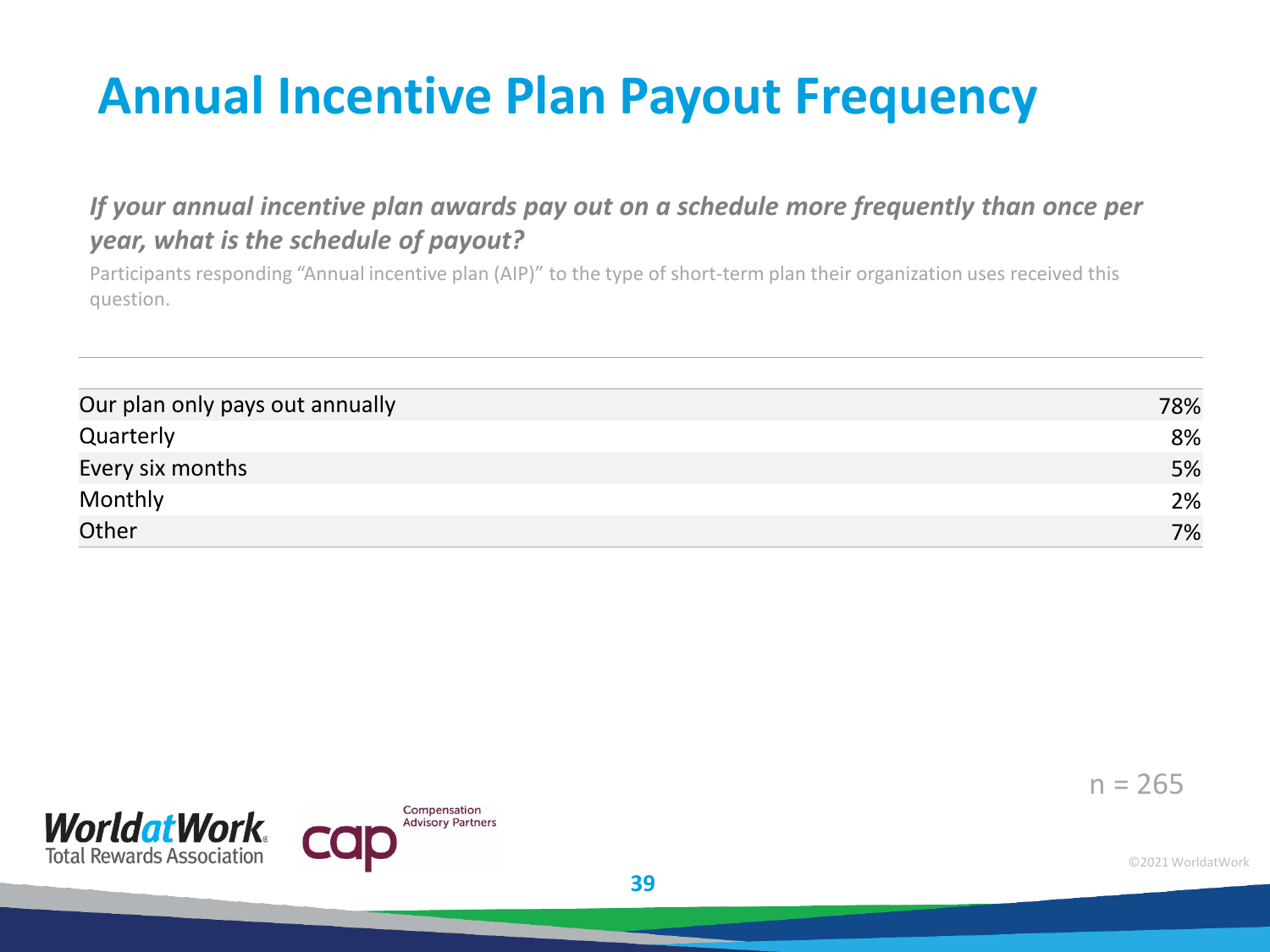# Annual Incentive Plan Payout Frequency

***If your annual incentive plan awards pay out on a schedule more frequently than once per year, what is the schedule of payout?***

Participants responding "Annual incentive plan (AIP)" to the type of short-term plan their organization uses received this question.

| | |
|---|---|
| Our plan only pays out annually | 78% |
| Quarterly | 8% |
| Every six months | 5% |
| Monthly | 2% |
| Other | 7% |

n = 265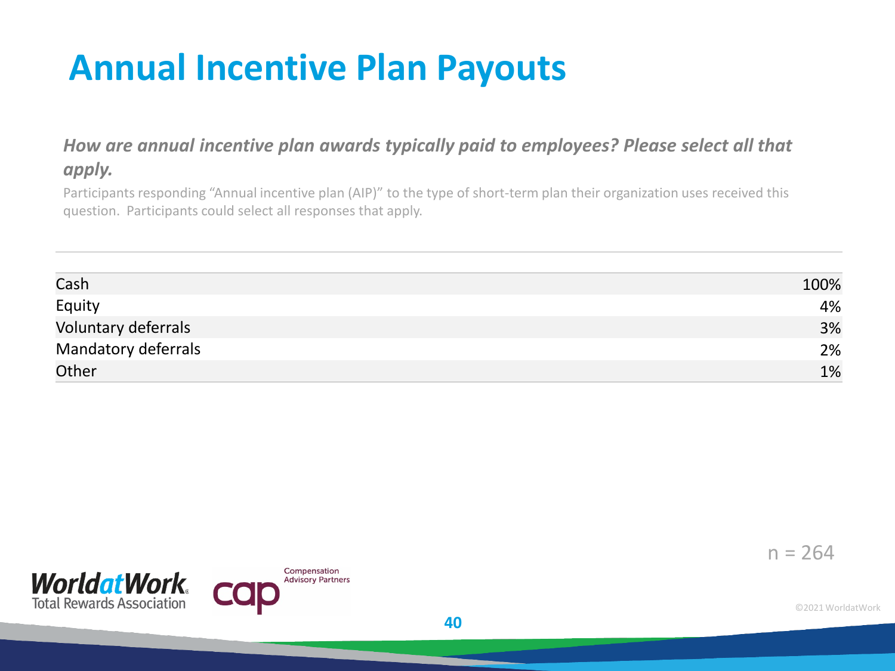# Annual Incentive Plan Payouts

***How are annual incentive plan awards typically paid to employees? Please select all that apply.***

Participants responding “Annual incentive plan (AIP)” to the type of short-term plan their organization uses received this question. Participants could select all responses that apply.

| | |
|---|---|
| Cash | 100% |
| Equity | 4% |
| Voluntary deferrals | 3% |
| Mandatory deferrals | 2% |
| Other | 1% |

n = 264

©2021 WorldatWork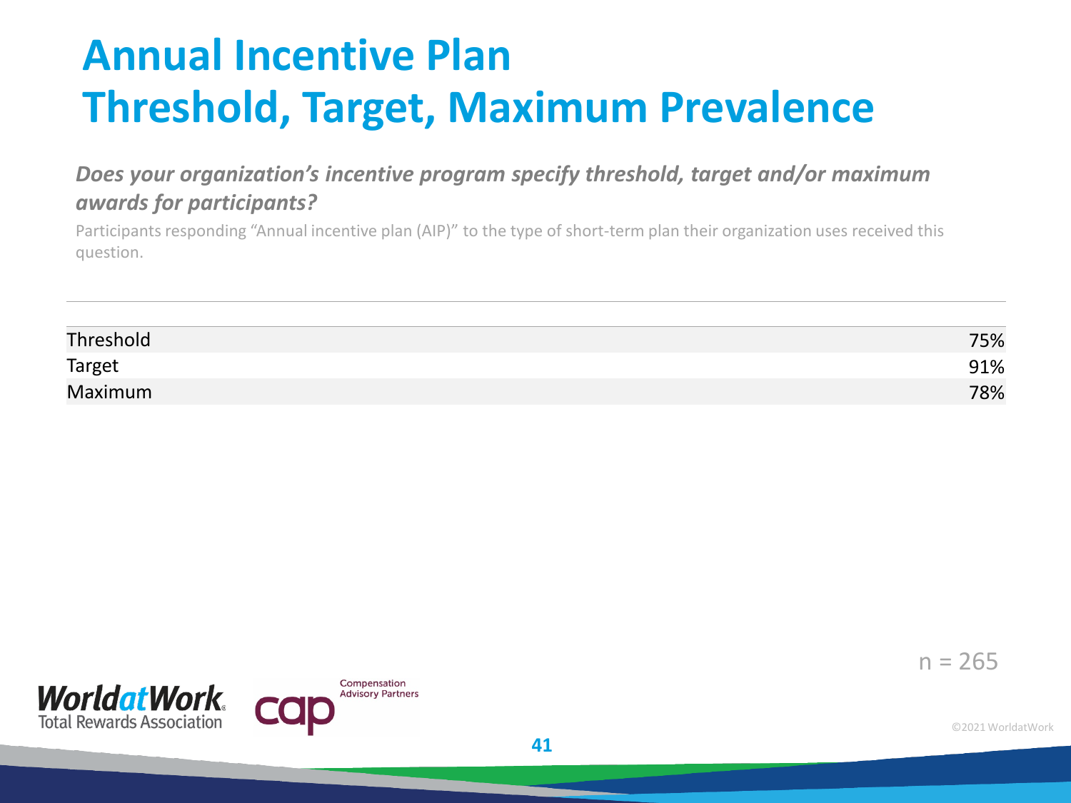# Annual Incentive Plan
# Threshold, Target, Maximum Prevalence

***Does your organization's incentive program specify threshold, target and/or maximum awards for participants?***

Participants responding "Annual incentive plan (AIP)" to the type of short-term plan their organization uses received this question.

| | |
|---|---|
| Threshold | 75% |
| Target | 91% |
| Maximum | 78% |

n = 265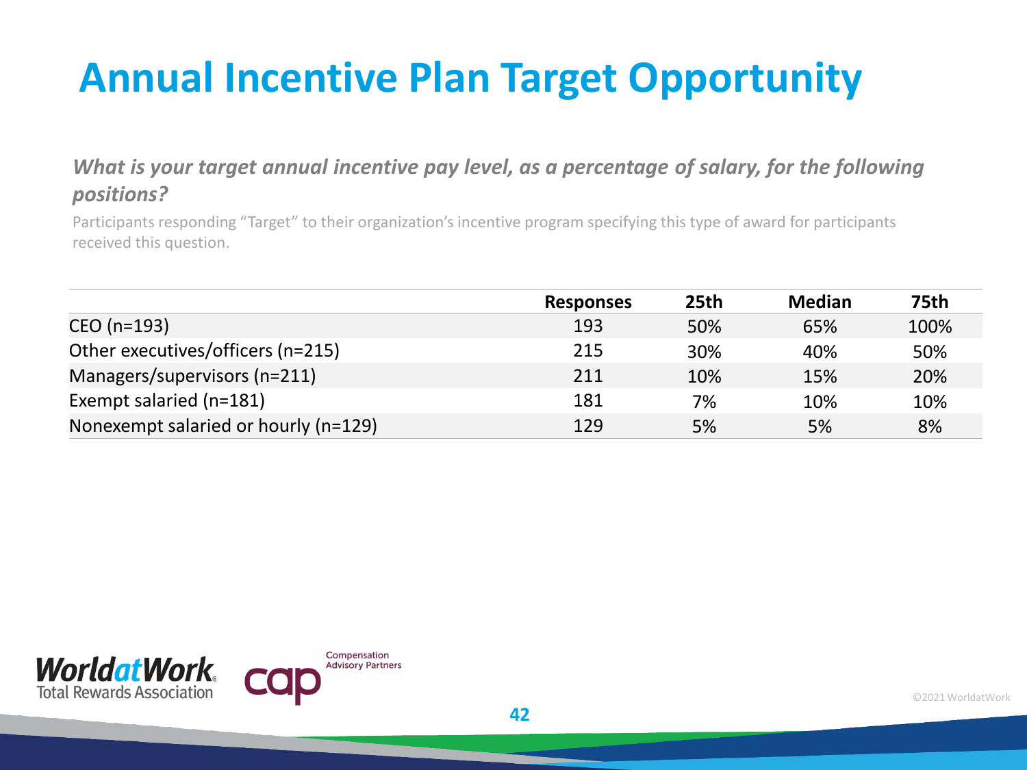# Annual Incentive Plan Target Opportunity

***What is your target annual incentive pay level, as a percentage of salary, for the following positions?***

Participants responding "Target" to their organization's incentive program specifying this type of award for participants received this question.

| | Responses | 25th | Median | 75th |
|---|---|---|---|---|
| CEO (n=193) | 193 | 50% | 65% | 100% |
| Other executives/officers (n=215) | 215 | 30% | 40% | 50% |
| Managers/supervisors (n=211) | 211 | 10% | 15% | 20% |
| Exempt salaried (n=181) | 181 | 7% | 10% | 10% |
| Nonexempt salaried or hourly (n=129) | 129 | 5% | 5% | 8% |

WorldatWork Total Rewards Association

cap Compensation Advisory Partners

©2021 WorldatWork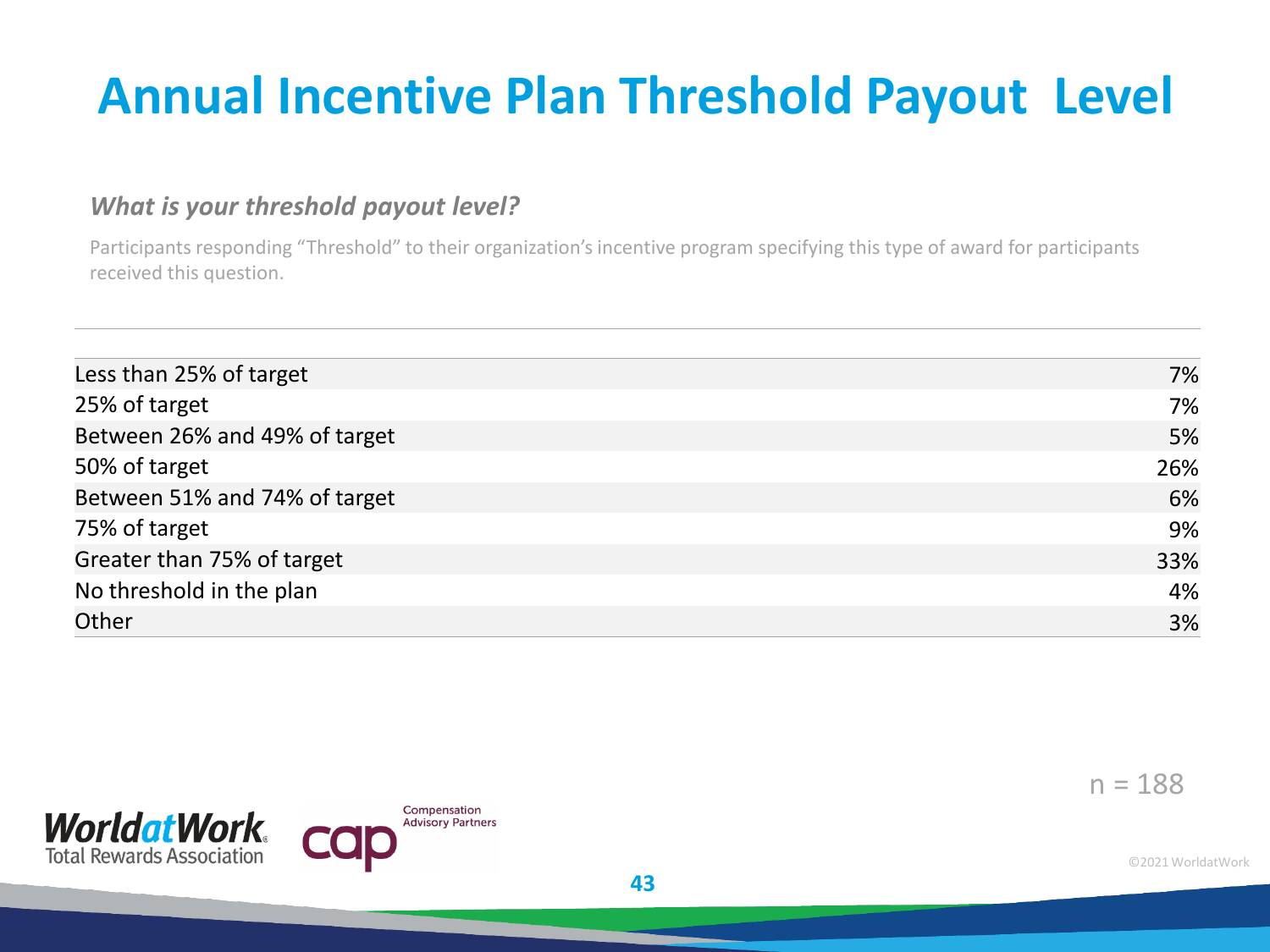# Annual Incentive Plan Threshold Payout Level

***What is your threshold payout level?***

Participants responding "Threshold" to their organization's incentive program specifying this type of award for participants received this question.

| | |
|---|---|
| Less than 25% of target | 7% |
| 25% of target | 7% |
| Between 26% and 49% of target | 5% |
| 50% of target | 26% |
| Between 51% and 74% of target | 6% |
| 75% of target | 9% |
| Greater than 75% of target | 33% |
| No threshold in the plan | 4% |
| Other | 3% |

n = 188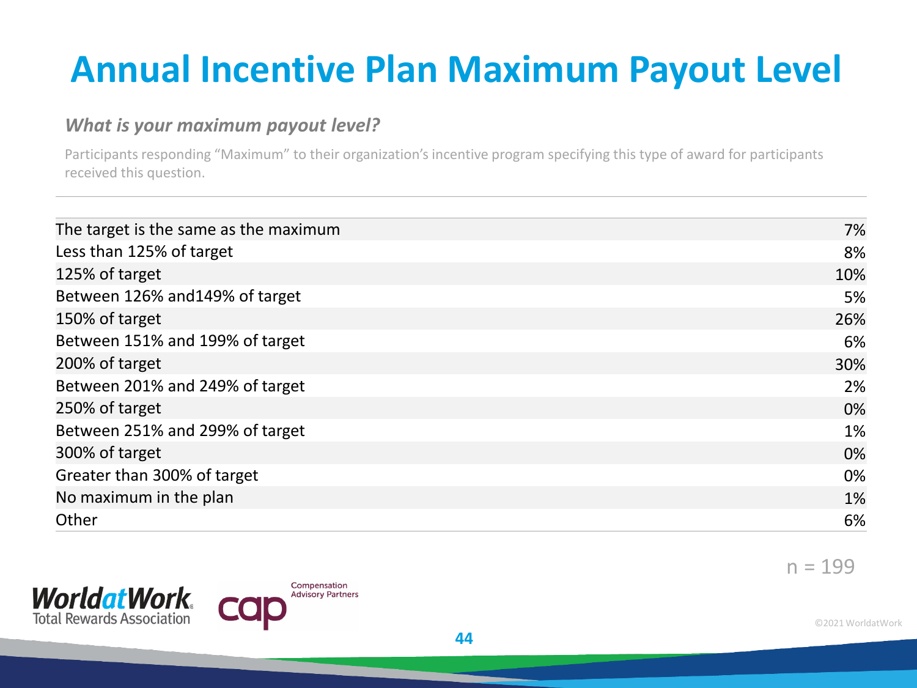# Annual Incentive Plan Maximum Payout Level

***What is your maximum payout level?***

Participants responding "Maximum" to their organization's incentive program specifying this type of award for participants received this question.

| | |
|---|---|
| The target is the same as the maximum | 7% |
| Less than 125% of target | 8% |
| 125% of target | 10% |
| Between 126% and149% of target | 5% |
| 150% of target | 26% |
| Between 151% and 199% of target | 6% |
| 200% of target | 30% |
| Between 201% and 249% of target | 2% |
| 250% of target | 0% |
| Between 251% and 299% of target | 1% |
| 300% of target | 0% |
| Greater than 300% of target | 0% |
| No maximum in the plan | 1% |
| Other | 6% |

n = 199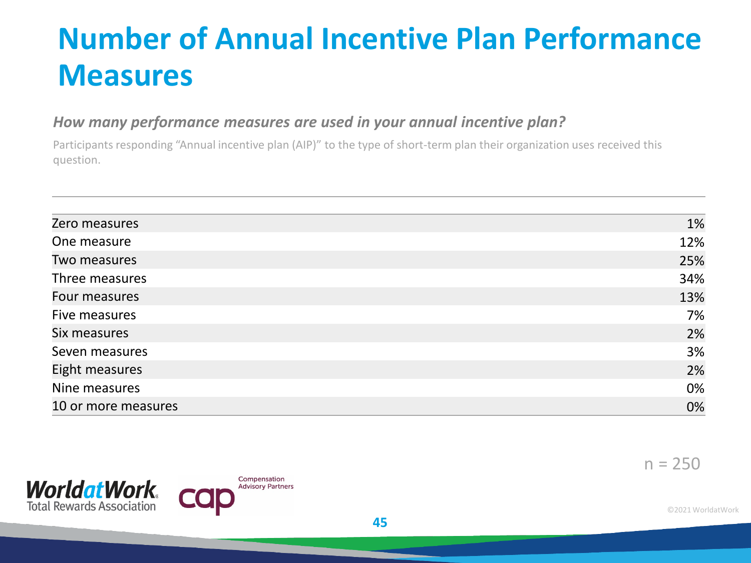# Number of Annual Incentive Plan Performance Measures

***How many performance measures are used in your annual incentive plan?***

Participants responding "Annual incentive plan (AIP)" to the type of short-term plan their organization uses received this question.

| | |
|---|---|
| Zero measures | 1% |
| One measure | 12% |
| Two measures | 25% |
| Three measures | 34% |
| Four measures | 13% |
| Five measures | 7% |
| Six measures | 2% |
| Seven measures | 3% |
| Eight measures | 2% |
| Nine measures | 0% |
| 10 or more measures | 0% |

n = 250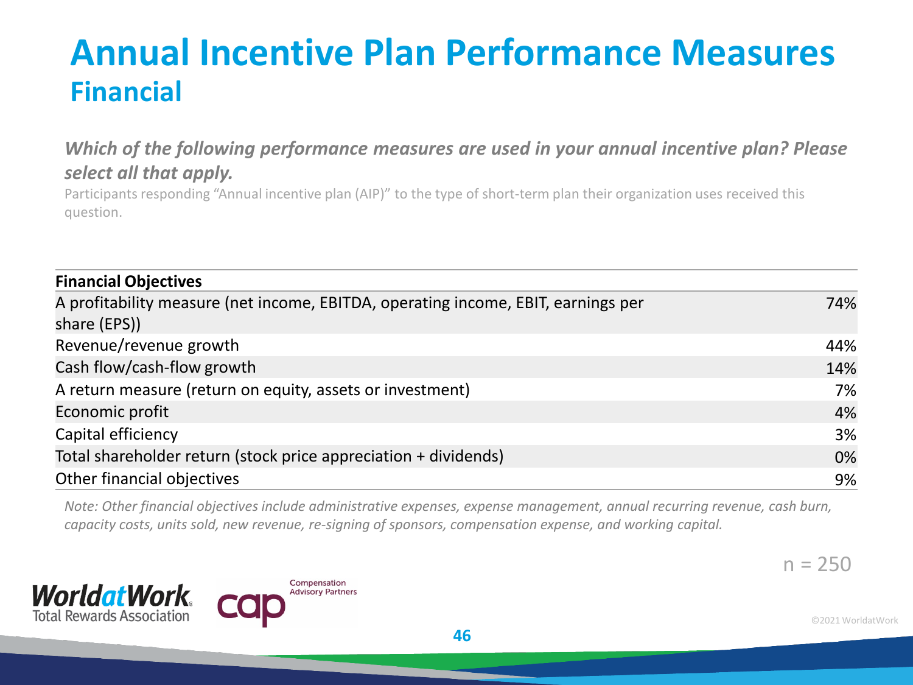# Annual Incentive Plan Performance Measures

## Financial

***Which of the following performance measures are used in your annual incentive plan? Please select all that apply.***

Participants responding "Annual incentive plan (AIP)" to the type of short-term plan their organization uses received this question.

| Financial Objectives | |
|---|---|
| A profitability measure (net income, EBITDA, operating income, EBIT, earnings per share (EPS)) | 74% |
| Revenue/revenue growth | 44% |
| Cash flow/cash-flow growth | 14% |
| A return measure (return on equity, assets or investment) | 7% |
| Economic profit | 4% |
| Capital efficiency | 3% |
| Total shareholder return (stock price appreciation + dividends) | 0% |
| Other financial objectives | 9% |

*Note: Other financial objectives include administrative expenses, expense management, annual recurring revenue, cash burn, capacity costs, units sold, new revenue, re-signing of sponsors, compensation expense, and working capital.*

n = 250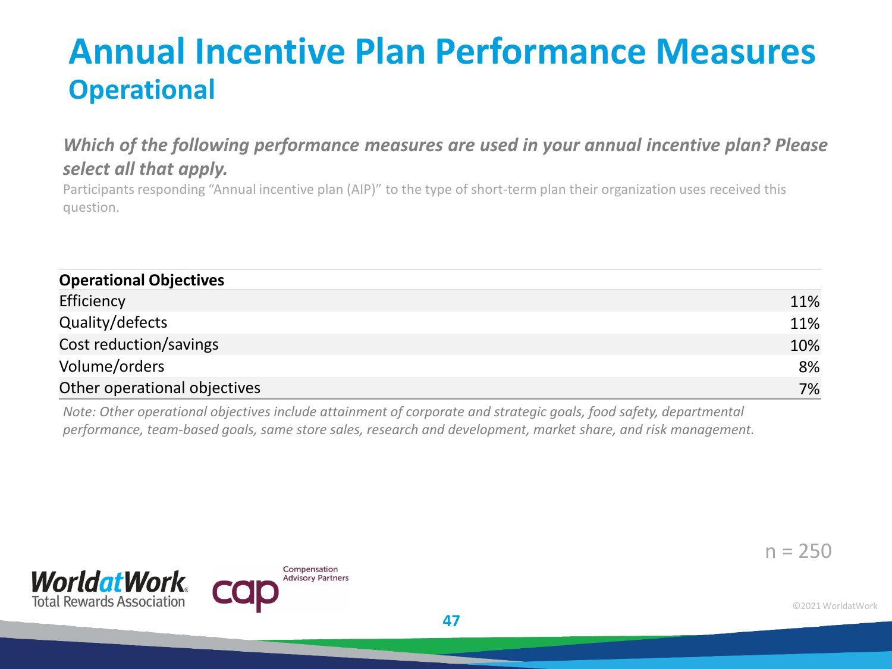# Annual Incentive Plan Performance Measures
## Operational

***Which of the following performance measures are used in your annual incentive plan? Please select all that apply.***

Participants responding "Annual incentive plan (AIP)" to the type of short-term plan their organization uses received this question.

| **Operational Objectives** | |
|---|---|
| Efficiency | 11% |
| Quality/defects | 11% |
| Cost reduction/savings | 10% |
| Volume/orders | 8% |
| Other operational objectives | 7% |

*Note: Other operational objectives include attainment of corporate and strategic goals, food safety, departmental performance, team-based goals, same store sales, research and development, market share, and risk management.*

n = 250

©2021 WorldatWork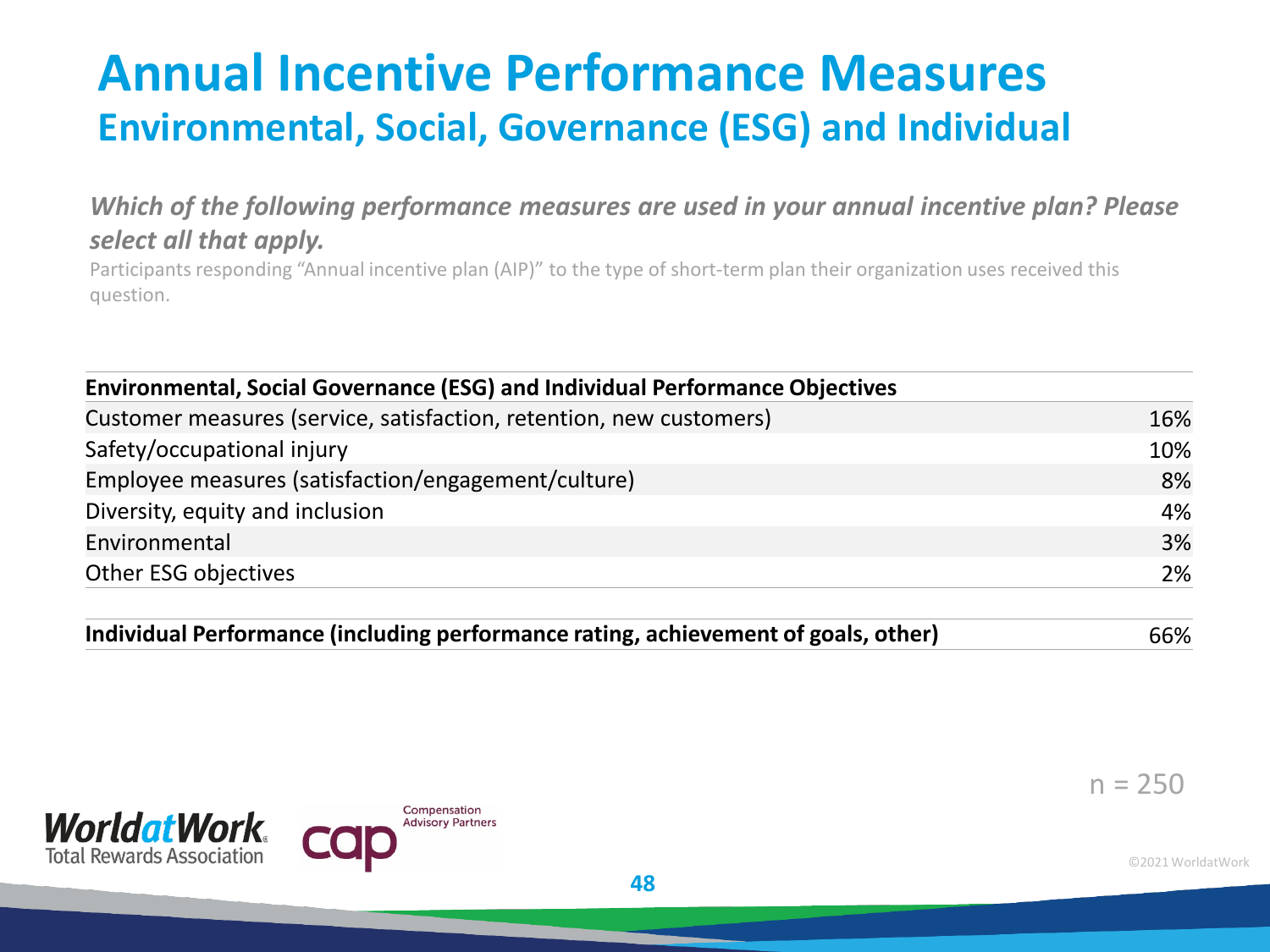# Annual Incentive Performance Measures

## Environmental, Social, Governance (ESG) and Individual

*Which of the following performance measures are used in your annual incentive plan? Please select all that apply.*

Participants responding "Annual incentive plan (AIP)" to the type of short-term plan their organization uses received this question.

| Environmental, Social Governance (ESG) and Individual Performance Objectives | |
|---|---|
| Customer measures (service, satisfaction, retention, new customers) | 16% |
| Safety/occupational injury | 10% |
| Employee measures (satisfaction/engagement/culture) | 8% |
| Diversity, equity and inclusion | 4% |
| Environmental | 3% |
| Other ESG objectives | 2% |
| **Individual Performance (including performance rating, achievement of goals, other)** | 66% |

n = 250

©2021 WorldatWork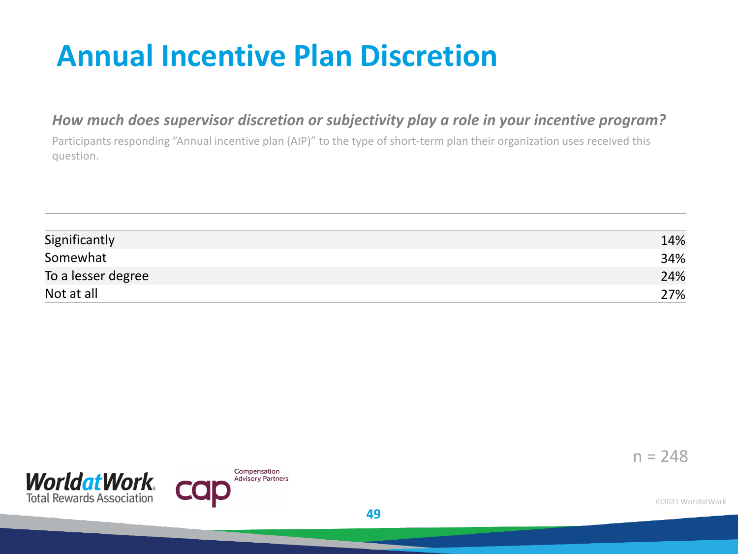# Annual Incentive Plan Discretion

***How much does supervisor discretion or subjectivity play a role in your incentive program?***

Participants responding "Annual incentive plan (AIP)" to the type of short-term plan their organization uses received this question.

| | |
|---|---|
| Significantly | 14% |
| Somewhat | 34% |
| To a lesser degree | 24% |
| Not at all | 27% |

n = 248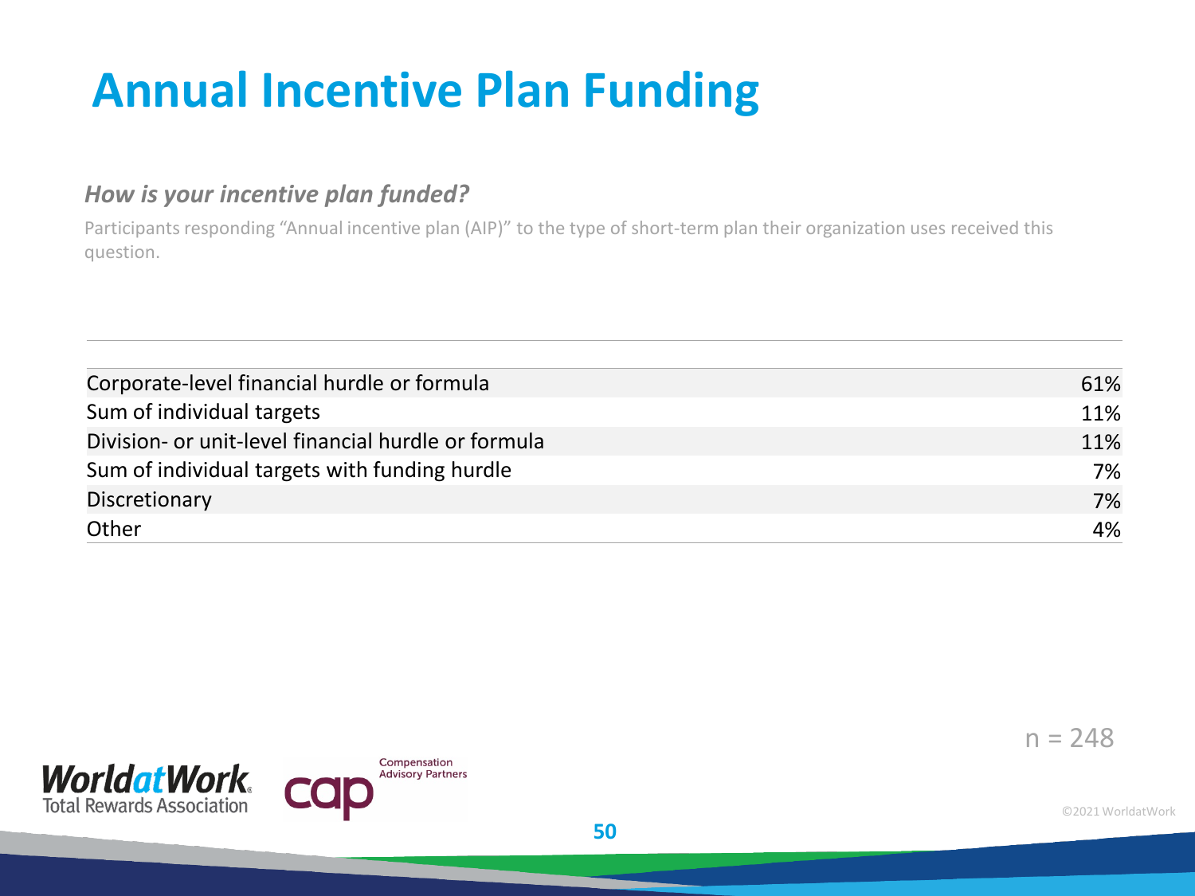# Annual Incentive Plan Funding

***How is your incentive plan funded?***

Participants responding "Annual incentive plan (AIP)" to the type of short-term plan their organization uses received this question.

| | |
|---|---|
| Corporate-level financial hurdle or formula | 61% |
| Sum of individual targets | 11% |
| Division- or unit-level financial hurdle or formula | 11% |
| Sum of individual targets with funding hurdle | 7% |
| Discretionary | 7% |
| Other | 4% |

n = 248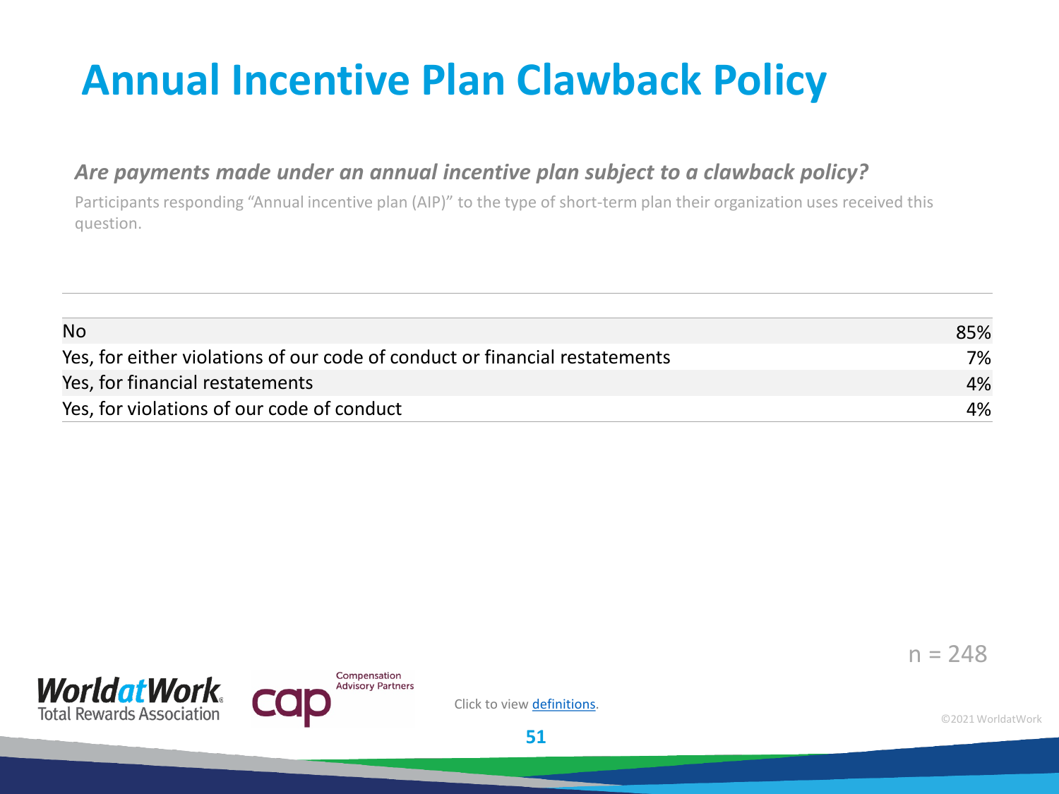# Annual Incentive Plan Clawback Policy

***Are payments made under an annual incentive plan subject to a clawback policy?***

Participants responding "Annual incentive plan (AIP)" to the type of short-term plan their organization uses received this question.

| | |
|---|---|
| No | 85% |
| Yes, for either violations of our code of conduct or financial restatements | 7% |
| Yes, for financial restatements | 4% |
| Yes, for violations of our code of conduct | 4% |

n = 248

Click to view definitions.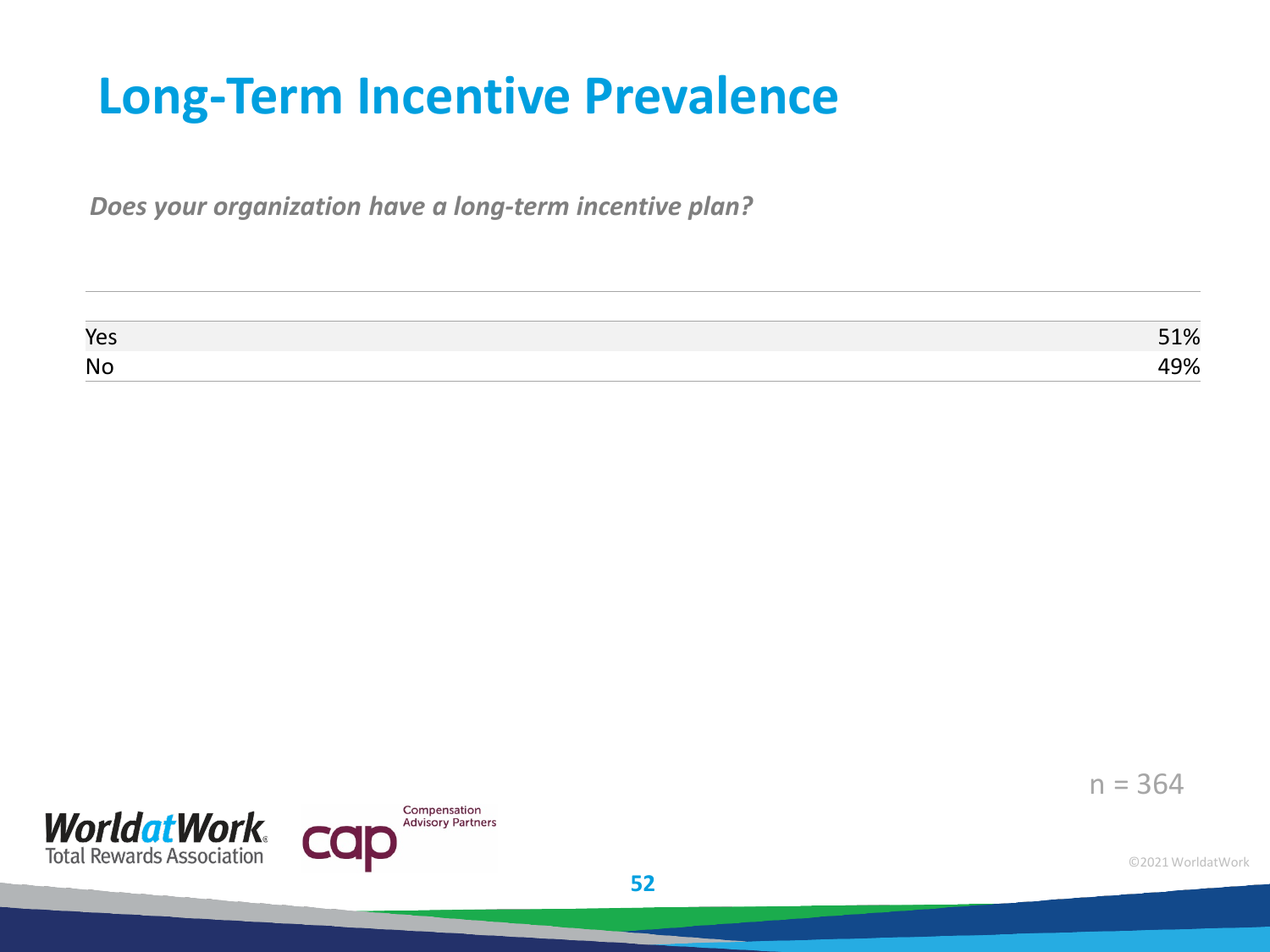# Long-Term Incentive Prevalence

***Does your organization have a long-term incentive plan?***

| | |
|---|---|
| Yes | 51% |
| No | 49% |

n = 364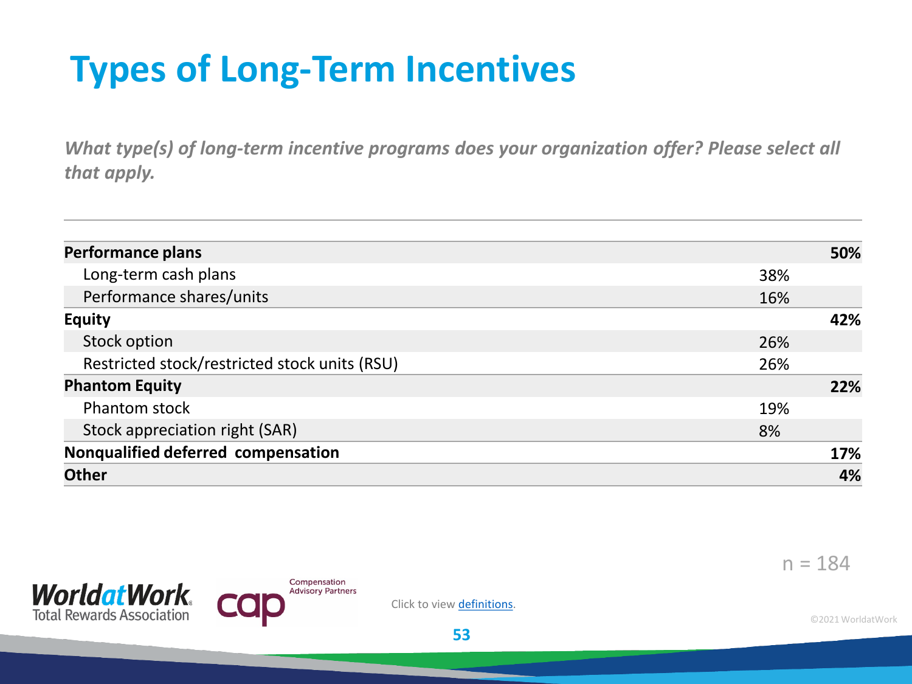# Types of Long-Term Incentives

*What type(s) of long-term incentive programs does your organization offer? Please select all that apply.*

| | | |
|---|---|---|
| **Performance plans** | | **50%** |
| Long-term cash plans | 38% | |
| Performance shares/units | 16% | |
| **Equity** | | **42%** |
| Stock option | 26% | |
| Restricted stock/restricted stock units (RSU) | 26% | |
| **Phantom Equity** | | **22%** |
| Phantom stock | 19% | |
| Stock appreciation right (SAR) | 8% | |
| **Nonqualified deferred compensation** | | **17%** |
| **Other** | | **4%** |

n = 184

WorldatWork Total Rewards Association

cap Compensation Advisory Partners

Click to view definitions.

©2021 WorldatWork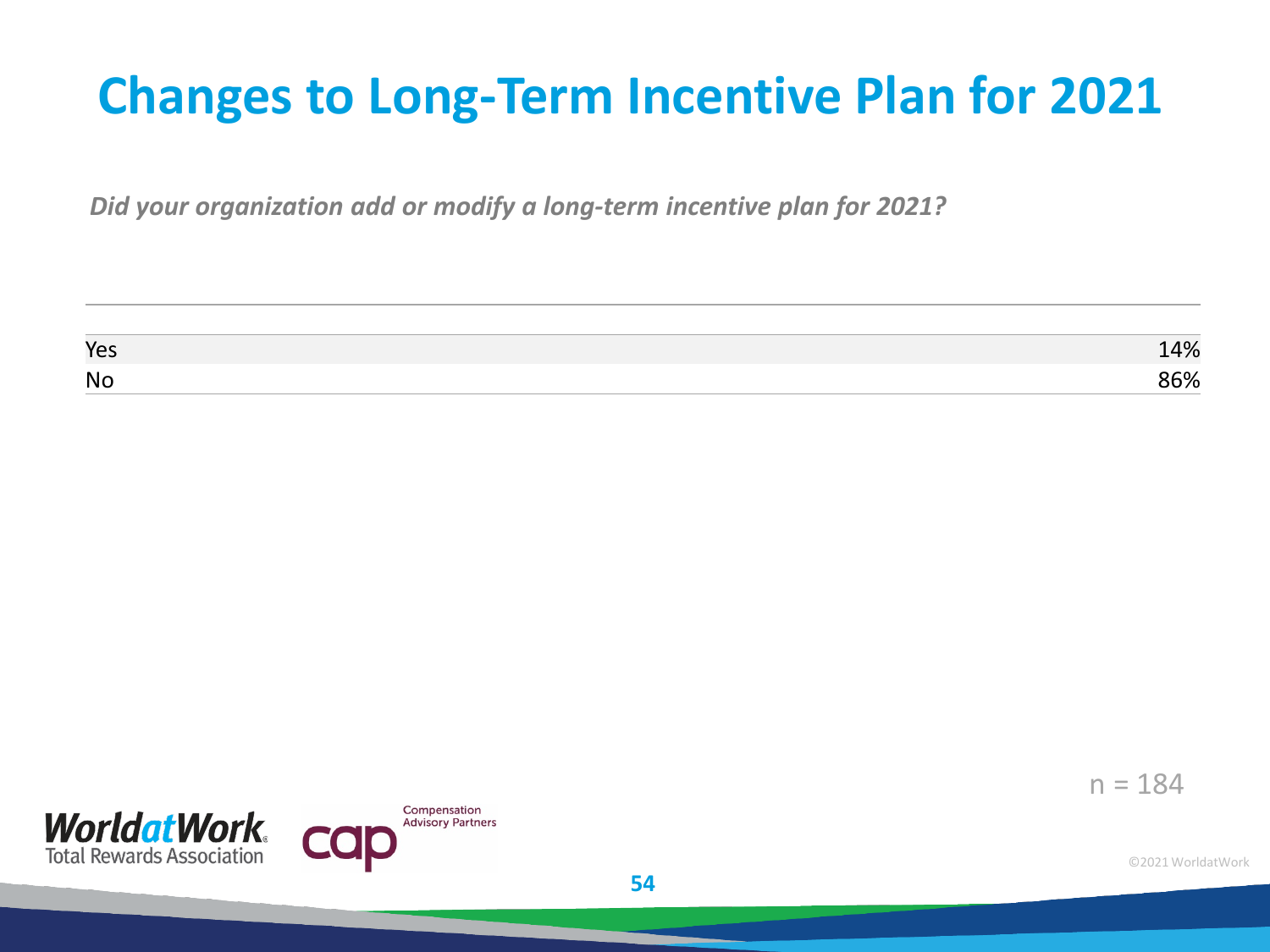# Changes to Long-Term Incentive Plan for 2021

*Did your organization add or modify a long-term incentive plan for 2021?*

| | |
|---|---|
| Yes | 14% |
| No | 86% |

n = 184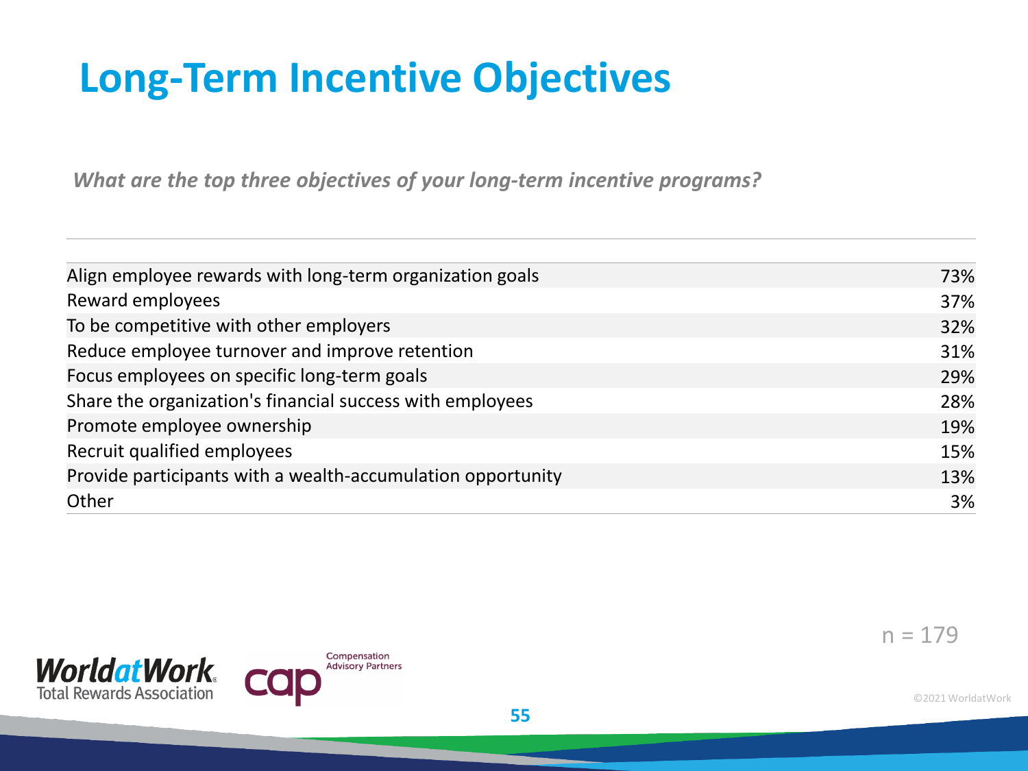# Long-Term Incentive Objectives

*What are the top three objectives of your long-term incentive programs?*

| Objective | % |
|---|---|
| Align employee rewards with long-term organization goals | 73% |
| Reward employees | 37% |
| To be competitive with other employers | 32% |
| Reduce employee turnover and improve retention | 31% |
| Focus employees on specific long-term goals | 29% |
| Share the organization's financial success with employees | 28% |
| Promote employee ownership | 19% |
| Recruit qualified employees | 15% |
| Provide participants with a wealth-accumulation opportunity | 13% |
| Other | 3% |

n = 179

WorldatWork Total Rewards Association

cap Compensation Advisory Partners

©2021 WorldatWork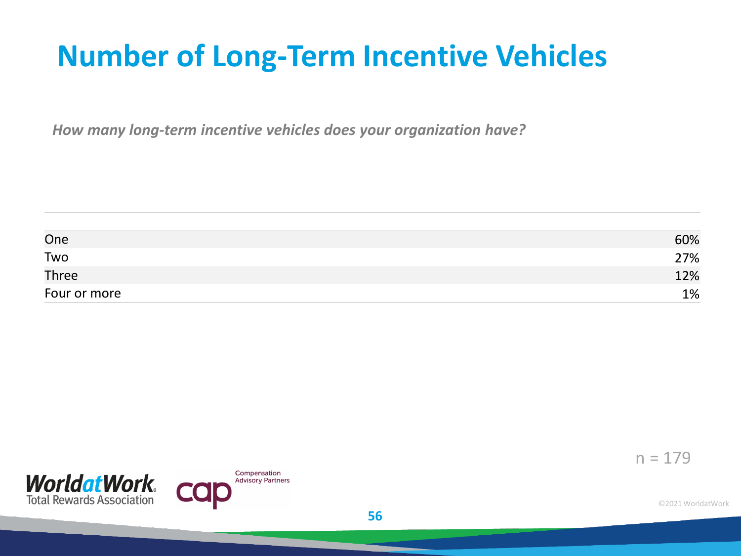# Number of Long-Term Incentive Vehicles

*How many long-term incentive vehicles does your organization have?*

| | |
|---|---|
| One | 60% |
| Two | 27% |
| Three | 12% |
| Four or more | 1% |

n = 179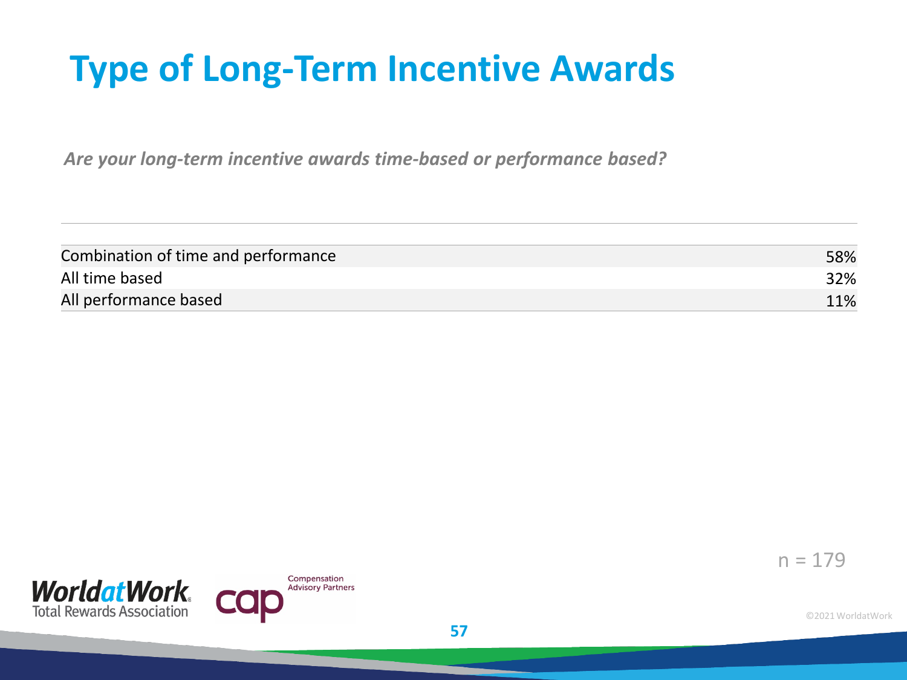# Type of Long-Term Incentive Awards

*Are your long-term incentive awards time-based or performance based?*

| | |
|---|---|
| Combination of time and performance | 58% |
| All time based | 32% |
| All performance based | 11% |

n = 179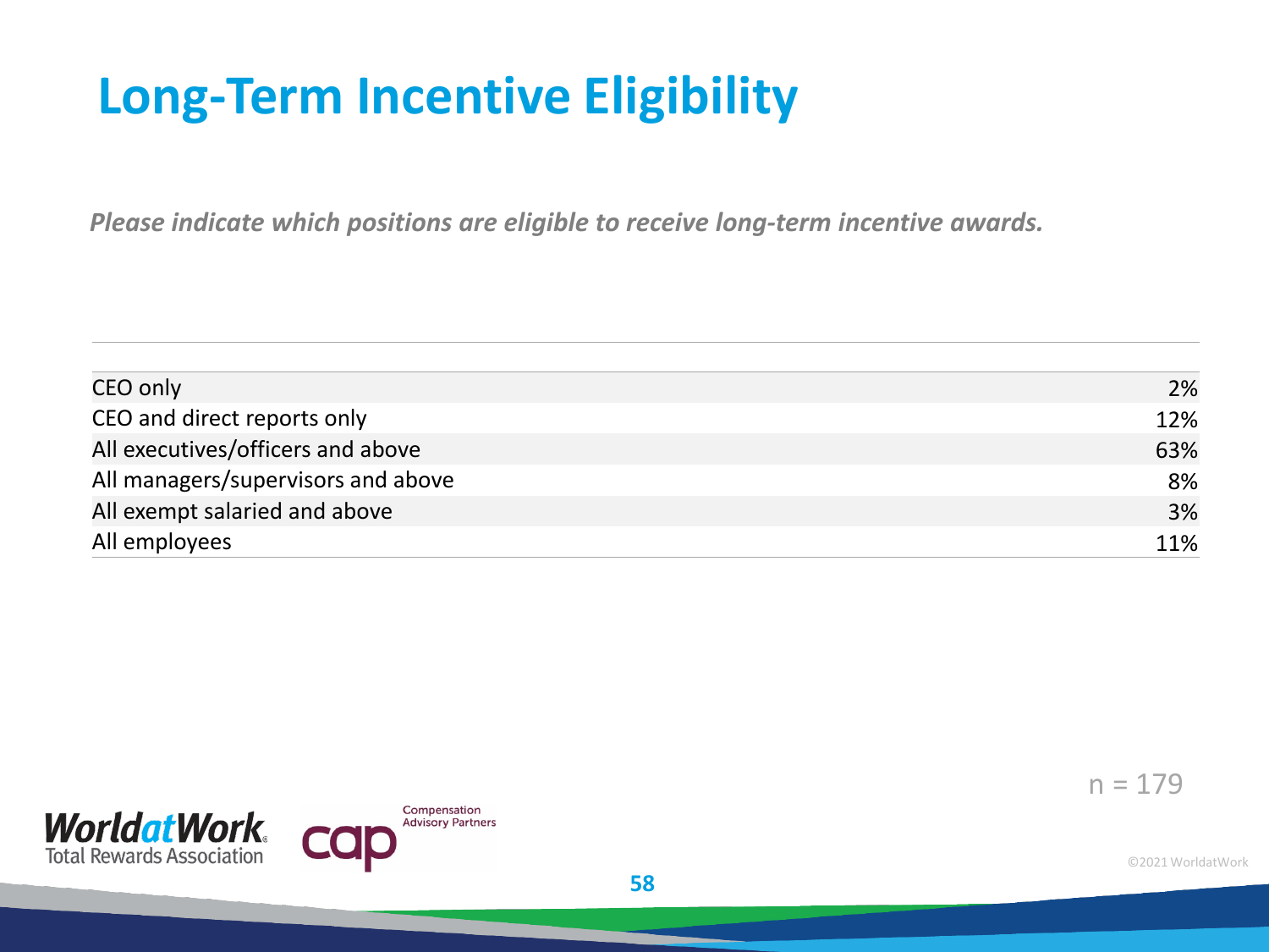# Long-Term Incentive Eligibility

*Please indicate which positions are eligible to receive long-term incentive awards.*

| | |
|---|---|
| CEO only | 2% |
| CEO and direct reports only | 12% |
| All executives/officers and above | 63% |
| All managers/supervisors and above | 8% |
| All exempt salaried and above | 3% |
| All employees | 11% |

n = 179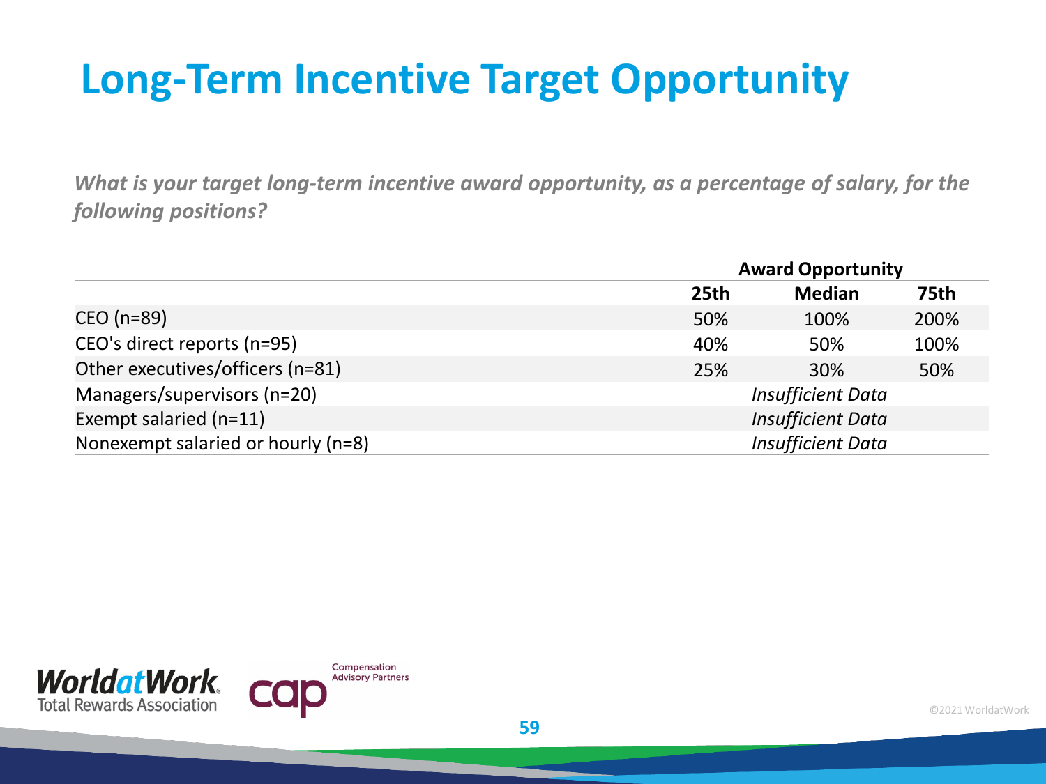# Long-Term Incentive Target Opportunity

*What is your target long-term incentive award opportunity, as a percentage of salary, for the following positions?*

| | Award Opportunity | | |
|---|---|---|---|
| | **25th** | **Median** | **75th** |
| CEO (n=89) | 50% | 100% | 200% |
| CEO's direct reports (n=95) | 40% | 50% | 100% |
| Other executives/officers (n=81) | 25% | 30% | 50% |
| Managers/supervisors (n=20) | | *Insufficient Data* | |
| Exempt salaried (n=11) | | *Insufficient Data* | |
| Nonexempt salaried or hourly (n=8) | | *Insufficient Data* | |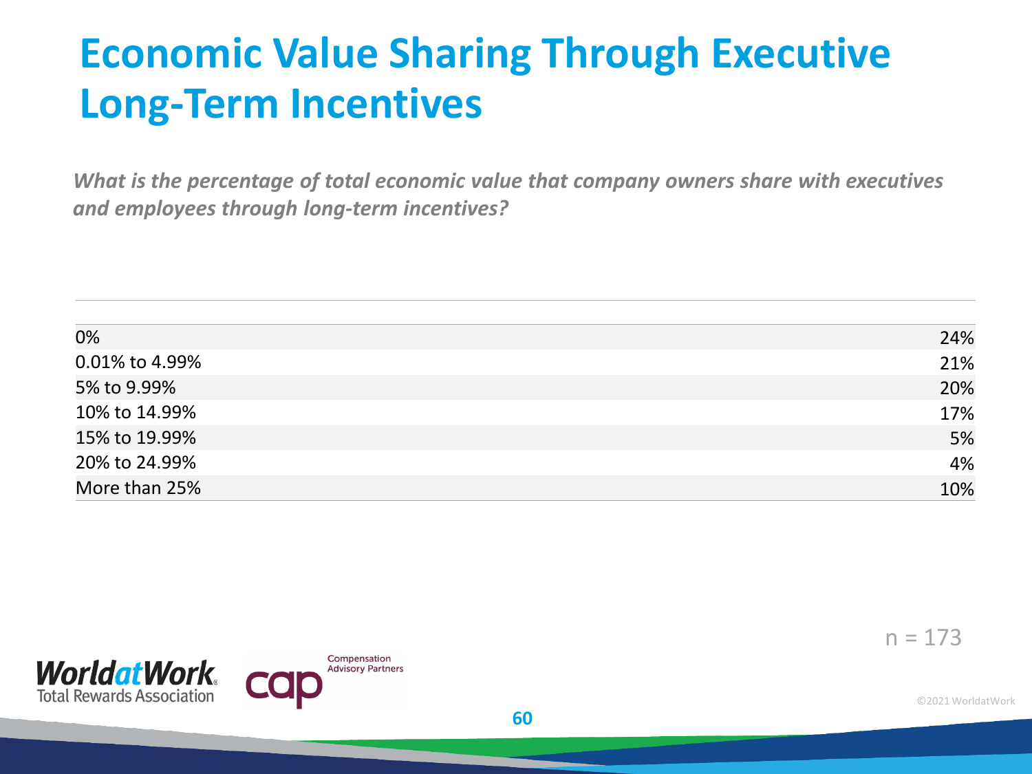# Economic Value Sharing Through Executive Long-Term Incentives

***What is the percentage of total economic value that company owners share with executives and employees through long-term incentives?***

| | |
|---|---|
| 0% | 24% |
| 0.01% to 4.99% | 21% |
| 5% to 9.99% | 20% |
| 10% to 14.99% | 17% |
| 15% to 19.99% | 5% |
| 20% to 24.99% | 4% |
| More than 25% | 10% |

n = 173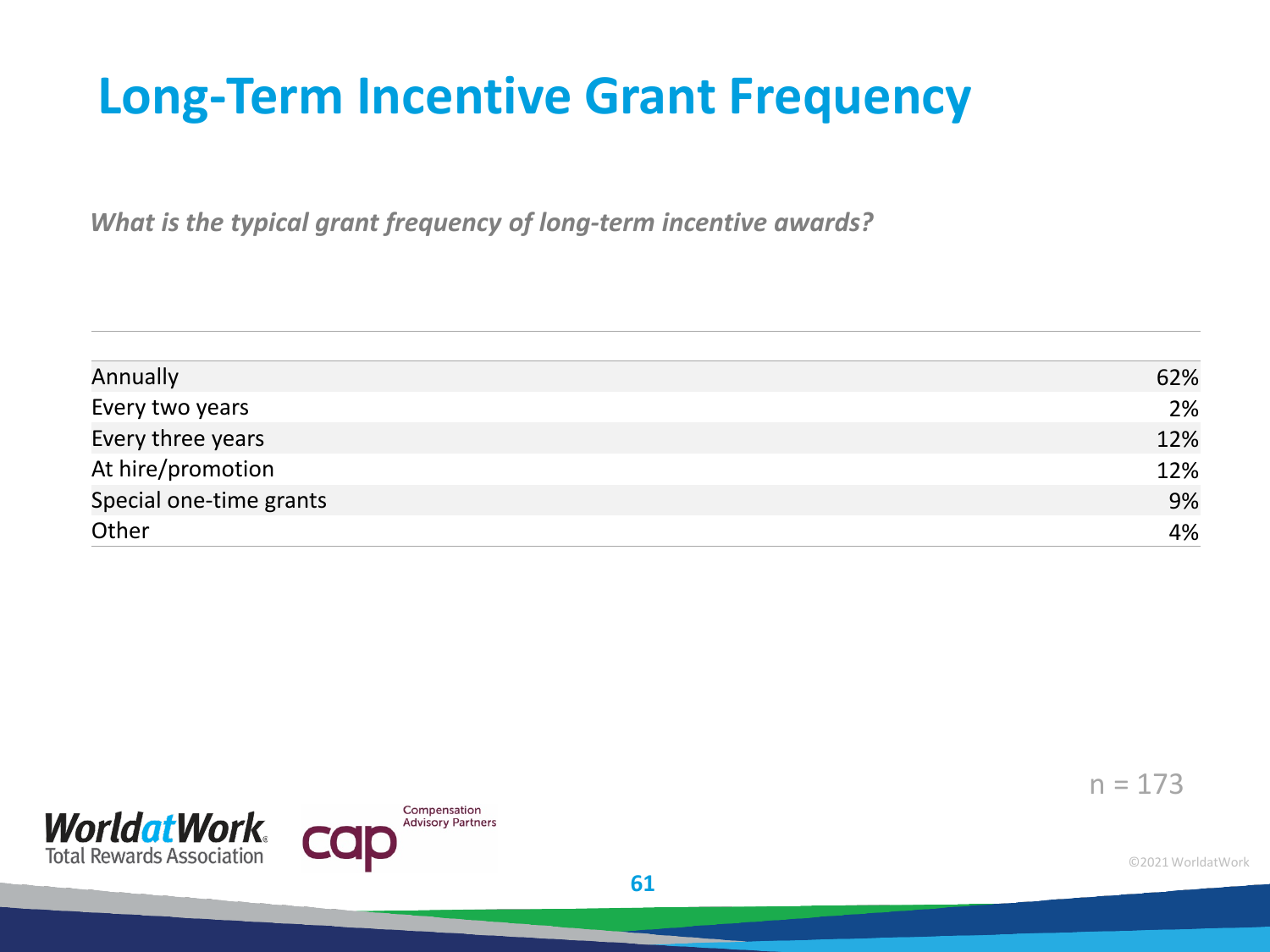# Long-Term Incentive Grant Frequency

*What is the typical grant frequency of long-term incentive awards?*

| | |
|---|---|
| Annually | 62% |
| Every two years | 2% |
| Every three years | 12% |
| At hire/promotion | 12% |
| Special one-time grants | 9% |
| Other | 4% |

n = 173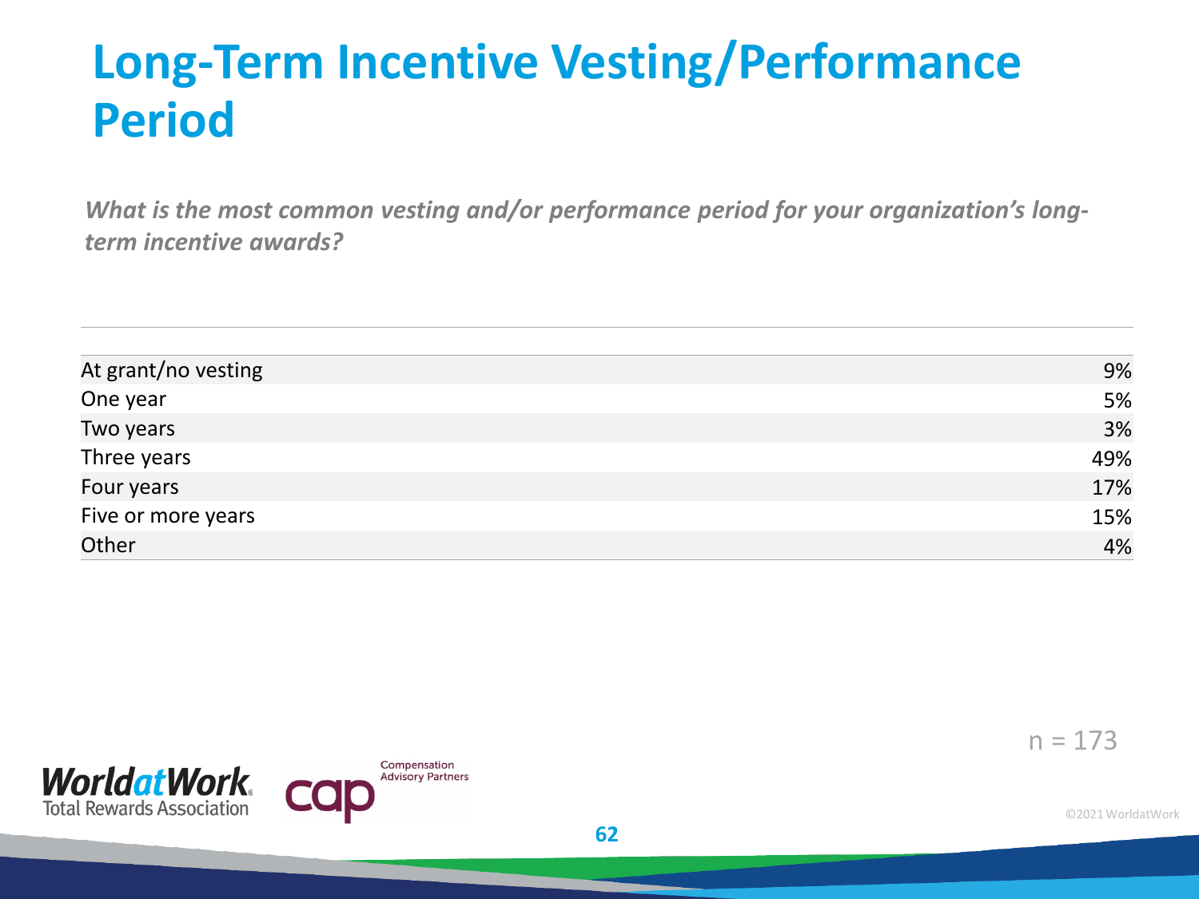# Long-Term Incentive Vesting/Performance Period

*What is the most common vesting and/or performance period for your organization's long-term incentive awards?*

| | |
|---|---|
| At grant/no vesting | 9% |
| One year | 5% |
| Two years | 3% |
| Three years | 49% |
| Four years | 17% |
| Five or more years | 15% |
| Other | 4% |

n = 173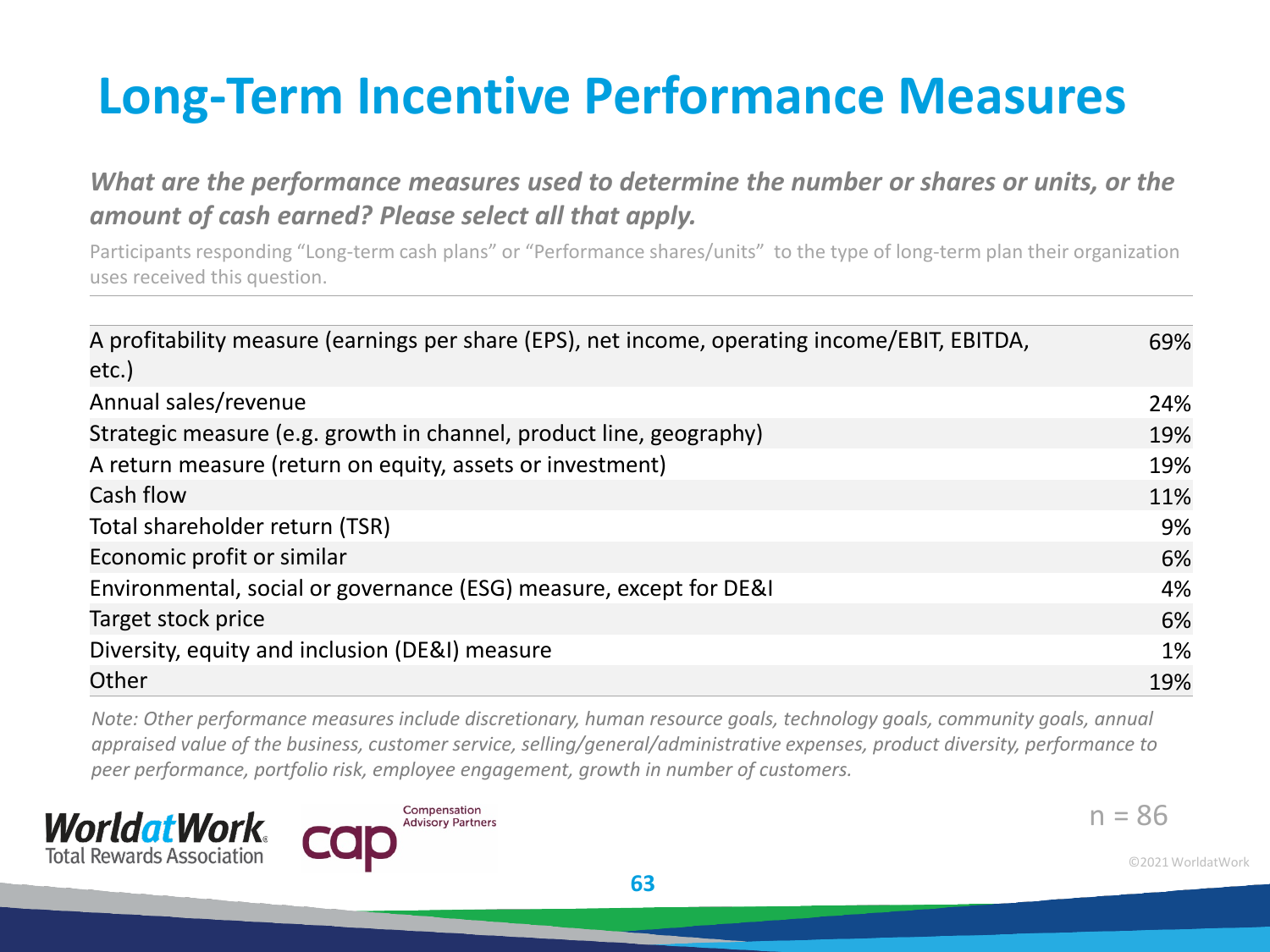# Long-Term Incentive Performance Measures

***What are the performance measures used to determine the number or shares or units, or the amount of cash earned? Please select all that apply.***

Participants responding "Long-term cash plans" or "Performance shares/units" to the type of long-term plan their organization uses received this question.

| Measure | % |
|---|---|
| A profitability measure (earnings per share (EPS), net income, operating income/EBIT, EBITDA, etc.) | 69% |
| Annual sales/revenue | 24% |
| Strategic measure (e.g. growth in channel, product line, geography) | 19% |
| A return measure (return on equity, assets or investment) | 19% |
| Cash flow | 11% |
| Total shareholder return (TSR) | 9% |
| Economic profit or similar | 6% |
| Environmental, social or governance (ESG) measure, except for DE&I | 4% |
| Target stock price | 6% |
| Diversity, equity and inclusion (DE&I) measure | 1% |
| Other | 19% |

*Note: Other performance measures include discretionary, human resource goals, technology goals, community goals, annual appraised value of the business, customer service, selling/general/administrative expenses, product diversity, performance to peer performance, portfolio risk, employee engagement, growth in number of customers.*

n = 86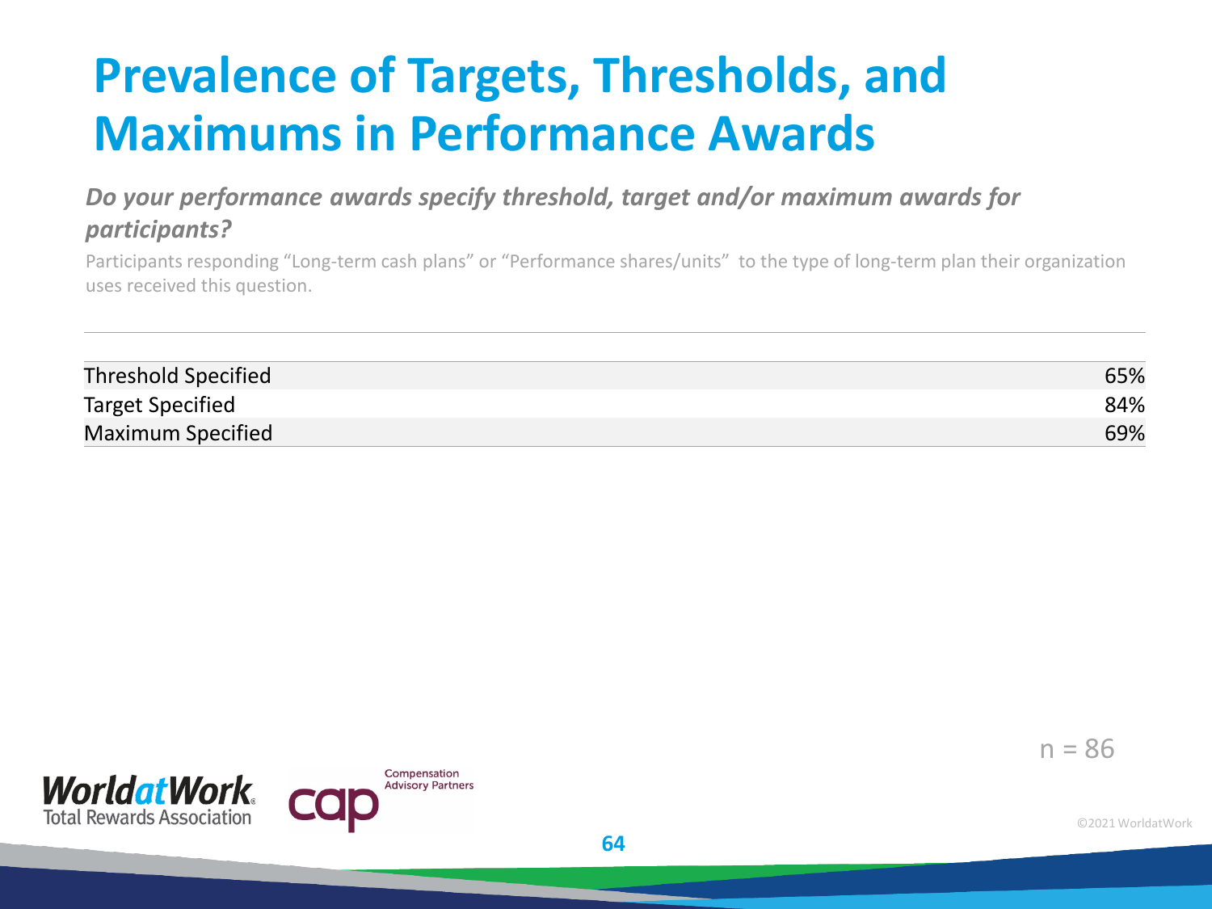# Prevalence of Targets, Thresholds, and Maximums in Performance Awards

***Do your performance awards specify threshold, target and/or maximum awards for participants?***

Participants responding "Long-term cash plans" or "Performance shares/units" to the type of long-term plan their organization uses received this question.

| | |
|---|---|
| Threshold Specified | 65% |
| Target Specified | 84% |
| Maximum Specified | 69% |

n = 86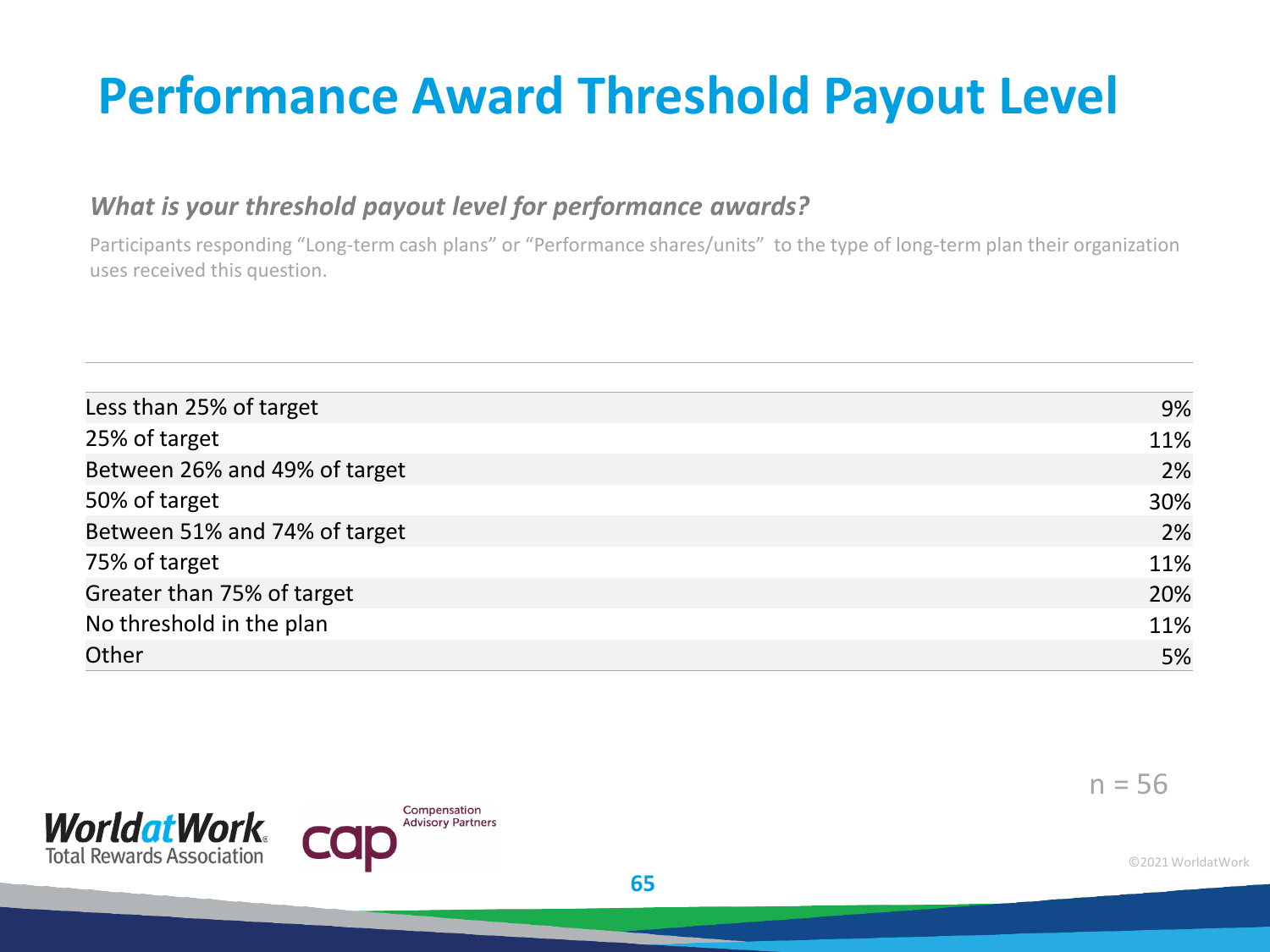# Performance Award Threshold Payout Level

***What is your threshold payout level for performance awards?***

Participants responding "Long-term cash plans" or "Performance shares/units" to the type of long-term plan their organization uses received this question.

| | |
|---|---|
| Less than 25% of target | 9% |
| 25% of target | 11% |
| Between 26% and 49% of target | 2% |
| 50% of target | 30% |
| Between 51% and 74% of target | 2% |
| 75% of target | 11% |
| Greater than 75% of target | 20% |
| No threshold in the plan | 11% |
| Other | 5% |

n = 56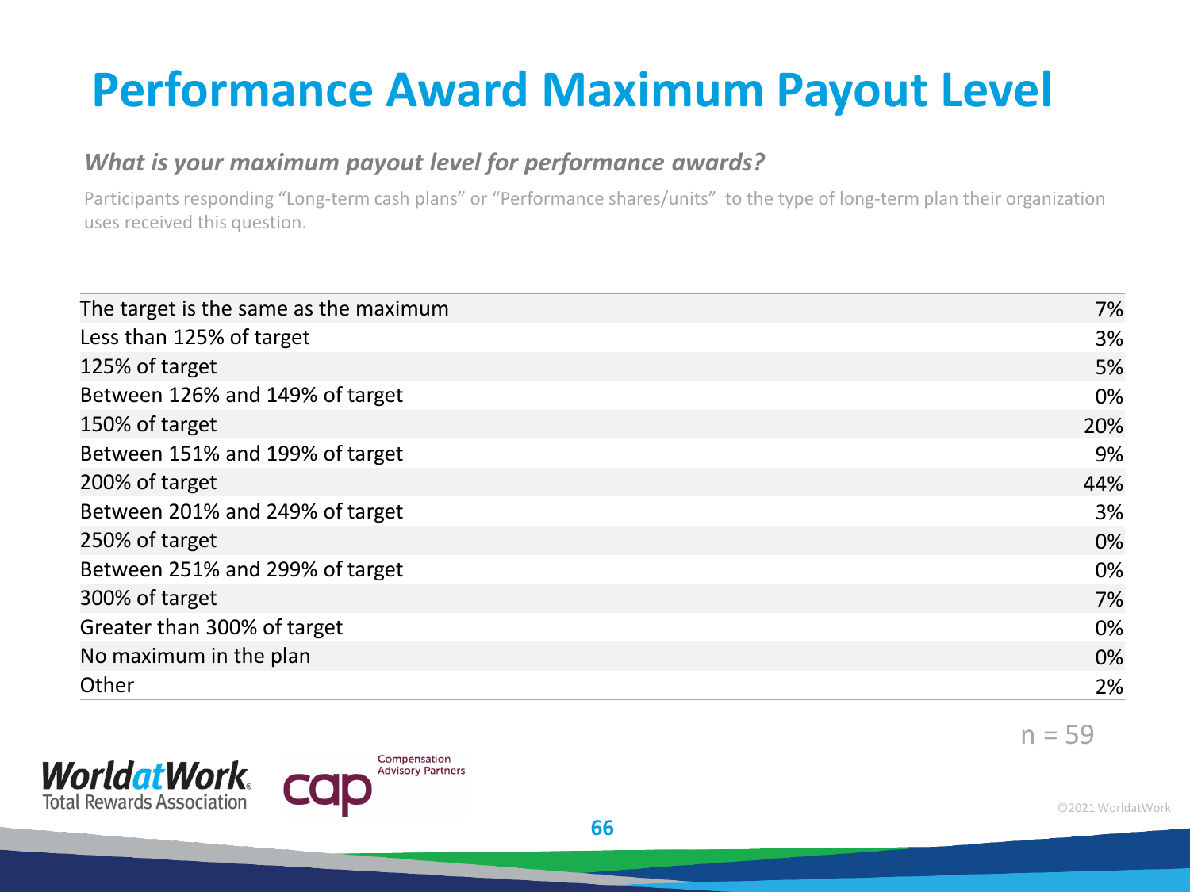# Performance Award Maximum Payout Level

***What is your maximum payout level for performance awards?***

Participants responding "Long-term cash plans" or "Performance shares/units" to the type of long-term plan their organization uses received this question.

| | |
|---|---|
| The target is the same as the maximum | 7% |
| Less than 125% of target | 3% |
| 125% of target | 5% |
| Between 126% and 149% of target | 0% |
| 150% of target | 20% |
| Between 151% and 199% of target | 9% |
| 200% of target | 44% |
| Between 201% and 249% of target | 3% |
| 250% of target | 0% |
| Between 251% and 299% of target | 0% |
| 300% of target | 7% |
| Greater than 300% of target | 0% |
| No maximum in the plan | 0% |
| Other | 2% |

n = 59

©2021 WorldatWork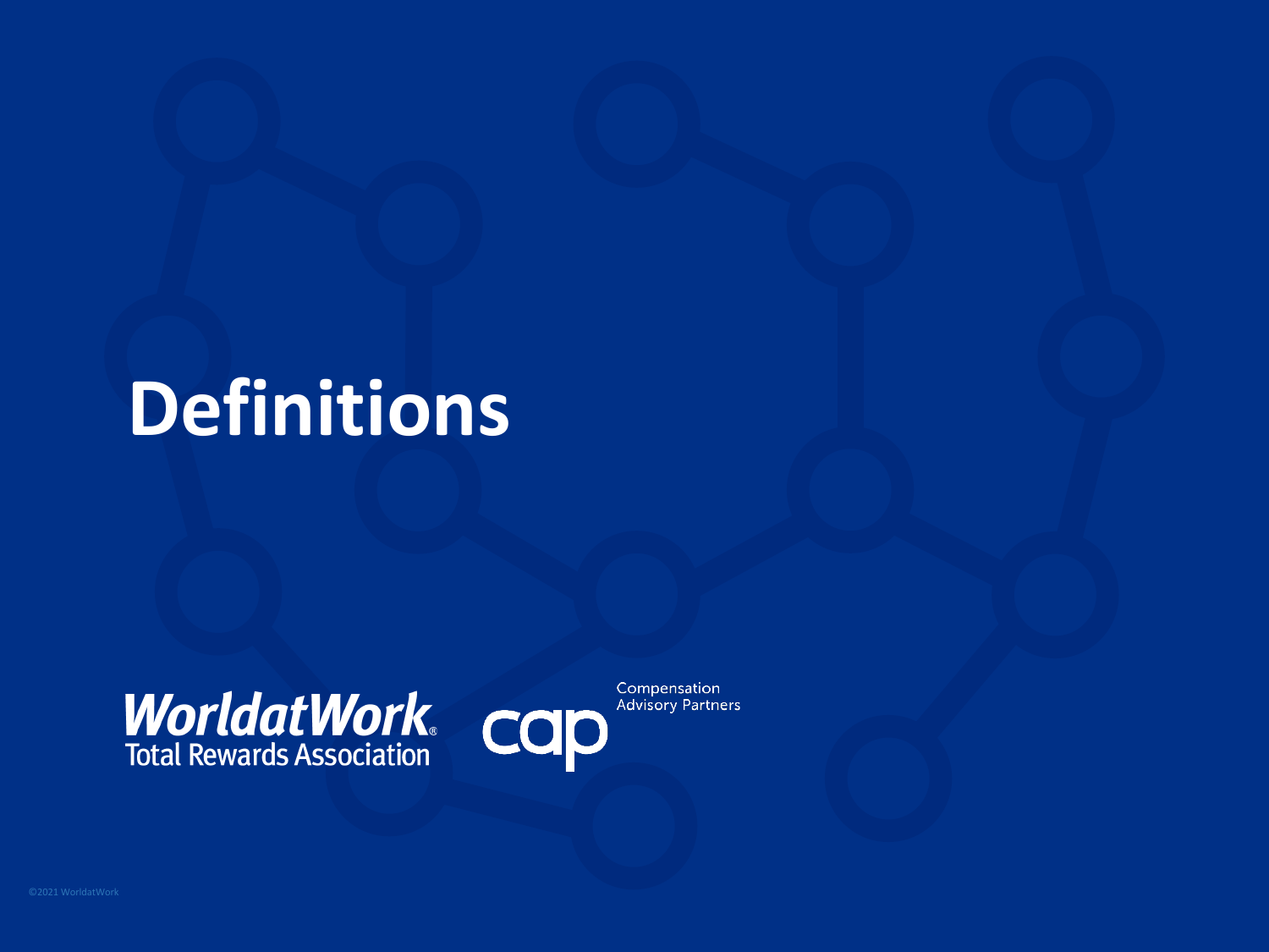# Definitions

WorldatWork
Total Rewards Association

cap Compensation Advisory Partners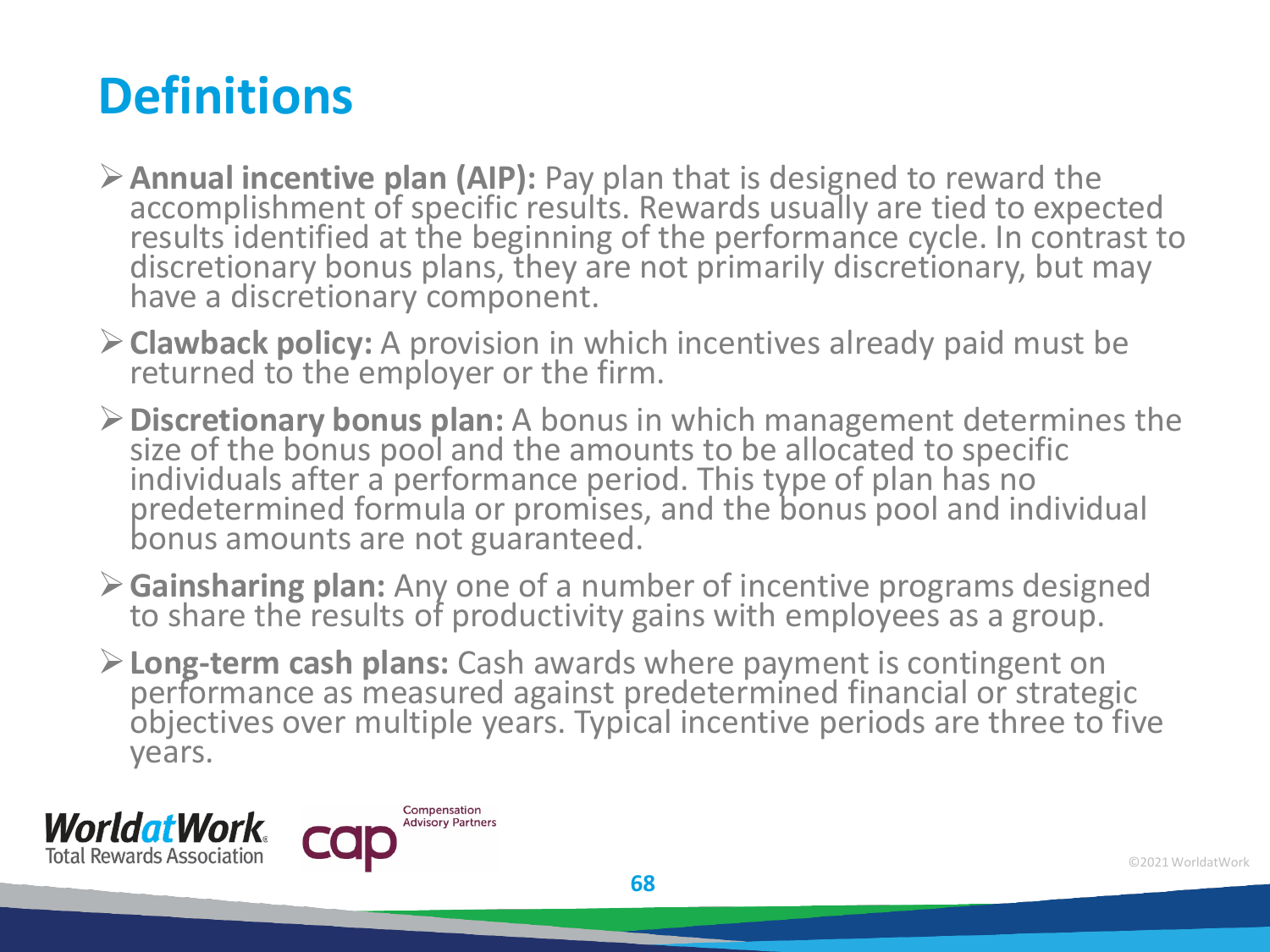# Definitions

- **Annual incentive plan (AIP):** Pay plan that is designed to reward the accomplishment of specific results. Rewards usually are tied to expected results identified at the beginning of the performance cycle. In contrast to discretionary bonus plans, they are not primarily discretionary, but may have a discretionary component.
- **Clawback policy:** A provision in which incentives already paid must be returned to the employer or the firm.
- **Discretionary bonus plan:** A bonus in which management determines the size of the bonus pool and the amounts to be allocated to specific individuals after a performance period. This type of plan has no predetermined formula or promises, and the bonus pool and individual bonus amounts are not guaranteed.
- **Gainsharing plan:** Any one of a number of incentive programs designed to share the results of productivity gains with employees as a group.
- **Long-term cash plans:** Cash awards where payment is contingent on performance as measured against predetermined financial or strategic objectives over multiple years. Typical incentive periods are three to five years.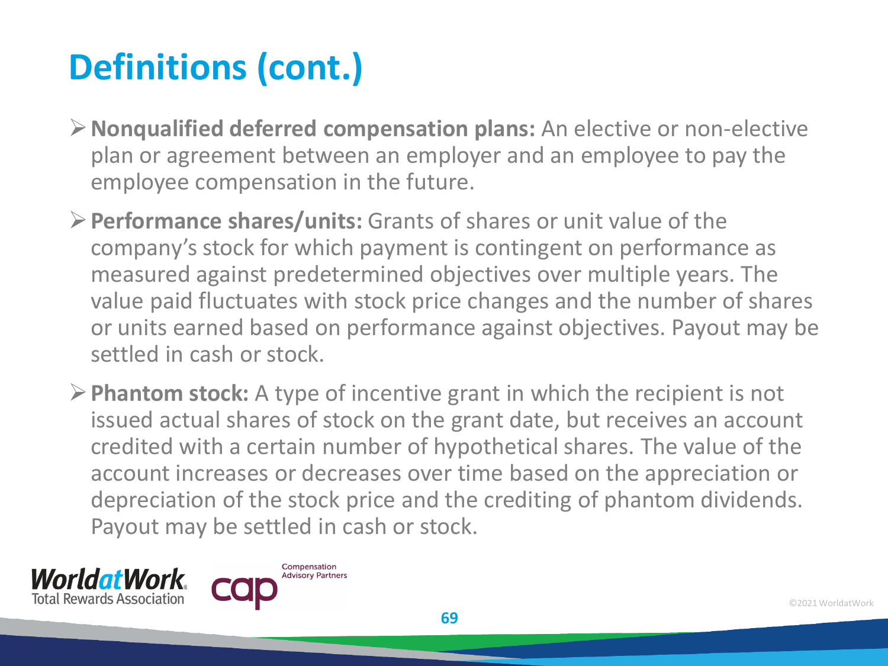# Definitions (cont.)

- **Nonqualified deferred compensation plans:** An elective or non-elective plan or agreement between an employer and an employee to pay the employee compensation in the future.
- **Performance shares/units:** Grants of shares or unit value of the company's stock for which payment is contingent on performance as measured against predetermined objectives over multiple years. The value paid fluctuates with stock price changes and the number of shares or units earned based on performance against objectives. Payout may be settled in cash or stock.
- **Phantom stock:** A type of incentive grant in which the recipient is not issued actual shares of stock on the grant date, but receives an account credited with a certain number of hypothetical shares. The value of the account increases or decreases over time based on the appreciation or depreciation of the stock price and the crediting of phantom dividends. Payout may be settled in cash or stock.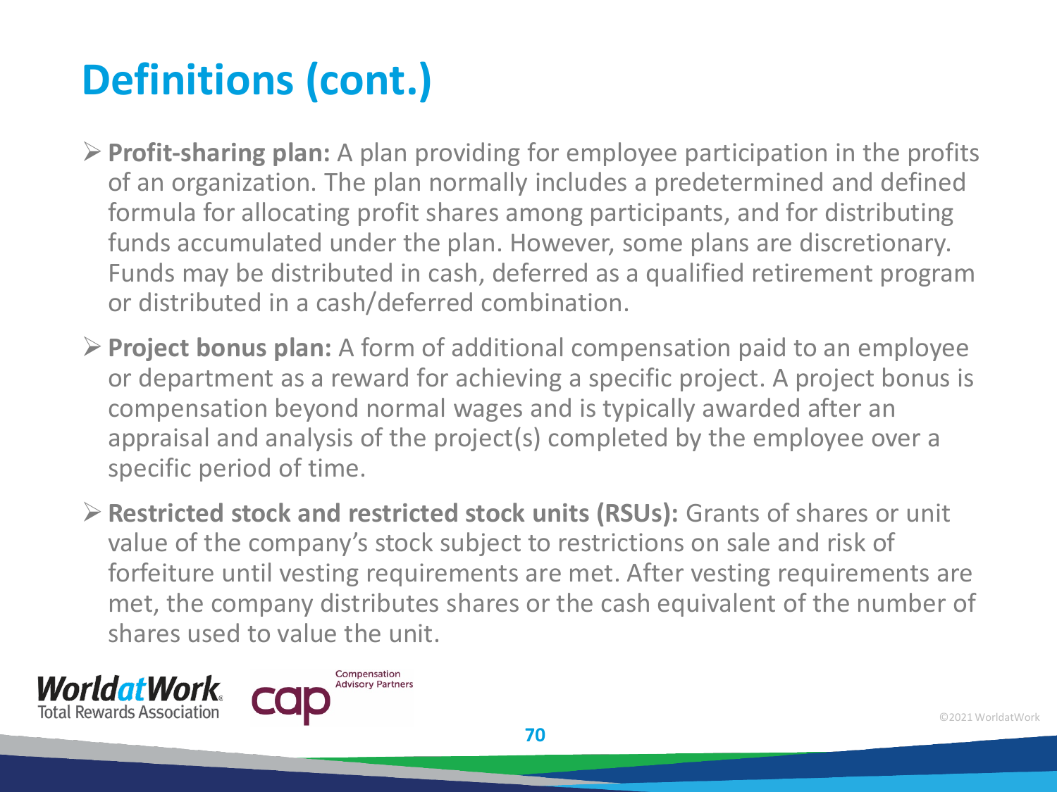# Definitions (cont.)

- **Profit-sharing plan:** A plan providing for employee participation in the profits of an organization. The plan normally includes a predetermined and defined formula for allocating profit shares among participants, and for distributing funds accumulated under the plan. However, some plans are discretionary. Funds may be distributed in cash, deferred as a qualified retirement program or distributed in a cash/deferred combination.
- **Project bonus plan:** A form of additional compensation paid to an employee or department as a reward for achieving a specific project. A project bonus is compensation beyond normal wages and is typically awarded after an appraisal and analysis of the project(s) completed by the employee over a specific period of time.
- **Restricted stock and restricted stock units (RSUs):** Grants of shares or unit value of the company's stock subject to restrictions on sale and risk of forfeiture until vesting requirements are met. After vesting requirements are met, the company distributes shares or the cash equivalent of the number of shares used to value the unit.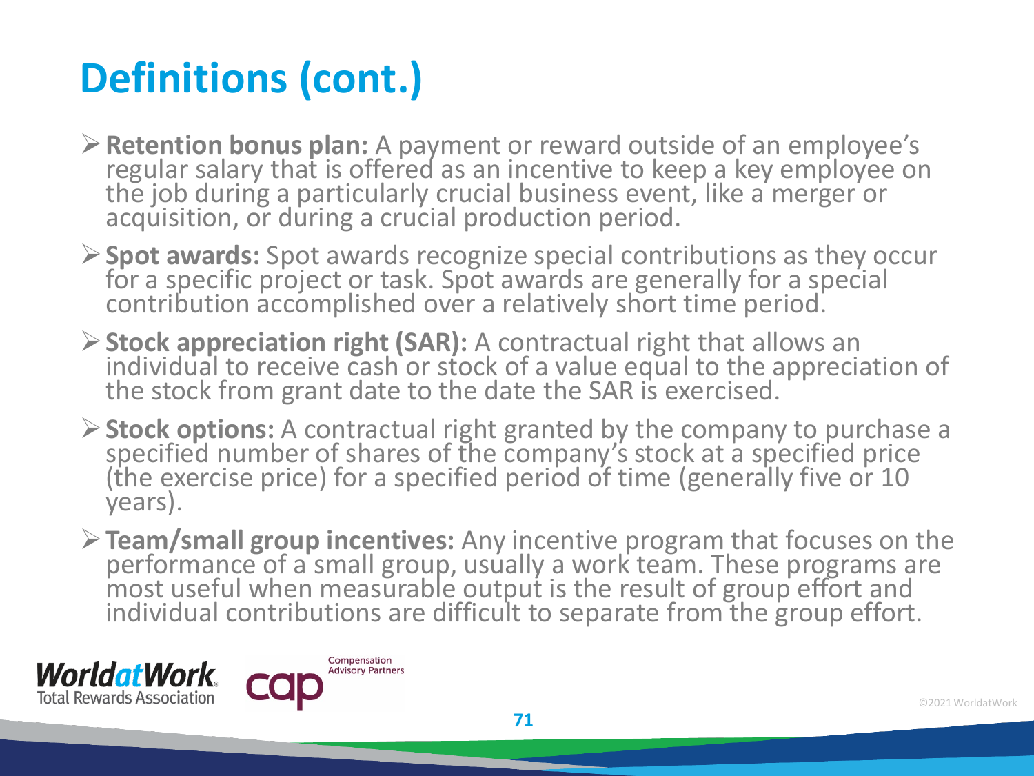# Definitions (cont.)

- **Retention bonus plan:** A payment or reward outside of an employee's regular salary that is offered as an incentive to keep a key employee on the job during a particularly crucial business event, like a merger or acquisition, or during a crucial production period.
- **Spot awards:** Spot awards recognize special contributions as they occur for a specific project or task. Spot awards are generally for a special contribution accomplished over a relatively short time period.
- **Stock appreciation right (SAR):** A contractual right that allows an individual to receive cash or stock of a value equal to the appreciation of the stock from grant date to the date the SAR is exercised.
- **Stock options:** A contractual right granted by the company to purchase a specified number of shares of the company's stock at a specified price (the exercise price) for a specified period of time (generally five or 10 years).
- **Team/small group incentives:** Any incentive program that focuses on the performance of a small group, usually a work team. These programs are most useful when measurable output is the result of group effort and individual contributions are difficult to separate from the group effort.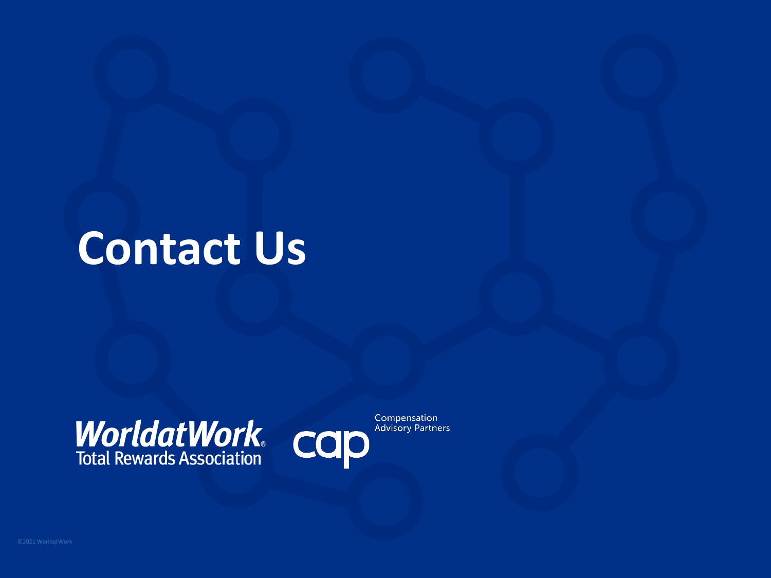# Contact Us

WorldatWork® Total Rewards Association

cap Compensation Advisory Partners

©2021 WorldatWork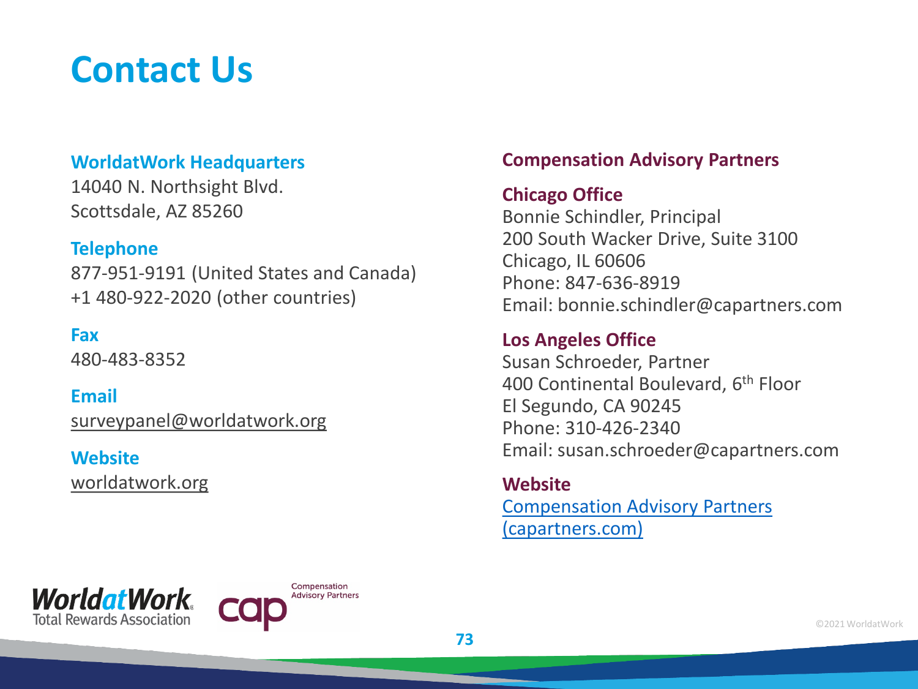# Contact Us

### WorldatWork Headquarters

14040 N. Northsight Blvd.
Scottsdale, AZ 85260

### Telephone

877-951-9191 (United States and Canada)
+1 480-922-2020 (other countries)

### Fax

480-483-8352

### Email

surveypanel@worldatwork.org

### Website

worldatwork.org

## Compensation Advisory Partners

### Chicago Office

Bonnie Schindler, Principal
200 South Wacker Drive, Suite 3100
Chicago, IL 60606
Phone: 847-636-8919
Email: bonnie.schindler@capartners.com

### Los Angeles Office

Susan Schroeder, Partner
400 Continental Boulevard, 6th Floor
El Segundo, CA 90245
Phone: 310-426-2340
Email: susan.schroeder@capartners.com

### Website

Compensation Advisory Partners (capartners.com)

©2021 WorldatWork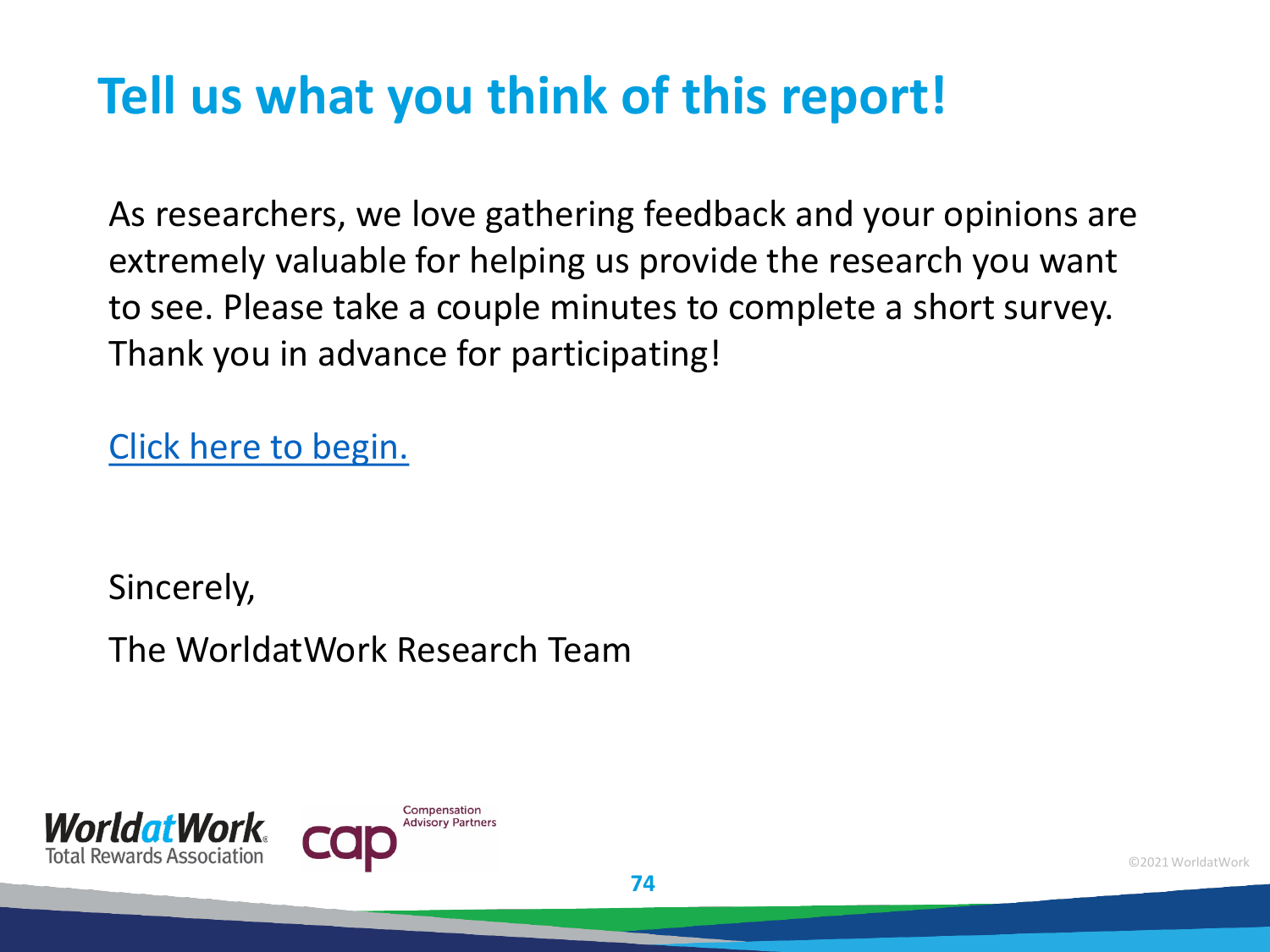# Tell us what you think of this report!

As researchers, we love gathering feedback and your opinions are extremely valuable for helping us provide the research you want to see. Please take a couple minutes to complete a short survey. Thank you in advance for participating!

Click here to begin.

Sincerely,

The WorldatWork Research Team